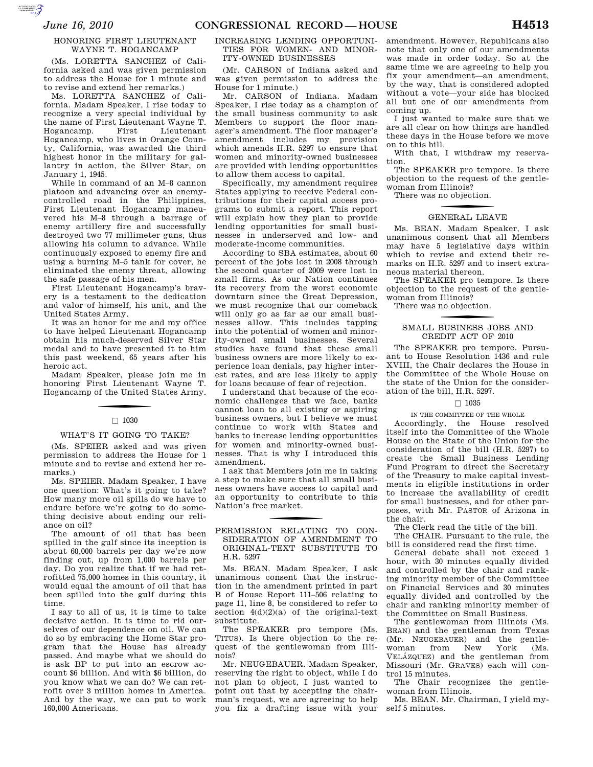## HONORING FIRST LIEUTENANT WAYNE T. HOGANCAMP

(Ms. LORETTA SANCHEZ of California asked and was given permission to address the House for 1 minute and to revise and extend her remarks.)

Ms. LORETTA SANCHEZ of California. Madam Speaker, I rise today to recognize a very special individual by the name of First Lieutenant Wayne T. Hogancamp. First Lieutenant Hogancamp, who lives in Orange County, California, was awarded the third highest honor in the military for gallantry in action, the Silver Star, on January 1, 1945.

While in command of an M–8 cannon platoon and advancing over an enemy-controlled road in the Philippines, First Lieutenant Hogancamp maneuvered his M–8 through a barrage of enemy artillery fire and successfully destroyed two 77 millimeter guns, thus allowing his column to advance. While continuously exposed to enemy fire and using a burning M–5 tank for cover, he eliminated the enemy threat, allowing the safe passage of his men.

First Lieutenant Hogancamp's bravery is a testament to the dedication and valor of himself, his unit, and the United States Army.

It was an honor for me and my office to have helped Lieutenant Hogancamp obtain his much-deserved Silver Star medal and to have presented it to him this past weekend, 65 years after his heroic act.

Madam Speaker, please join me in honoring First Lieutenant Wayne T. Hogancamp of the United States Army.

□ 1030

## WHAT'S IT GOING TO TAKE?

(Ms. SPEIER asked and was given permission to address the House for 1 minute and to revise and extend her remarks.)

Ms. SPEIER. Madam Speaker, I have one question: What's it going to take? How many more oil spills do we have to endure before we're going to do something decisive about ending our reliance on oil?

The amount of oil that has been spilled in the gulf since its inception is about 60,000 barrels per day we're now finding out, up from 1,000 barrels per day. Do you realize that if we had retrofitted 75,000 homes in this country, it would equal the amount of oil that has been spilled into the gulf during this time.

I say to all of us, it is time to take decisive action. It is time to rid ourselves of our dependence on oil. We can do so by embracing the Home Star program that the House has already passed. And maybe what we should do is ask BP to put into an escrow account $6 billion. And with $6 billion, do you know what we can do? We can retrofit over 3 million homes in America. And by the way, we can put to work 160,000 Americans.

## INCREASING LENDING OPPORTUNITIES FOR WOMEN- AND MINORITY-OWNED BUSINESSES

(Mr. CARSON of Indiana asked and was given permission to address the House for 1 minute.)

Mr. CARSON of Indiana. Madam Speaker, I rise today as a champion of the small business community to ask Members to support the floor manager's amendment. The floor manager's amendment includes my provision which amends H.R. 5297 to ensure that women and minority-owned businesses are provided with lending opportunities to allow them access to capital.

Specifically, my amendment requires States applying to receive Federal contributions for their capital access programs to submit a report. This report will explain how they plan to provide lending opportunities for small businesses in underserved and low- and moderate-income communities.

According to SBA estimates, about 60 percent of the jobs lost in 2008 through the second quarter of 2009 were lost in small firms. As our Nation continues its recovery from the worst economic downturn since the Great Depression, we must recognize that our comeback will only go as far as our small businesses allow. This includes tapping into the potential of women and minority-owned small businesses. Several studies have found that these small business owners are more likely to experience loan denials, pay higher interest rates, and are less likely to apply for loans because of fear of rejection.

I understand that because of the economic challenges that we face, banks cannot loan to all existing or aspiring business owners, but I believe we must continue to work with States and banks to increase lending opportunities for women and minority-owned businesses. That is why I introduced this amendment.

I ask that Members join me in taking a step to make sure that all small business owners have access to capital and an opportunity to contribute to this Nation's free market.

## PERMISSION RELATING TO CONSIDERATION OF AMENDMENT TO ORIGINAL-TEXT SUBSTITUTE TO H.R. 5297

Ms. BEAN. Madam Speaker, I ask unanimous consent that the instruction in the amendment printed in part B of House Report 111–506 relating to page 11, line 8, be considered to refer to section 4(d)(2)(a) of the original-text substitute.

The SPEAKER pro tempore (Ms. TITUS). Is there objection to the request of the gentlewoman from Illinois?

Mr. NEUGEBAUER. Madam Speaker, reserving the right to object, while I do not plan to object, I just wanted to point out that by accepting the chairman's request, we are agreeing to help you fix a drafting issue with your amendment. However, Republicans also note that only one of our amendments was made in order today. So at the same time we are agreeing to help you fix your amendment—an amendment, by the way, that is considered adopted without a vote—your side has blocked all but one of our amendments from coming up.

I just wanted to make sure that we are all clear on how things are handled these days in the House before we move on to this bill.

With that, I withdraw my reservation.

The SPEAKER pro tempore. Is there objection to the request of the gentlewoman from Illinois?

There was no objection.

## GENERAL LEAVE

Ms. BEAN. Madam Speaker, I ask unanimous consent that all Members may have 5 legislative days within which to revise and extend their remarks on H.R. 5297 and to insert extraneous material thereon.

The SPEAKER pro tempore. Is there objection to the request of the gentlewoman from Illinois?

There was no objection.

## SMALL BUSINESS JOBS AND CREDIT ACT OF 2010

The SPEAKER pro tempore. Pursuant to House Resolution 1436 and rule XVIII, the Chair declares the House in the Committee of the Whole House on the state of the Union for the consideration of the bill, H.R. 5297.

□ 1035

### IN THE COMMITTEE OF THE WHOLE

Accordingly, the House resolved itself into the Committee of the Whole House on the State of the Union for the consideration of the bill (H.R. 5297) to create the Small Business Lending Fund Program to direct the Secretary of the Treasury to make capital investments in eligible institutions in order to increase the availability of credit for small businesses, and for other purposes, with Mr. PASTOR of Arizona in the chair.

The Clerk read the title of the bill.

The CHAIR. Pursuant to the rule, the bill is considered read the first time.

General debate shall not exceed 1 hour, with 30 minutes equally divided and controlled by the chair and ranking minority member of the Committee on Financial Services and 30 minutes equally divided and controlled by the chair and ranking minority member of the Committee on Small Business.

The gentlewoman from Illinois (Ms. BEAN) and the gentleman from Texas (Mr. NEUGEBAUER) and the gentlewoman from New York (Ms. VELÁZQUEZ) and the gentleman from Missouri (Mr. GRAVES) each will control 15 minutes.

The Chair recognizes the gentlewoman from Illinois.

Ms. BEAN. Mr. Chairman, I yield myself 5 minutes.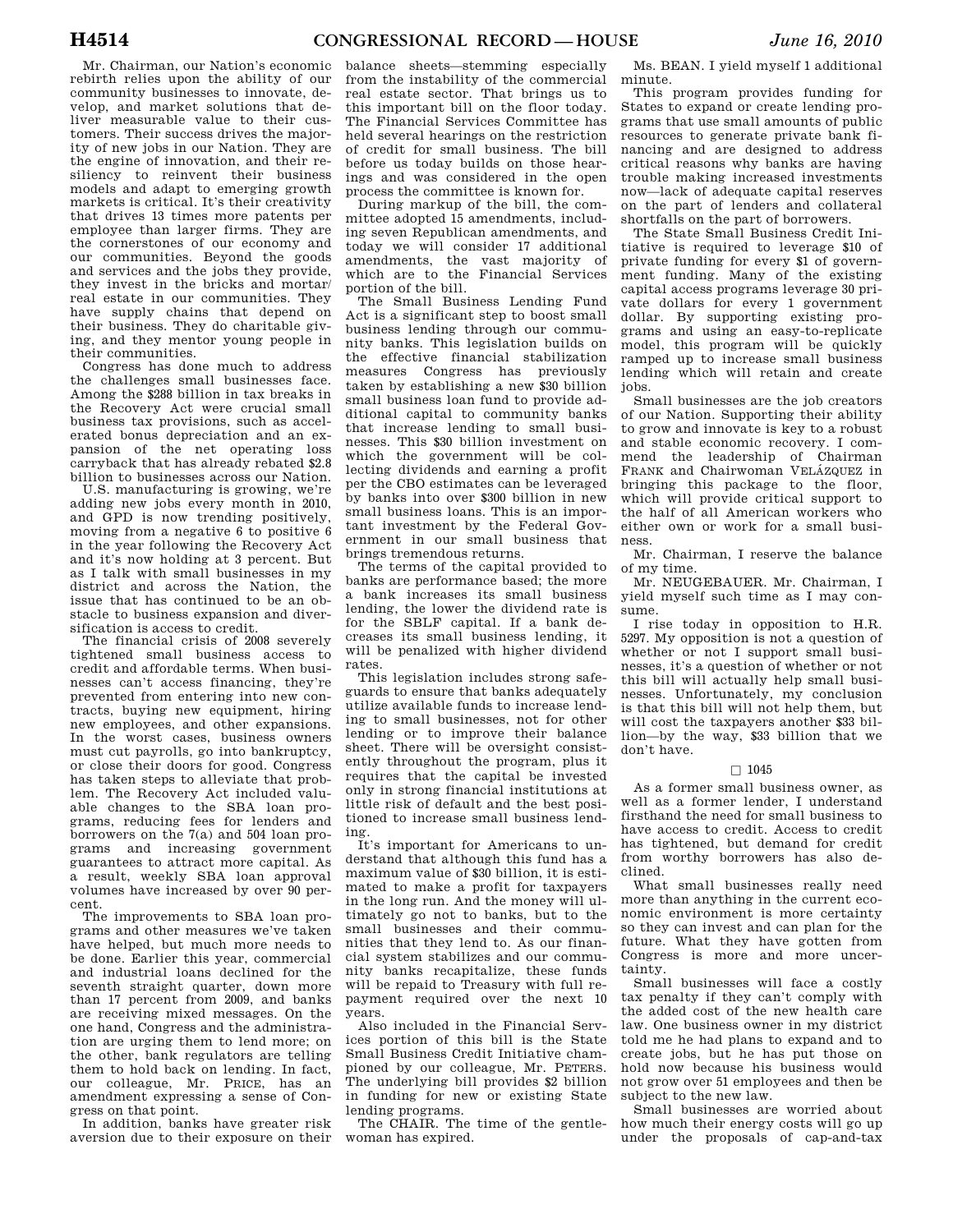Mr. Chairman, our Nation's economic rebirth relies upon the ability of our community businesses to innovate, develop, and market solutions that deliver measurable value to their customers. Their success drives the majority of new jobs in our Nation. They are the engine of innovation, and their resiliency to reinvent their business models and adapt to emerging growth markets is critical. It's their creativity that drives 13 times more patents per employee than larger firms. They are the cornerstones of our economy and our communities. Beyond the goods and services and the jobs they provide, they invest in the bricks and mortar/real estate in our communities. They have supply chains that depend on their business. They do charitable giving, and they mentor young people in their communities.

Congress has done much to address the challenges small businesses face. Among the $288 billion in tax breaks in the Recovery Act were crucial small business tax provisions, such as accelerated bonus depreciation and an expansion of the net operating loss carryback that has already rebated $2.8 billion to businesses across our Nation.

U.S. manufacturing is growing, we're adding new jobs every month in 2010, and GPD is now trending positively, moving from a negative 6 to positive 6 in the year following the Recovery Act and it's now holding at 3 percent. But as I talk with small businesses in my district and across the Nation, the issue that has continued to be an obstacle to business expansion and diversification is access to credit.

The financial crisis of 2008 severely tightened small business access to credit and affordable terms. When businesses can't access financing, they're prevented from entering into new contracts, buying new equipment, hiring new employees, and other expansions. In the worst cases, business owners must cut payrolls, go into bankruptcy, or close their doors for good. Congress has taken steps to alleviate that problem. The Recovery Act included valuable changes to the SBA loan programs, reducing fees for lenders and borrowers on the 7(a) and 504 loan programs and increasing government guarantees to attract more capital. As a result, weekly SBA loan approval volumes have increased by over 90 percent.

The improvements to SBA loan programs and other measures we've taken have helped, but much more needs to be done. Earlier this year, commercial and industrial loans declined for the seventh straight quarter, down more than 17 percent from 2009, and banks are receiving mixed messages. On the one hand, Congress and the administration are urging them to lend more; on the other, bank regulators are telling them to hold back on lending. In fact, our colleague, Mr. PRICE, has an amendment expressing a sense of Congress on that point.

In addition, banks have greater risk aversion due to their exposure on their balance sheets—stemming especially from the instability of the commercial real estate sector. That brings us to this important bill on the floor today. The Financial Services Committee has held several hearings on the restriction of credit for small business. The bill before us today builds on those hearings and was considered in the open process the committee is known for.

During markup of the bill, the committee adopted 15 amendments, including seven Republican amendments, and today we will consider 17 additional amendments, the vast majority of which are to the Financial Services portion of the bill.

The Small Business Lending Fund Act is a significant step to boost small business lending through our community banks. This legislation builds on the effective financial stabilization measures Congress has previously taken by establishing a new $30 billion small business loan fund to provide additional capital to community banks that increase lending to small businesses. This $30 billion investment on which the government will be collecting dividends and earning a profit per the CBO estimates can be leveraged by banks into over $300 billion in new small business loans. This is an important investment by the Federal Government in our small business that brings tremendous returns.

The terms of the capital provided to banks are performance based; the more a bank increases its small business lending, the lower the dividend rate is for the SBLF capital. If a bank decreases its small business lending, it will be penalized with higher dividend rates.

This legislation includes strong safeguards to ensure that banks adequately utilize available funds to increase lending to small businesses, not for other lending or to improve their balance sheet. There will be oversight consistently throughout the program, plus it requires that the capital be invested only in strong financial institutions at little risk of default and the best positioned to increase small business lending.

It's important for Americans to understand that although this fund has a maximum value of $30 billion, it is estimated to make a profit for taxpayers in the long run. And the money will ultimately go not to banks, but to the small businesses and their communities that they lend to. As our financial system stabilizes and our community banks recapitalize, these funds will be repaid to Treasury with full repayment required over the next 10 years.

Also included in the Financial Services portion of this bill is the State Small Business Credit Initiative championed by our colleague, Mr. PETERS. The underlying bill provides $2 billion in funding for new or existing State lending programs.

The CHAIR. The time of the gentlewoman has expired.

Ms. BEAN. I yield myself 1 additional minute.

This program provides funding for States to expand or create lending programs that use small amounts of public resources to generate private bank financing and are designed to address critical reasons why banks are having trouble making increased investments now—lack of adequate capital reserves on the part of lenders and collateral shortfalls on the part of borrowers.

The State Small Business Credit Initiative is required to leverage $10 of private funding for every $1 of government funding. Many of the existing capital access programs leverage 30 private dollars for every 1 government dollar. By supporting existing programs and using an easy-to-replicate model, this program will be quickly ramped up to increase small business lending which will retain and create jobs.

Small businesses are the job creators of our Nation. Supporting their ability to grow and innovate is key to a robust and stable economic recovery. I commend the leadership of Chairman FRANK and Chairwoman VELÁZQUEZ in bringing this package to the floor, which will provide critical support to the half of all American workers who either own or work for a small business.

Mr. Chairman, I reserve the balance of my time.

Mr. NEUGEBAUER. Mr. Chairman, I yield myself such time as I may consume.

I rise today in opposition to H.R. 5297. My opposition is not a question of whether or not I support small businesses, it's a question of whether or not this bill will actually help small businesses. Unfortunately, my conclusion is that this bill will not help them, but will cost the taxpayers another $33 billion—by the way, $33 billion that we don't have.

□ 1045

As a former small business owner, as well as a former lender, I understand firsthand the need for small business to have access to credit. Access to credit has tightened, but demand for credit from worthy borrowers has also declined.

What small businesses really need more than anything in the current economic environment is more certainty so they can invest and can plan for the future. What they have gotten from Congress is more and more uncertainty.

Small businesses will face a costly tax penalty if they can't comply with the added cost of the new health care law. One business owner in my district told me he had plans to expand and to create jobs, but he has put those on hold now because his business would not grow over 51 employees and then be subject to the new law.

Small businesses are worried about how much their energy costs will go up under the proposals of cap-and-tax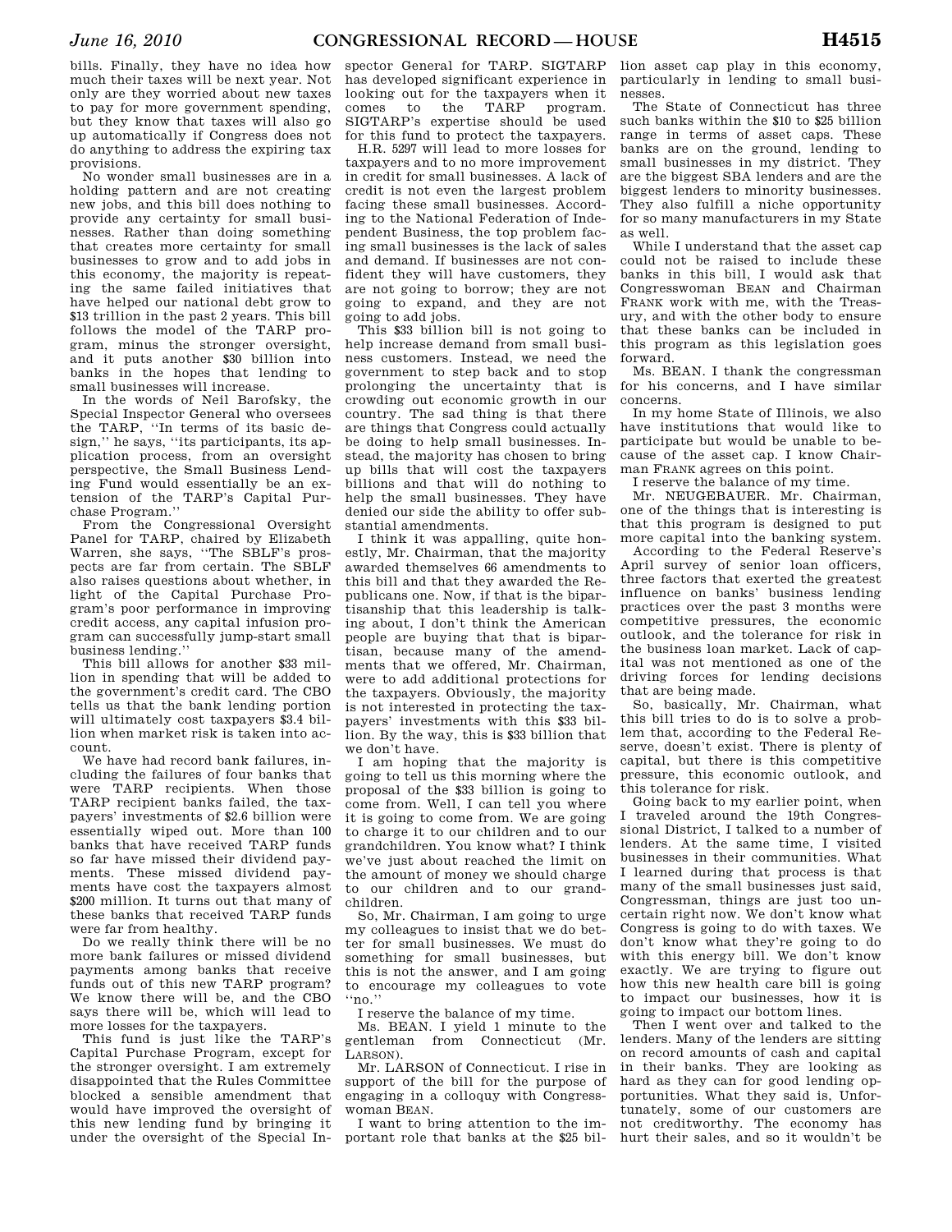bills. Finally, they have no idea how much their taxes will be next year. Not only are they worried about new taxes to pay for more government spending, but they know that taxes will also go up automatically if Congress does not do anything to address the expiring tax provisions.

No wonder small businesses are in a holding pattern and are not creating new jobs, and this bill does nothing to provide any certainty for small businesses. Rather than doing something that creates more certainty for small businesses to grow and to add jobs in this economy, the majority is repeating the same failed initiatives that have helped our national debt grow to $13 trillion in the past 2 years. This bill follows the model of the TARP program, minus the stronger oversight, and it puts another $30 billion into banks in the hopes that lending to small businesses will increase.

In the words of Neil Barofsky, the Special Inspector General who oversees the TARP, "In terms of its basic design," he says, "its participants, its application process, from an oversight perspective, the Small Business Lending Fund would essentially be an extension of the TARP's Capital Purchase Program."

From the Congressional Oversight Panel for TARP, chaired by Elizabeth Warren, she says, "The SBLF's prospects are far from certain. The SBLF also raises questions about whether, in light of the Capital Purchase Program's poor performance in improving credit access, any capital infusion program can successfully jump-start small business lending."

This bill allows for another $33 million in spending that will be added to the government's credit card. The CBO tells us that the bank lending portion will ultimately cost taxpayers $3.4 billion when market risk is taken into account.

We have had record bank failures, including the failures of four banks that were TARP recipients. When those TARP recipient banks failed, the taxpayers' investments of $2.6 billion were essentially wiped out. More than 100 banks that have received TARP funds so far have missed their dividend payments. These missed dividend payments have cost the taxpayers almost $200 million. It turns out that many of these banks that received TARP funds were far from healthy.

Do we really think there will be no more bank failures or missed dividend payments among banks that receive funds out of this new TARP program? We know there will be, and the CBO says there will be, which will lead to more losses for the taxpayers.

This fund is just like the TARP's Capital Purchase Program, except for the stronger oversight. I am extremely disappointed that the Rules Committee blocked a sensible amendment that would have improved the oversight of this new lending fund by bringing it under the oversight of the Special Inspector General for TARP. SIGTARP has developed significant experience in looking out for the taxpayers when it comes to the TARP program. SIGTARP's expertise should be used for this fund to protect the taxpayers.

H.R. 5297 will lead to more losses for taxpayers and to no more improvement in credit for small businesses. A lack of credit is not even the largest problem facing these small businesses. According to the National Federation of Independent Business, the top problem facing small businesses is the lack of sales and demand. If businesses are not confident they will have customers, they are not going to borrow; they are not going to expand, and they are not going to add jobs.

This $33 billion bill is not going to help increase demand from small business customers. Instead, we need the government to step back and to stop prolonging the uncertainty that is crowding out economic growth in our country. The sad thing is that there are things that Congress could actually be doing to help small businesses. Instead, the majority has chosen to bring up bills that will cost the taxpayers billions and that will do nothing to help the small businesses. They have denied our side the ability to offer substantial amendments.

I think it was appalling, quite honestly, Mr. Chairman, that the majority awarded themselves 66 amendments to this bill and that they awarded the Republicans one. Now, if that is the bipartisanship that this leadership is talking about, I don't think the American people are buying that that is bipartisan, because many of the amendments that we offered, Mr. Chairman, were to add additional protections for the taxpayers. Obviously, the majority is not interested in protecting the taxpayers' investments with this $33 billion. By the way, this is $33 billion that we don't have.

I am hoping that the majority is going to tell us this morning where the proposal of the $33 billion is going to come from. Well, I can tell you where it is going to come from. We are going to charge it to our children and to our grandchildren. You know what? I think we've just about reached the limit on the amount of money we should charge to our children and to our grandchildren.

So, Mr. Chairman, I am going to urge my colleagues to insist that we do better for small businesses. We must do something for small businesses, but this is not the answer, and I am going to encourage my colleagues to vote "no."

I reserve the balance of my time.

Ms. BEAN. I yield 1 minute to the gentleman from Connecticut (Mr. LARSON).

Mr. LARSON of Connecticut. I rise in support of the bill for the purpose of engaging in a colloquy with Congresswoman BEAN.

I want to bring attention to the important role that banks at the $25 billion asset cap play in this economy, particularly in lending to small businesses.

The State of Connecticut has three such banks within the $10 to $25 billion range in terms of asset caps. These banks are on the ground, lending to small businesses in my district. They are the biggest SBA lenders and are the biggest lenders to minority businesses. They also fulfill a niche opportunity for so many manufacturers in my State as well.

While I understand that the asset cap could not be raised to include these banks in this bill, I would ask that Congresswoman BEAN and Chairman FRANK work with me, with the Treasury, and with the other body to ensure that these banks can be included in this program as this legislation goes forward.

Ms. BEAN. I thank the congressman for his concerns, and I have similar concerns.

In my home State of Illinois, we also have institutions that would like to participate but would be unable to because of the asset cap. I know Chairman FRANK agrees on this point.

I reserve the balance of my time.

Mr. NEUGEBAUER. Mr. Chairman, one of the things that is interesting is that this program is designed to put more capital into the banking system.

According to the Federal Reserve's April survey of senior loan officers, three factors that exerted the greatest influence on banks' business lending practices over the past 3 months were competitive pressures, the economic outlook, and the tolerance for risk in the business loan market. Lack of capital was not mentioned as one of the driving forces for lending decisions that are being made.

So, basically, Mr. Chairman, what this bill tries to do is to solve a problem that, according to the Federal Reserve, doesn't exist. There is plenty of capital, but there is this competitive pressure, this economic outlook, and this tolerance for risk.

Going back to my earlier point, when I traveled around the 19th Congressional District, I talked to a number of lenders. At the same time, I visited businesses in their communities. What I learned during that process is that many of the small businesses just said, Congressman, things are just too uncertain right now. We don't know what Congress is going to do with taxes. We don't know what they're going to do with this energy bill. We don't know exactly. We are trying to figure out how this new health care bill is going to impact our businesses, how it is going to impact our bottom lines.

Then I went over and talked to the lenders. Many of the lenders are sitting on record amounts of cash and capital in their banks. They are looking as hard as they can for good lending opportunities. What they said is, Unfortunately, some of our customers are not creditworthy. The economy has hurt their sales, and so it wouldn't be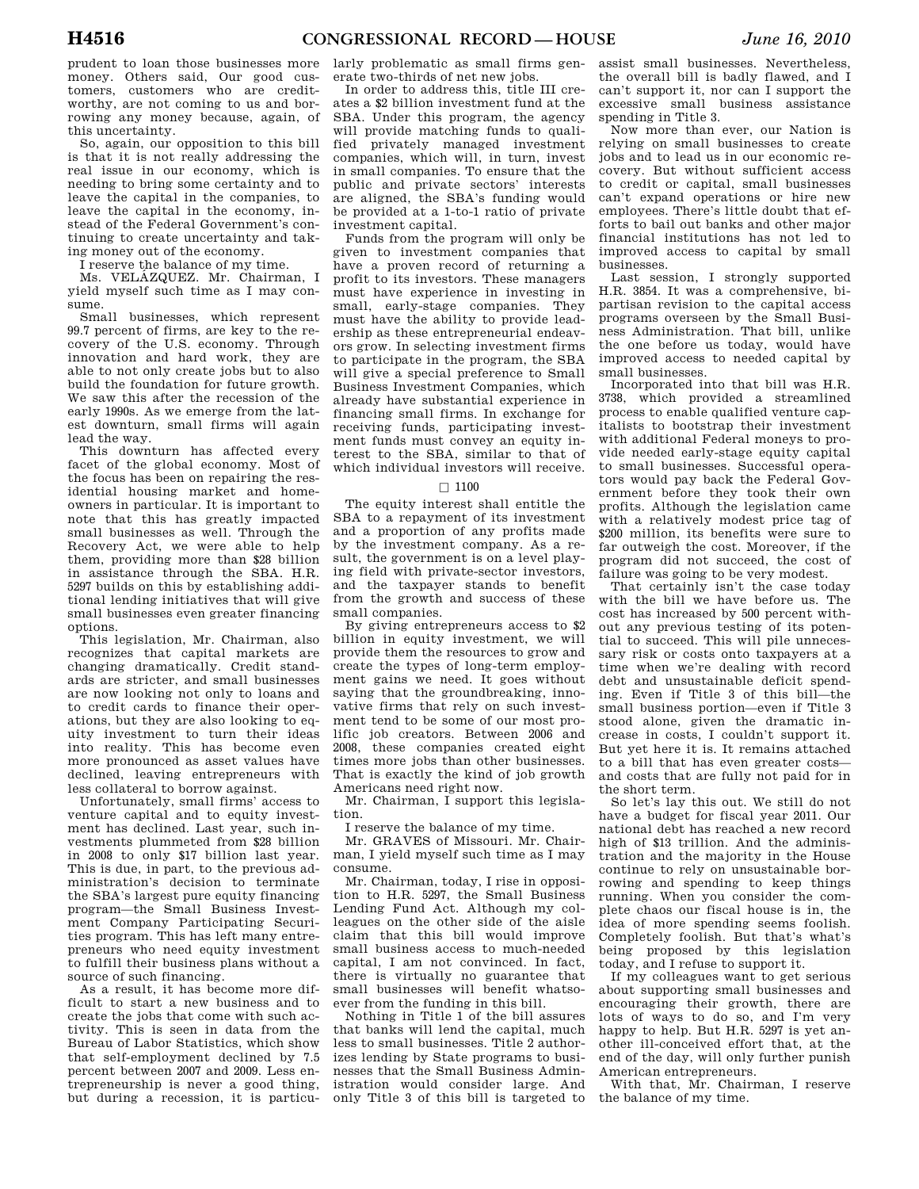prudent to loan those businesses more money. Others said, Our good customers, customers who are creditworthy, are not coming to us and borrowing any money because, again, of this uncertainty.

So, again, our opposition to this bill is that it is not really addressing the real issue in our economy, which is needing to bring some certainty and to leave the capital in the companies, to leave the capital in the economy, instead of the Federal Government's continuing to create uncertainty and taking money out of the economy.

I reserve the balance of my time.

Ms. VELÁZQUEZ. Mr. Chairman, I yield myself such time as I may consume.

Small businesses, which represent 99.7 percent of firms, are key to the recovery of the U.S. economy. Through innovation and hard work, they are able to not only create jobs but to also build the foundation for future growth. We saw this after the recession of the early 1990s. As we emerge from the latest downturn, small firms will again lead the way.

This downturn has affected every facet of the global economy. Most of the focus has been on repairing the residential housing market and homeowners in particular. It is important to note that this has greatly impacted small businesses as well. Through the Recovery Act, we were able to help them, providing more than $28 billion in assistance through the SBA. H.R. 5297 builds on this by establishing additional lending initiatives that will give small businesses even greater financing options.

This legislation, Mr. Chairman, also recognizes that capital markets are changing dramatically. Credit standards are stricter, and small businesses are now looking not only to loans and to credit cards to finance their operations, but they are also looking to equity investment to turn their ideas into reality. This has become even more pronounced as asset values have declined, leaving entrepreneurs with less collateral to borrow against.

Unfortunately, small firms' access to venture capital and to equity investment has declined. Last year, such investments plummeted from $28 billion in 2008 to only $17 billion last year. This is due, in part, to the previous administration's decision to terminate the SBA's largest pure equity financing program—the Small Business Investment Company Participating Securities program. This has left many entrepreneurs who need equity investment to fulfill their business plans without a source of such financing.

As a result, it has become more difficult to start a new business and to create the jobs that come with such activity. This is seen in data from the Bureau of Labor Statistics, which show that self-employment declined by 7.5 percent between 2007 and 2009. Less entrepreneurship is never a good thing, but during a recession, it is particularly problematic as small firms generate two-thirds of net new jobs.

In order to address this, title III creates a $2 billion investment fund at the SBA. Under this program, the agency will provide matching funds to qualified privately managed investment companies, which will, in turn, invest in small companies. To ensure that the public and private sectors' interests are aligned, the SBA's funding would be provided at a 1-to-1 ratio of private investment capital.

Funds from the program will only be given to investment companies that have a proven record of returning a profit to its investors. These managers must have experience in investing in small, early-stage companies. They must have the ability to provide leadership as these entrepreneurial endeavors grow. In selecting investment firms to participate in the program, the SBA will give a special preference to Small Business Investment Companies, which already have substantial experience in financing small firms. In exchange for receiving funds, participating investment funds must convey an equity interest to the SBA, similar to that of which individual investors will receive.

□ 1100

The equity interest shall entitle the SBA to a repayment of its investment and a proportion of any profits made by the investment company. As a result, the government is on a level playing field with private-sector investors, and the taxpayer stands to benefit from the growth and success of these small companies.

By giving entrepreneurs access to $2 billion in equity investment, we will provide them the resources to grow and create the types of long-term employment gains we need. It goes without saying that the groundbreaking, innovative firms that rely on such investment tend to be some of our most prolific job creators. Between 2006 and 2008, these companies created eight times more jobs than other businesses. That is exactly the kind of job growth Americans need right now.

Mr. Chairman, I support this legislation.

I reserve the balance of my time.

Mr. GRAVES of Missouri. Mr. Chairman, I yield myself such time as I may consume.

Mr. Chairman, today, I rise in opposition to H.R. 5297, the Small Business Lending Fund Act. Although my colleagues on the other side of the aisle claim that this bill would improve small business access to much-needed capital, I am not convinced. In fact, there is virtually no guarantee that small businesses will benefit whatsoever from the funding in this bill.

Nothing in Title 1 of the bill assures that banks will lend the capital, much less to small businesses. Title 2 authorizes lending by State programs to businesses that the Small Business Administration would consider large. And only Title 3 of this bill is targeted to assist small businesses. Nevertheless, the overall bill is badly flawed, and I can't support it, nor can I support the excessive small business assistance spending in Title 3.

Now more than ever, our Nation is relying on small businesses to create jobs and to lead us in our economic recovery. But without sufficient access to credit or capital, small businesses can't expand operations or hire new employees. There's little doubt that efforts to bail out banks and other major financial institutions has not led to improved access to capital by small businesses.

Last session, I strongly supported H.R. 3854. It was a comprehensive, bipartisan revision to the capital access programs overseen by the Small Business Administration. That bill, unlike the one before us today, would have improved access to needed capital by small businesses.

Incorporated into that bill was H.R. 3738, which provided a streamlined process to enable qualified venture capitalists to bootstrap their investment with additional Federal moneys to provide needed early-stage equity capital to small businesses. Successful operators would pay back the Federal Government before they took their own profits. Although the legislation came with a relatively modest price tag of $200 million, its benefits were sure to far outweigh the cost. Moreover, if the program did not succeed, the cost of failure was going to be very modest.

That certainly isn't the case today with the bill we have before us. The cost has increased by 500 percent without any previous testing of its potential to succeed. This will pile unnecessary risk or costs onto taxpayers at a time when we're dealing with record debt and unsustainable deficit spending. Even if Title 3 of this bill—the small business portion—even if Title 3 stood alone, given the dramatic increase in costs, I couldn't support it. But yet here it is. It remains attached to a bill that has even greater costs—and costs that are fully not paid for in the short term.

So let's lay this out. We still do not have a budget for fiscal year 2011. Our national debt has reached a new record high of $13 trillion. And the administration and the majority in the House continue to rely on unsustainable borrowing and spending to keep things running. When you consider the complete chaos our fiscal house is in, the idea of more spending seems foolish. Completely foolish. But that's what's being proposed by this legislation today, and I refuse to support it.

If my colleagues want to get serious about supporting small businesses and encouraging their growth, there are lots of ways to do so, and I'm very happy to help. But H.R. 5297 is yet another ill-conceived effort that, at the end of the day, will only further punish American entrepreneurs.

With that, Mr. Chairman, I reserve the balance of my time.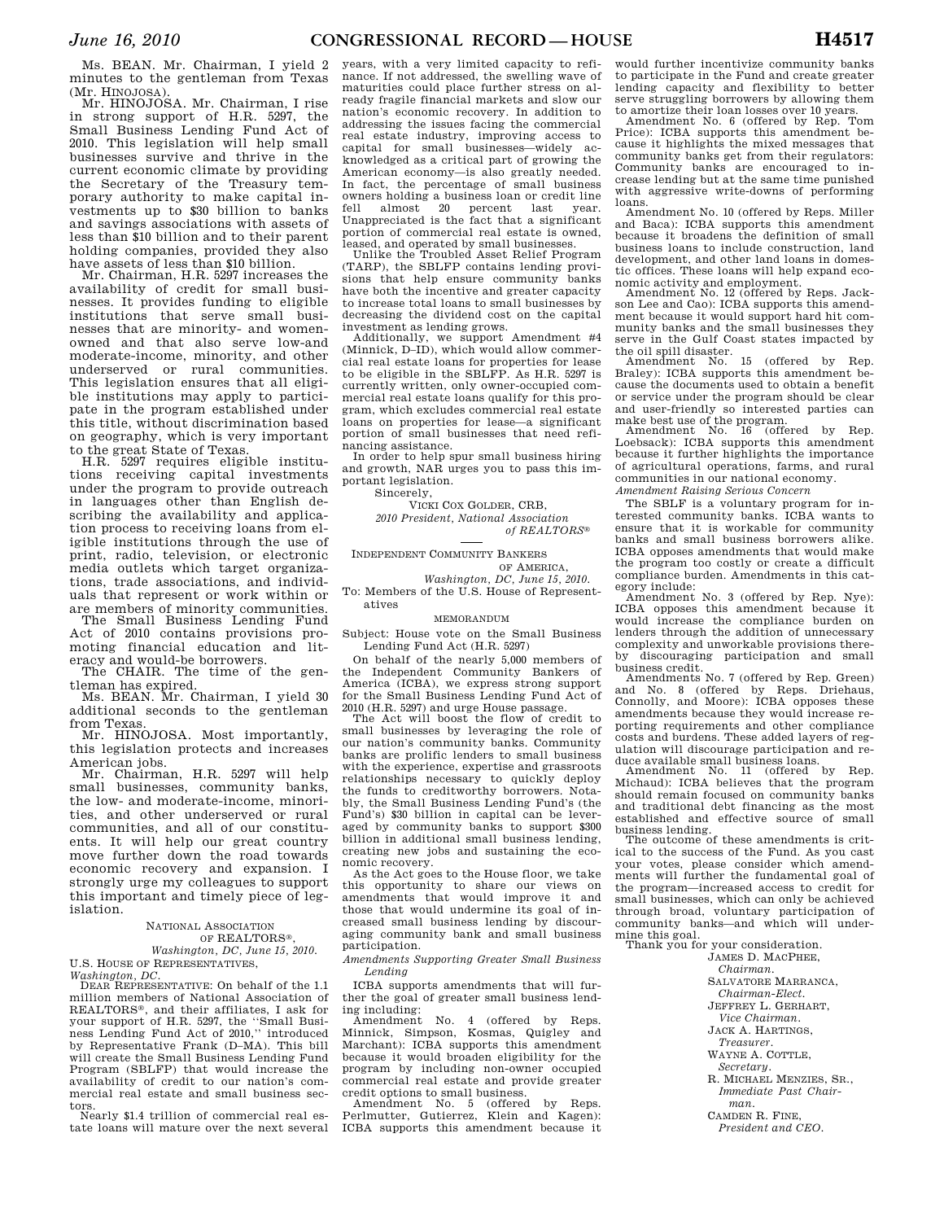Ms. BEAN. Mr. Chairman, I yield 2 minutes to the gentleman from Texas (Mr. HINOJOSA).

Mr. HINOJOSA. Mr. Chairman, I rise in strong support of H.R. 5297, the Small Business Lending Fund Act of 2010. This legislation will help small businesses survive and thrive in the current economic climate by providing the Secretary of the Treasury temporary authority to make capital investments up to $30 billion to banks and savings associations with assets of less than $10 billion and to their parent holding companies, provided they also have assets of less than $10 billion.

Mr. Chairman, H.R. 5297 increases the availability of credit for small businesses. It provides funding to eligible institutions that serve small businesses that are minority- and women-owned and that also serve low-and moderate-income, minority, and other underserved or rural communities. This legislation ensures that all eligible institutions may apply to participate in the program established under this title, without discrimination based on geography, which is very important to the great State of Texas.

H.R. 5297 requires eligible institutions receiving capital investments under the program to provide outreach in languages other than English describing the availability and application process to receiving loans from eligible institutions through the use of print, radio, television, or electronic media outlets which target organizations, trade associations, and individuals that represent or work within or are members of minority communities.

The Small Business Lending Fund Act of 2010 contains provisions promoting financial education and literacy and would-be borrowers.

The CHAIR. The time of the gentleman has expired.

Ms. BEAN. Mr. Chairman, I yield 30 additional seconds to the gentleman from Texas.

Mr. HINOJOSA. Most importantly, this legislation protects and increases American jobs.

Mr. Chairman, H.R. 5297 will help small businesses, community banks, the low- and moderate-income, minorities, and other underserved or rural communities, and all of our constituents. It will help our great country move further down the road towards economic recovery and expansion. I strongly urge my colleagues to support this important and timely piece of legislation.

NATIONAL ASSOCIATION OF REALTORS®,
*Washington, DC, June 15, 2010.*

U.S. HOUSE OF REPRESENTATIVES,
*Washington, DC.*

DEAR REPRESENTATIVE: On behalf of the 1.1 million members of National Association of REALTORS®, and their affiliates, I ask for your support of H.R. 5297, the "Small Business Lending Fund Act of 2010," introduced by Representative Frank (D–MA). This bill will create the Small Business Lending Fund Program (SBLFP) that would increase the availability of credit to our nation's commercial real estate and small business sectors.

Nearly $1.4 trillion of commercial real estate loans will mature over the next several years, with a very limited capacity to refinance. If not addressed, the swelling wave of maturities could place further stress on already fragile financial markets and slow our nation's economic recovery. In addition to addressing the issues facing the commercial real estate industry, improving access to capital for small businesses—widely acknowledged as a critical part of growing the American economy—is also greatly needed. In fact, the percentage of small business owners holding a business loan or credit line fell almost 20 percent last year. Unappreciated is the fact that a significant portion of commercial real estate is owned, leased, and operated by small businesses.

Unlike the Troubled Asset Relief Program (TARP), the SBLFP contains lending provisions that help ensure community banks have both the incentive and greater capacity to increase total loans to small businesses by decreasing the dividend cost on the capital investment as lending grows.

Additionally, we support Amendment #4 (Minnick, D–ID), which would allow commercial real estate loans for properties for lease to be eligible in the SBLFP. As H.R. 5297 is currently written, only owner-occupied commercial real estate loans qualify for this program, which excludes commercial real estate loans on properties for lease—a significant portion of small businesses that need refinancing assistance.

In order to help spur small business hiring and growth, NAR urges you to pass this important legislation.

Sincerely,

VICKI COX GOLDER, CRB,
*2010 President, National Association of REALTORS®*

---

INDEPENDENT COMMUNITY BANKERS OF AMERICA,
*Washington, DC, June 15, 2010.*

To: Members of the U.S. House of Representatives

MEMORANDUM

Subject: House vote on the Small Business Lending Fund Act (H.R. 5297)

On behalf of the nearly 5,000 members of the Independent Community Bankers of America (ICBA), we express strong support for the Small Business Lending Fund Act of 2010 (H.R. 5297) and urge House passage.

The Act will boost the flow of credit to small businesses by leveraging the role of our nation's community banks. Community banks are prolific lenders to small business with the experience, expertise and grassroots relationships necessary to quickly deploy the funds to creditworthy borrowers. Notably, the Small Business Lending Fund's (the Fund's) $30 billion in capital can be leveraged by community banks to support $300 billion in additional small business lending, creating new jobs and sustaining the economic recovery.

As the Act goes to the House floor, we take this opportunity to share our views on amendments that would improve it and those that would undermine its goal of increased small business lending by discouraging community bank and small business participation.

*Amendments Supporting Greater Small Business Lending*

ICBA supports amendments that will further the goal of greater small business lending including:

Amendment No. 4 (offered by Reps. Minnick, Simpson, Kosmas, Quigley and Marchant): ICBA supports this amendment because it would broaden eligibility for the program by including non-owner occupied commercial real estate and provide greater credit options to small business.

Amendment No. 5 (offered by Reps. Perlmutter, Gutierrez, Klein and Kagen): ICBA supports this amendment because it would further incentivize community banks to participate in the Fund and create greater lending capacity and flexibility to better serve struggling borrowers by allowing them to amortize their loan losses over 10 years.

Amendment No. 6 (offered by Rep. Tom Price): ICBA supports this amendment because it highlights the mixed messages that community banks get from their regulators: Community banks are encouraged to increase lending but at the same time punished with aggressive write-downs of performing loans.

Amendment No. 10 (offered by Reps. Miller and Baca): ICBA supports this amendment because it broadens the definition of small business loans to include construction, land development, and other land loans in domestic offices. These loans will help expand economic activity and employment.

Amendment No. 12 (offered by Reps. Jackson Lee and Cao): ICBA supports this amendment because it would support hard hit community banks and the small businesses they serve in the Gulf Coast states impacted by the oil spill disaster.

Amendment No. 15 (offered by Rep. Braley): ICBA supports this amendment because the documents used to obtain a benefit or service under the program should be clear and user-friendly so interested parties can make best use of the program.

Amendment No. 16 (offered by Rep. Loebsack): ICBA supports this amendment because it further highlights the importance of agricultural operations, farms, and rural communities in our national economy.

*Amendment Raising Serious Concern*

The SBLF is a voluntary program for interested community banks. ICBA wants to ensure that it is workable for community banks and small business borrowers alike. ICBA opposes amendments that would make the program too costly or create a difficult compliance burden. Amendments in this category include:

Amendment No. 3 (offered by Rep. Nye): ICBA opposes this amendment because it would increase the compliance burden on lenders through the addition of unnecessary complexity and unworkable provisions thereby discouraging participation and small business credit.

Amendments No. 7 (offered by Rep. Green) and No. 8 (offered by Reps. Driehaus, Connolly, and Moore): ICBA opposes these amendments because they would increase reporting requirements and other compliance costs and burdens. These added layers of regulation will discourage participation and reduce available small business loans.

Amendment No. 11 (offered by Rep. Michaud): ICBA believes that the program should remain focused on community banks and traditional debt financing as the most established and effective source of small business lending.

The outcome of these amendments is critical to the success of the Fund. As you cast your votes, please consider which amendments will further the fundamental goal of the program—increased access to credit for small businesses, which can only be achieved through broad, voluntary participation of community banks—and which will undermine this goal.

Thank you for your consideration.

JAMES D. MACPHEE,
*Chairman.*

SALVATORE MARRANCA,
*Chairman-Elect.*

JEFFREY L. GERHART,
*Vice Chairman.*

JACK A. HARTINGS,
*Treasurer.*

WAYNE A. COTTLE,
*Secretary.*

R. MICHAEL MENZIES, SR.,
*Immediate Past Chairman.*

CAMDEN R. FINE,
*President and CEO.*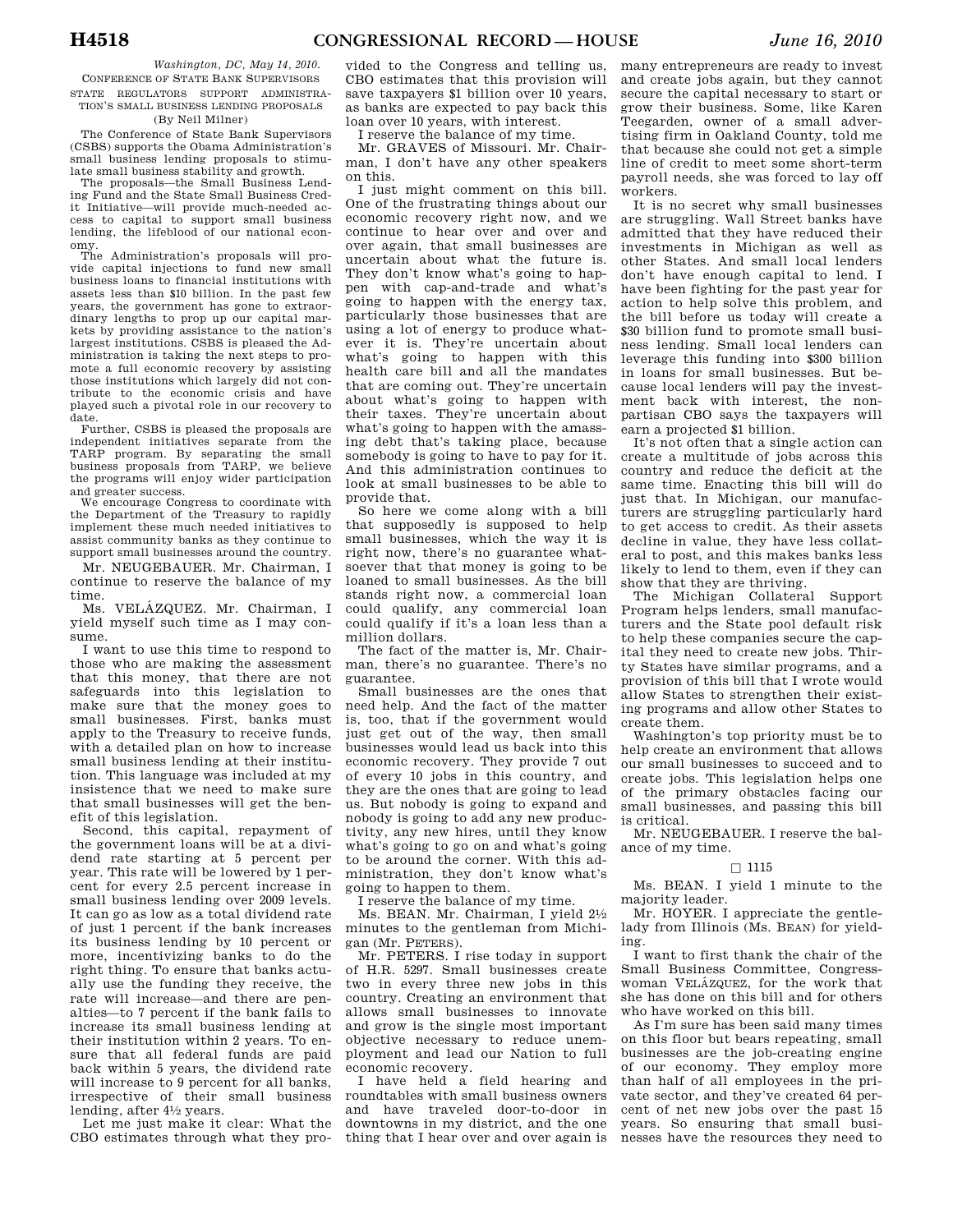*Washington, DC, May 14, 2010.*

CONFERENCE OF STATE BANK SUPERVISORS

STATE REGULATORS SUPPORT ADMINISTRATION'S SMALL BUSINESS LENDING PROPOSALS

(By Neil Milner)

The Conference of State Bank Supervisors (CSBS) supports the Obama Administration's small business lending proposals to stimulate small business stability and growth.

The proposals—the Small Business Lending Fund and the State Small Business Credit Initiative—will provide much-needed access to capital to support small business lending, the lifeblood of our national economy.

The Administration's proposals will provide capital injections to fund new small business loans to financial institutions with assets less than $10 billion. In the past few years, the government has gone to extraordinary lengths to prop up our capital markets by providing assistance to the nation's largest institutions. CSBS is pleased the Administration is taking the next steps to promote a full economic recovery by assisting those institutions which largely did not contribute to the economic crisis and have played such a pivotal role in our recovery to date.

Further, CSBS is pleased the proposals are independent initiatives separate from the TARP program. By separating the small business proposals from TARP, we believe the programs will enjoy wider participation and greater success.

We encourage Congress to coordinate with the Department of the Treasury to rapidly implement these much needed initiatives to assist community banks as they continue to support small businesses around the country.

Mr. NEUGEBAUER. Mr. Chairman, I continue to reserve the balance of my time.

Ms. VELÁZQUEZ. Mr. Chairman, I yield myself such time as I may consume.

I want to use this time to respond to those who are making the assessment that this money, that there are not safeguards into this legislation to make sure that the money goes to small businesses. First, banks must apply to the Treasury to receive funds, with a detailed plan on how to increase small business lending at their institution. This language was included at my insistence that we need to make sure that small businesses will get the benefit of this legislation.

Second, this capital, repayment of the government loans will be at a dividend rate starting at 5 percent per year. This rate will be lowered by 1 percent for every 2.5 percent increase in small business lending over 2009 levels. It can go as low as a total dividend rate of just 1 percent if the bank increases its business lending by 10 percent or more, incentivizing banks to do the right thing. To ensure that banks actually use the funding they receive, the rate will increase—and there are penalties—to 7 percent if the bank fails to increase its small business lending at their institution within 2 years. To ensure that all federal funds are paid back within 5 years, the dividend rate will increase to 9 percent for all banks, irrespective of their small business lending, after 4½ years.

Let me just make it clear: What the CBO estimates through what they provided to the Congress and telling us, CBO estimates that this provision will save taxpayers $1 billion over 10 years, as banks are expected to pay back this loan over 10 years, with interest.

I reserve the balance of my time.

Mr. GRAVES of Missouri. Mr. Chairman, I don't have any other speakers on this.

I just might comment on this bill. One of the frustrating things about our economic recovery right now, and we continue to hear over and over and over again, that small businesses are uncertain about what the future is. They don't know what's going to happen with cap-and-trade and what's going to happen with the energy tax, particularly those businesses that are using a lot of energy to produce whatever it is. They're uncertain about what's going to happen with this health care bill and all the mandates that are coming out. They're uncertain about what's going to happen with their taxes. They're uncertain about what's going to happen with the amassing debt that's taking place, because somebody is going to have to pay for it. And this administration continues to look at small businesses to be able to provide that.

So here we come along with a bill that supposedly is supposed to help small businesses, which the way it is right now, there's no guarantee whatsoever that that money is going to be loaned to small businesses. As the bill stands right now, a commercial loan could qualify, any commercial loan could qualify if it's a loan less than a million dollars.

The fact of the matter is, Mr. Chairman, there's no guarantee. There's no guarantee.

Small businesses are the ones that need help. And the fact of the matter is, too, that if the government would just get out of the way, then small businesses would lead us back into this economic recovery. They provide 7 out of every 10 jobs in this country, and they are the ones that are going to lead us. But nobody is going to expand and nobody is going to add any new productivity, any new hires, until they know what's going to go on and what's going to be around the corner. With this administration, they don't know what's going to happen to them.

I reserve the balance of my time.

Ms. BEAN. Mr. Chairman, I yield 2½ minutes to the gentleman from Michigan (Mr. PETERS).

Mr. PETERS. I rise today in support of H.R. 5297. Small businesses create two in every three new jobs in this country. Creating an environment that allows small businesses to innovate and grow is the single most important objective necessary to reduce unemployment and lead our Nation to full economic recovery.

I have held a field hearing and roundtables with small business owners and have traveled door-to-door in downtowns in my district, and the one thing that I hear over and over again is many entrepreneurs are ready to invest and create jobs again, but they cannot secure the capital necessary to start or grow their business. Some, like Karen Teegarden, owner of a small advertising firm in Oakland County, told me that because she could not get a simple line of credit to meet some short-term payroll needs, she was forced to lay off workers.

It is no secret why small businesses are struggling. Wall Street banks have admitted that they have reduced their investments in Michigan as well as other States. And small local lenders don't have enough capital to lend. I have been fighting for the past year for action to help solve this problem, and the bill before us today will create a $30 billion fund to promote small business lending. Small local lenders can leverage this funding into $300 billion in loans for small businesses. But because local lenders will pay the investment back with interest, the nonpartisan CBO says the taxpayers will earn a projected $1 billion.

It's not often that a single action can create a multitude of jobs across this country and reduce the deficit at the same time. Enacting this bill will do just that. In Michigan, our manufacturers are struggling particularly hard to get access to credit. As their assets decline in value, they have less collateral to post, and this makes banks less likely to lend to them, even if they can show that they are thriving.

The Michigan Collateral Support Program helps lenders, small manufacturers and the State pool default risk to help these companies secure the capital they need to create new jobs. Thirty States have similar programs, and a provision of this bill that I wrote would allow States to strengthen their existing programs and allow other States to create them.

Washington's top priority must be to help create an environment that allows our small businesses to succeed and to create jobs. This legislation helps one of the primary obstacles facing our small businesses, and passing this bill is critical.

Mr. NEUGEBAUER. I reserve the balance of my time.

□ 1115

Ms. BEAN. I yield 1 minute to the majority leader.

Mr. HOYER. I appreciate the gentlelady from Illinois (Ms. BEAN) for yielding.

I want to first thank the chair of the Small Business Committee, Congresswoman VELÁZQUEZ, for the work that she has done on this bill and for others who have worked on this bill.

As I'm sure has been said many times on this floor but bears repeating, small businesses are the job-creating engine of our economy. They employ more than half of all employees in the private sector, and they've created 64 percent of net new jobs over the past 15 years. So ensuring that small businesses have the resources they need to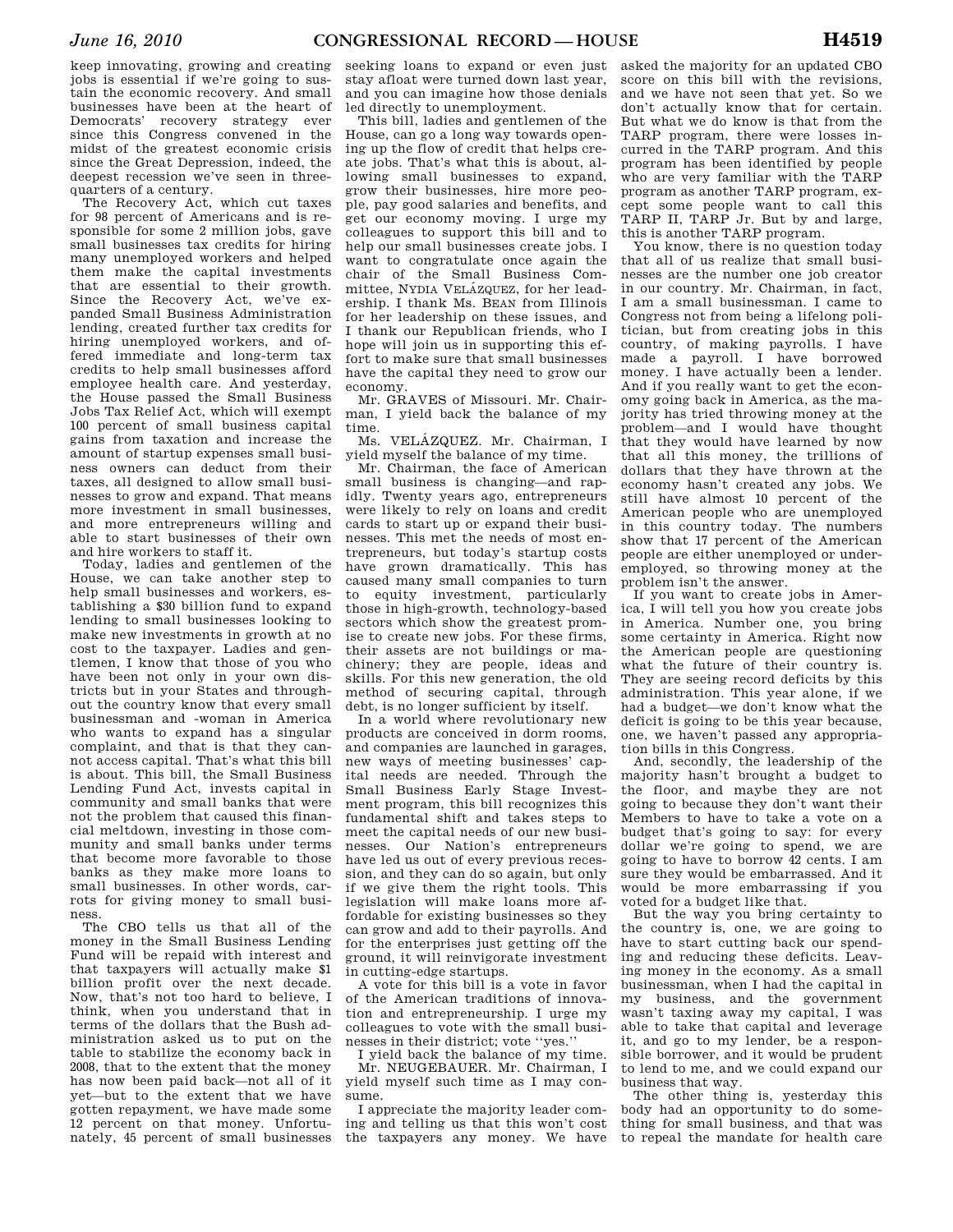keep innovating, growing and creating jobs is essential if we're going to sustain the economic recovery. And small businesses have been at the heart of Democrats' recovery strategy ever since this Congress convened in the midst of the greatest economic crisis since the Great Depression, indeed, the deepest recession we've seen in three-quarters of a century.

The Recovery Act, which cut taxes for 98 percent of Americans and is responsible for some 2 million jobs, gave small businesses tax credits for hiring many unemployed workers and helped them make the capital investments that are essential to their growth. Since the Recovery Act, we've expanded Small Business Administration lending, created further tax credits for hiring unemployed workers, and offered immediate and long-term tax credits to help small businesses afford employee health care. And yesterday, the House passed the Small Business Jobs Tax Relief Act, which will exempt 100 percent of small business capital gains from taxation and increase the amount of startup expenses small business owners can deduct from their taxes, all designed to allow small businesses to grow and expand. That means more investment in small businesses, and more entrepreneurs willing and able to start businesses of their own and hire workers to staff it.

Today, ladies and gentlemen of the House, we can take another step to help small businesses and workers, establishing a $30 billion fund to expand lending to small businesses looking to make new investments in growth at no cost to the taxpayer. Ladies and gentlemen, I know that those of you who have been not only in your own districts but in your States and throughout the country know that every small businessman and -woman in America who wants to expand has a singular complaint, and that is that they cannot access capital. That's what this bill is about. This bill, the Small Business Lending Fund Act, invests capital in community and small banks that were not the problem that caused this financial meltdown, investing in those community and small banks under terms that become more favorable to those banks as they make more loans to small businesses. In other words, carrots for giving money to small business.

The CBO tells us that all of the money in the Small Business Lending Fund will be repaid with interest and that taxpayers will actually make $1 billion profit over the next decade. Now, that's not too hard to believe, I think, when you understand that in terms of the dollars that the Bush administration asked us to put on the table to stabilize the economy back in 2008, that to the extent that the money has now been paid back—not all of it yet—but to the extent that we have gotten repayment, we have made some 12 percent on that money. Unfortunately, 45 percent of small businesses seeking loans to expand or even just stay afloat were turned down last year, and you can imagine how those denials led directly to unemployment.

This bill, ladies and gentlemen of the House, can go a long way towards opening up the flow of credit that helps create jobs. That's what this is about, allowing small businesses to expand, grow their businesses, hire more people, pay good salaries and benefits, and get our economy moving. I urge my colleagues to support this bill and to help our small businesses create jobs. I want to congratulate once again the chair of the Small Business Committee, NYDIA VELÁZQUEZ, for her leadership. I thank Ms. BEAN from Illinois for her leadership on these issues, and I thank our Republican friends, who I hope will join us in supporting this effort to make sure that small businesses have the capital they need to grow our economy.

Mr. GRAVES of Missouri. Mr. Chairman, I yield back the balance of my time.

Ms. VELÁZQUEZ. Mr. Chairman, I yield myself the balance of my time.

Mr. Chairman, the face of American small business is changing—and rapidly. Twenty years ago, entrepreneurs were likely to rely on loans and credit cards to start up or expand their businesses. This met the needs of most entrepreneurs, but today's startup costs have grown dramatically. This has caused many small companies to turn to equity investment, particularly those in high-growth, technology-based sectors which show the greatest promise to create new jobs. For these firms, their assets are not buildings or machinery; they are people, ideas and skills. For this new generation, the old method of securing capital, through debt, is no longer sufficient by itself.

In a world where revolutionary new products are conceived in dorm rooms, and companies are launched in garages, new ways of meeting businesses' capital needs are needed. Through the Small Business Early Stage Investment program, this bill recognizes this fundamental shift and takes steps to meet the capital needs of our new businesses. Our Nation's entrepreneurs have led us out of every previous recession, and they can do so again, but only if we give them the right tools. This legislation will make loans more affordable for existing businesses so they can grow and add to their payrolls. And for the enterprises just getting off the ground, it will reinvigorate investment in cutting-edge startups.

A vote for this bill is a vote in favor of the American traditions of innovation and entrepreneurship. I urge my colleagues to vote with the small businesses in their district; vote "yes."

I yield back the balance of my time.

Mr. NEUGEBAUER. Mr. Chairman, I yield myself such time as I may consume.

I appreciate the majority leader coming and telling us that this won't cost the taxpayers any money. We have asked the majority for an updated CBO score on this bill with the revisions, and we have not seen that yet. So we don't actually know that for certain. But what we do know is that from the TARP program, there were losses incurred in the TARP program. And this program has been identified by people who are very familiar with the TARP program as another TARP program, except some people want to call this TARP II, TARP Jr. But by and large, this is another TARP program.

You know, there is no question today that all of us realize that small businesses are the number one job creator in our country. Mr. Chairman, in fact, I am a small businessman. I came to Congress not from being a lifelong politician, but from creating jobs in this country, of making payrolls. I have made a payroll. I have borrowed money. I have actually been a lender. And if you really want to get the economy going back in America, as the majority has tried throwing money at the problem—and I would have thought that they would have learned by now that all this money, the trillions of dollars that they have thrown at the economy hasn't created any jobs. We still have almost 10 percent of the American people who are unemployed in this country today. The numbers show that 17 percent of the American people are either unemployed or underemployed, so throwing money at the problem isn't the answer.

If you want to create jobs in America, I will tell you how you create jobs in America. Number one, you bring some certainty in America. Right now the American people are questioning what the future of their country is. They are seeing record deficits by this administration. This year alone, if we had a budget—we don't know what the deficit is going to be this year because, one, we haven't passed any appropriation bills in this Congress.

And, secondly, the leadership of the majority hasn't brought a budget to the floor, and maybe they are not going to because they don't want their Members to have to take a vote on a budget that's going to say: for every dollar we're going to spend, we are going to have to borrow 42 cents. I am sure they would be embarrassed. And it would be more embarrassing if you voted for a budget like that.

But the way you bring certainty to the country is, one, we are going to have to start cutting back our spending and reducing these deficits. Leaving money in the economy. As a small businessman, when I had the capital in my business, and the government wasn't taxing away my capital, I was able to take that capital and leverage it, and go to my lender, be a responsible borrower, and it would be prudent to lend to me, and we could expand our business that way.

The other thing is, yesterday this body had an opportunity to do something for small business, and that was to repeal the mandate for health care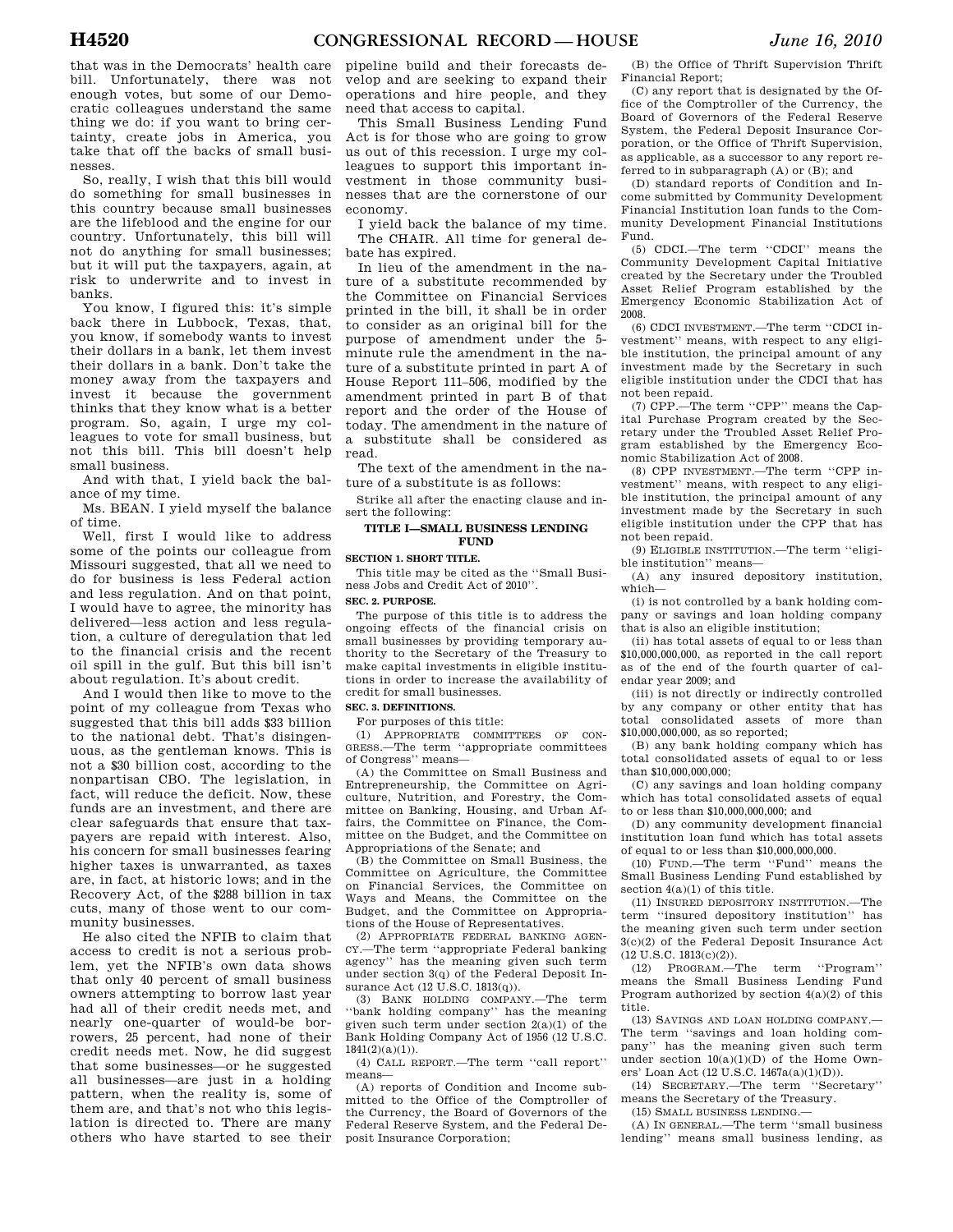that was in the Democrats' health care bill. Unfortunately, there was not enough votes, but some of our Democratic colleagues understand the same thing we do: if you want to bring certainty, create jobs in America, you take that off the backs of small businesses.

So, really, I wish that this bill would do something for small businesses in this country because small businesses are the lifeblood and the engine for our country. Unfortunately, this bill will not do anything for small businesses; but it will put the taxpayers, again, at risk to underwrite and to invest in banks.

You know, I figured this: it's simple back there in Lubbock, Texas, that, you know, if somebody wants to invest their dollars in a bank, let them invest their dollars in a bank. Don't take the money away from the taxpayers and invest it because the government thinks that they know what is a better program. So, again, I urge my colleagues to vote for small business, but not this bill. This bill doesn't help small business.

And with that, I yield back the balance of my time.

Ms. BEAN. I yield myself the balance of time.

Well, first I would like to address some of the points our colleague from Missouri suggested, that all we need to do for business is less Federal action and less regulation. And on that point, I would have to agree, the minority has delivered—less action and less regulation, a culture of deregulation that led to the financial crisis and the recent oil spill in the gulf. But this bill isn't about regulation. It's about credit.

And I would then like to move to the point of my colleague from Texas who suggested that this bill adds $33 billion to the national debt. That's disingenuous, as the gentleman knows. This is not a $30 billion cost, according to the nonpartisan CBO. The legislation, in fact, will reduce the deficit. Now, these funds are an investment, and there are clear safeguards that ensure that taxpayers are repaid with interest. Also, his concern for small businesses fearing higher taxes is unwarranted, as taxes are, in fact, at historic lows; and in the Recovery Act, of the $288 billion in tax cuts, many of those went to our community businesses.

He also cited the NFIB to claim that access to credit is not a serious problem, yet the NFIB's own data shows that only 40 percent of small business owners attempting to borrow last year had all of their credit needs met, and nearly one-quarter of would-be borrowers, 25 percent, had none of their credit needs met. Now, he did suggest that some businesses—or he suggested all businesses—are just in a holding pattern, when the reality is, some of them are, and that's not who this legislation is directed to. There are many others who have started to see their pipeline build and their forecasts develop and are seeking to expand their operations and hire people, and they need that access to capital.

This Small Business Lending Fund Act is for those who are going to grow us out of this recession. I urge my colleagues to support this important investment in those community businesses that are the cornerstone of our economy.

I yield back the balance of my time.

The CHAIR. All time for general debate has expired.

In lieu of the amendment in the nature of a substitute recommended by the Committee on Financial Services printed in the bill, it shall be in order to consider as an original bill for the purpose of amendment under the 5-minute rule the amendment in the nature of a substitute printed in part A of House Report 111–506, modified by the amendment printed in part B of that report and the order of the House of today. The amendment in the nature of a substitute shall be considered as read.

The text of the amendment in the nature of a substitute is as follows:

Strike all after the enacting clause and insert the following:

## TITLE I—SMALL BUSINESS LENDING FUND

**SECTION 1. SHORT TITLE.**

This title may be cited as the "Small Business Jobs and Credit Act of 2010".

**SEC. 2. PURPOSE.**

The purpose of this title is to address the ongoing effects of the financial crisis on small businesses by providing temporary authority to the Secretary of the Treasury to make capital investments in eligible institutions in order to increase the availability of credit for small businesses.

**SEC. 3. DEFINITIONS.**

For purposes of this title:

(1) APPROPRIATE COMMITTEES OF CONGRESS.—The term "appropriate committees of Congress" means—

(A) the Committee on Small Business and Entrepreneurship, the Committee on Agriculture, Nutrition, and Forestry, the Committee on Banking, Housing, and Urban Affairs, the Committee on Finance, the Committee on the Budget, and the Committee on Appropriations of the Senate; and

(B) the Committee on Small Business, the Committee on Agriculture, the Committee on Financial Services, the Committee on Ways and Means, the Committee on the Budget, and the Committee on Appropriations of the House of Representatives.

(2) APPROPRIATE FEDERAL BANKING AGENCY.—The term "appropriate Federal banking agency" has the meaning given such term under section 3(q) of the Federal Deposit Insurance Act (12 U.S.C. 1813(q)).

(3) BANK HOLDING COMPANY.—The term "bank holding company" has the meaning given such term under section 2(a)(1) of the Bank Holding Company Act of 1956 (12 U.S.C. 1841(2)(a)(1)).

(4) CALL REPORT.—The term "call report" means—

(A) reports of Condition and Income submitted to the Office of the Comptroller of the Currency, the Board of Governors of the Federal Reserve System, and the Federal Deposit Insurance Corporation;

(B) the Office of Thrift Supervision Thrift Financial Report;

(C) any report that is designated by the Office of the Comptroller of the Currency, the Board of Governors of the Federal Reserve System, the Federal Deposit Insurance Corporation, or the Office of Thrift Supervision, as applicable, as a successor to any report referred to in subparagraph (A) or (B); and

(D) standard reports of Condition and Income submitted by Community Development Financial Institution loan funds to the Community Development Financial Institutions Fund.

(5) CDCI.—The term "CDCI" means the Community Development Capital Initiative created by the Secretary under the Troubled Asset Relief Program established by the Emergency Economic Stabilization Act of 2008.

(6) CDCI INVESTMENT.—The term "CDCI investment" means, with respect to any eligible institution, the principal amount of any investment made by the Secretary in such eligible institution under the CDCI that has not been repaid.

(7) CPP.—The term "CPP" means the Capital Purchase Program created by the Secretary under the Troubled Asset Relief Program established by the Emergency Economic Stabilization Act of 2008.

(8) CPP INVESTMENT.—The term "CPP investment" means, with respect to any eligible institution, the principal amount of any investment made by the Secretary in such eligible institution under the CPP that has not been repaid.

(9) ELIGIBLE INSTITUTION.—The term "eligible institution" means—

(A) any insured depository institution, which—

(i) is not controlled by a bank holding company or savings and loan holding company that is also an eligible institution;

(ii) has total assets of equal to or less than $10,000,000,000, as reported in the call report as of the end of the fourth quarter of calendar year 2009; and

(iii) is not directly or indirectly controlled by any company or other entity that has total consolidated assets of more than $10,000,000,000, as so reported;

(B) any bank holding company which has total consolidated assets of equal to or less than $10,000,000,000;

(C) any savings and loan holding company which has total consolidated assets of equal to or less than $10,000,000,000; and

(D) any community development financial institution loan fund which has total assets of equal to or less than $10,000,000,000.

(10) FUND.—The term "Fund" means the Small Business Lending Fund established by section 4(a)(1) of this title.

(11) INSURED DEPOSITORY INSTITUTION.—The term "insured depository institution" has the meaning given such term under section 3(c)(2) of the Federal Deposit Insurance Act (12 U.S.C. 1813(c)(2)).

(12) PROGRAM.—The term "Program" means the Small Business Lending Fund Program authorized by section 4(a)(2) of this title.

(13) SAVINGS AND LOAN HOLDING COMPANY.—The term "savings and loan holding company" has the meaning given such term under section 10(a)(1)(D) of the Home Owners' Loan Act (12 U.S.C. 1467a(a)(1)(D)).

(14) SECRETARY.—The term "Secretary" means the Secretary of the Treasury.

(15) SMALL BUSINESS LENDING.—

(A) IN GENERAL.—The term "small business lending" means small business lending, as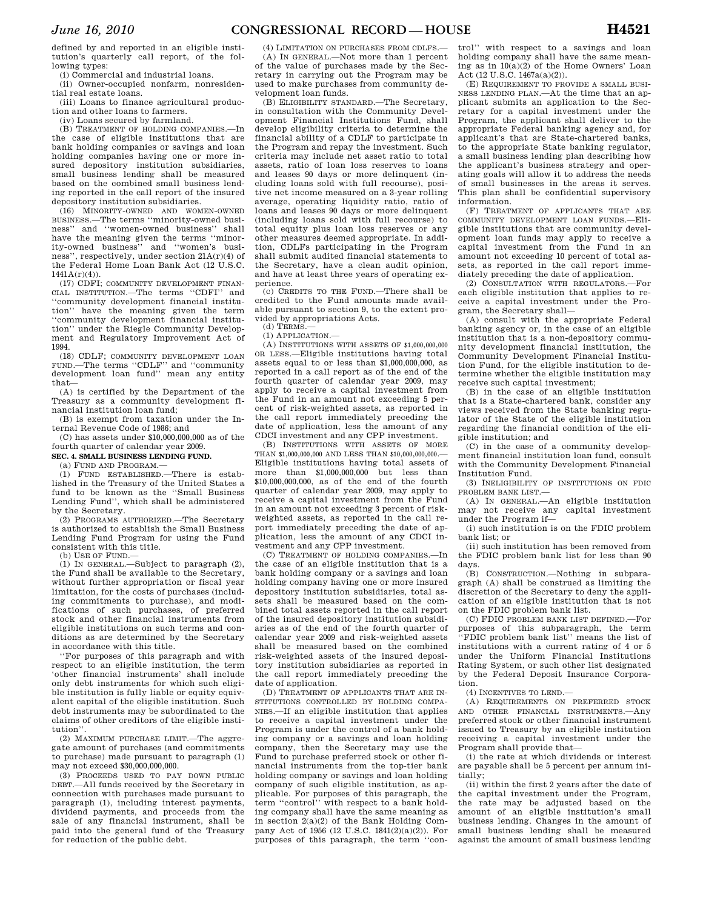defined by and reported in an eligible institution's quarterly call report, of the following types:

(i) Commercial and industrial loans.

(ii) Owner-occupied nonfarm, nonresidential real estate loans.

(iii) Loans to finance agricultural production and other loans to farmers.

(iv) Loans secured by farmland.

(B) TREATMENT OF HOLDING COMPANIES.—In the case of eligible institutions that are bank holding companies or savings and loan holding companies having one or more insured depository institution subsidiaries, small business lending shall be measured based on the combined small business lending reported in the call report of the insured depository institution subsidiaries.

(16) MINORITY-OWNED AND WOMEN-OWNED BUSINESS.—The terms ''minority-owned business'' and ''women-owned business'' shall have the meaning given the terms ''minority-owned business'' and ''women's business'', respectively, under section 21A(r)(4) of the Federal Home Loan Bank Act (12 U.S.C. 1441A(r)(4)).

(17) CDFI; COMMUNITY DEVELOPMENT FINANCIAL INSTITUTION.—The terms ''CDFI'' and ''community development financial institution'' have the meaning given the term ''community development financial institution'' under the Riegle Community Development and Regulatory Improvement Act of 1994.

(18) CDLF; COMMUNITY DEVELOPMENT LOAN FUND.—The terms ''CDLF'' and ''community development loan fund'' mean any entity that—

(A) is certified by the Department of the Treasury as a community development financial institution loan fund;

(B) is exempt from taxation under the Internal Revenue Code of 1986; and

(C) has assets under $10,000,000,000 as of the fourth quarter of calendar year 2009.

**SEC. 4. SMALL BUSINESS LENDING FUND.**

(a) FUND AND PROGRAM.—

(1) FUND ESTABLISHED.—There is established in the Treasury of the United States a fund to be known as the ''Small Business Lending Fund'', which shall be administered by the Secretary.

(2) PROGRAMS AUTHORIZED.—The Secretary is authorized to establish the Small Business Lending Fund Program for using the Fund consistent with this title.

(b) USE OF FUND.—

(1) IN GENERAL.—Subject to paragraph (2), the Fund shall be available to the Secretary, without further appropriation or fiscal year limitation, for the costs of purchases (including commitments to purchase), and modifications of such purchases, of preferred stock and other financial instruments from eligible institutions on such terms and conditions as are determined by the Secretary in accordance with this title.

''For purposes of this paragraph and with respect to an eligible institution, the term 'other financial instruments' shall include only debt instruments for which such eligible institution is fully liable or equity equivalent capital of the eligible institution. Such debt instruments may be subordinated to the claims of other creditors of the eligible institution''.

(2) MAXIMUM PURCHASE LIMIT.—The aggregate amount of purchases (and commitments to purchase) made pursuant to paragraph (1) may not exceed $30,000,000,000.

(3) PROCEEDS USED TO PAY DOWN PUBLIC DEBT.—All funds received by the Secretary in connection with purchases made pursuant to paragraph (1), including interest payments, dividend payments, and proceeds from the sale of any financial instrument, shall be paid into the general fund of the Treasury for reduction of the public debt.

(4) LIMITATION ON PURCHASES FROM CDLFS.—

(A) IN GENERAL.—Not more than 1 percent of the value of purchases made by the Secretary in carrying out the Program may be used to make purchases from community development loan funds.

(B) ELIGIBILITY STANDARD.—The Secretary, in consultation with the Community Development Financial Institutions Fund, shall develop eligibility criteria to determine the financial ability of a CDLF to participate in the Program and repay the investment. Such criteria may include net asset ratio to total assets, ratio of loan loss reserves to loans and leases 90 days or more delinquent (including loans sold with full recourse), positive net income measured on a 3-year rolling average, operating liquidity ratio, ratio of loans and leases 90 days or more delinquent (including loans sold with full recourse) to total equity plus loan loss reserves or any other measures deemed appropriate. In addition, CDLFs participating in the Program shall submit audited financial statements to the Secretary, have a clean audit opinion, and have at least three years of operating experience.

(c) CREDITS TO THE FUND.—There shall be credited to the Fund amounts made available pursuant to section 9, to the extent provided by appropriations Acts.

(d) TERMS.—

(1) APPLICATION.—

(A) INSTITUTIONS WITH ASSETS OF $1,000,000,000 OR LESS.—Eligible institutions having total assets equal to or less than $1,000,000,000, as reported in a call report as of the end of the fourth quarter of calendar year 2009, may apply to receive a capital investment from the Fund in an amount not exceeding 5 percent of risk-weighted assets, as reported in the call report immediately preceding the date of application, less the amount of any CDCI investment and any CPP investment.

(B) INSTITUTIONS WITH ASSETS OF MORE THAN $1,000,000,000 AND LESS THAN $10,000,000,000.—Eligible institutions having total assets of more than $1,000,000,000 but less than $10,000,000,000, as of the end of the fourth quarter of calendar year 2009, may apply to receive a capital investment from the Fund in an amount not exceeding 3 percent of risk-weighted assets, as reported in the call report immediately preceding the date of application, less the amount of any CDCI investment and any CPP investment.

(C) TREATMENT OF HOLDING COMPANIES.—In the case of an eligible institution that is a bank holding company or a savings and loan holding company having one or more insured depository institution subsidiaries, total assets shall be measured based on the combined total assets reported in the call report of the insured depository institution subsidiaries as of the end of the fourth quarter of calendar year 2009 and risk-weighted assets shall be measured based on the combined risk-weighted assets of the insured depository institution subsidiaries as reported in the call report immediately preceding the date of application.

(D) TREATMENT OF APPLICANTS THAT ARE INSTITUTIONS CONTROLLED BY HOLDING COMPANIES.—If an eligible institution that applies to receive a capital investment under the Program is under the control of a bank holding company or a savings and loan holding company, then the Secretary may use the Fund to purchase preferred stock or other financial instruments from the top-tier bank holding company or savings and loan holding company of such eligible institution, as applicable. For purposes of this paragraph, the term ''control'' with respect to a bank holding company shall have the same meaning as in section 2(a)(2) of the Bank Holding Company Act of 1956 (12 U.S.C. 1841(2)(a)(2)). For purposes of this paragraph, the term ''control'' with respect to a savings and loan holding company shall have the same meaning as in 10(a)(2) of the Home Owners' Loan Act (12 U.S.C. 1467a(a)(2)).

(E) REQUIREMENT TO PROVIDE A SMALL BUSINESS LENDING PLAN.—At the time that an applicant submits an application to the Secretary for a capital investment under the Program, the applicant shall deliver to the appropriate Federal banking agency and, for applicant's that are State-chartered banks, to the appropriate State banking regulator, a small business lending plan describing how the applicant's business strategy and operating goals will allow it to address the needs of small businesses in the areas it serves. This plan shall be confidential supervisory information.

(F) TREATMENT OF APPLICANTS THAT ARE COMMUNITY DEVELOPMENT LOAN FUNDS.—Eligible institutions that are community development loan funds may apply to receive a capital investment from the Fund in an amount not exceeding 10 percent of total assets, as reported in the call report immediately preceding the date of application.

(2) CONSULTATION WITH REGULATORS.—For each eligible institution that applies to receive a capital investment under the Program, the Secretary shall—

(A) consult with the appropriate Federal banking agency or, in the case of an eligible institution that is a non-depository community development financial institution, the Community Development Financial Institution Fund, for the eligible institution to determine whether the eligible institution may receive such capital investment;

(B) in the case of an eligible institution that is a State-chartered bank, consider any views received from the State banking regulator of the State of the eligible institution regarding the financial condition of the eligible institution; and

(C) in the case of a community development financial institution loan fund, consult with the Community Development Financial Institution Fund.

(3) INELIGIBILITY OF INSTITUTIONS ON FDIC PROBLEM BANK LIST.—

(A) IN GENERAL.—An eligible institution may not receive any capital investment under the Program if—

(i) such institution is on the FDIC problem bank list; or

(ii) such institution has been removed from the FDIC problem bank list for less than 90 days.

(B) CONSTRUCTION.—Nothing in subparagraph (A) shall be construed as limiting the discretion of the Secretary to deny the application of an eligible institution that is not on the FDIC problem bank list.

(C) FDIC PROBLEM BANK LIST DEFINED.—For purposes of this subparagraph, the term ''FDIC problem bank list'' means the list of institutions with a current rating of 4 or 5 under the Uniform Financial Institutions Rating System, or such other list designated by the Federal Deposit Insurance Corporation.

(4) INCENTIVES TO LEND.—

(A) REQUIREMENTS ON PREFERRED STOCK AND OTHER FINANCIAL INSTRUMENTS.—Any preferred stock or other financial instrument issued to Treasury by an eligible institution receiving a capital investment under the Program shall provide that—

(i) the rate at which dividends or interest are payable shall be 5 percent per annum initially;

(ii) within the first 2 years after the date of the capital investment under the Program, the rate may be adjusted based on the amount of an eligible institution's small business lending. Changes in the amount of small business lending shall be measured against the amount of small business lending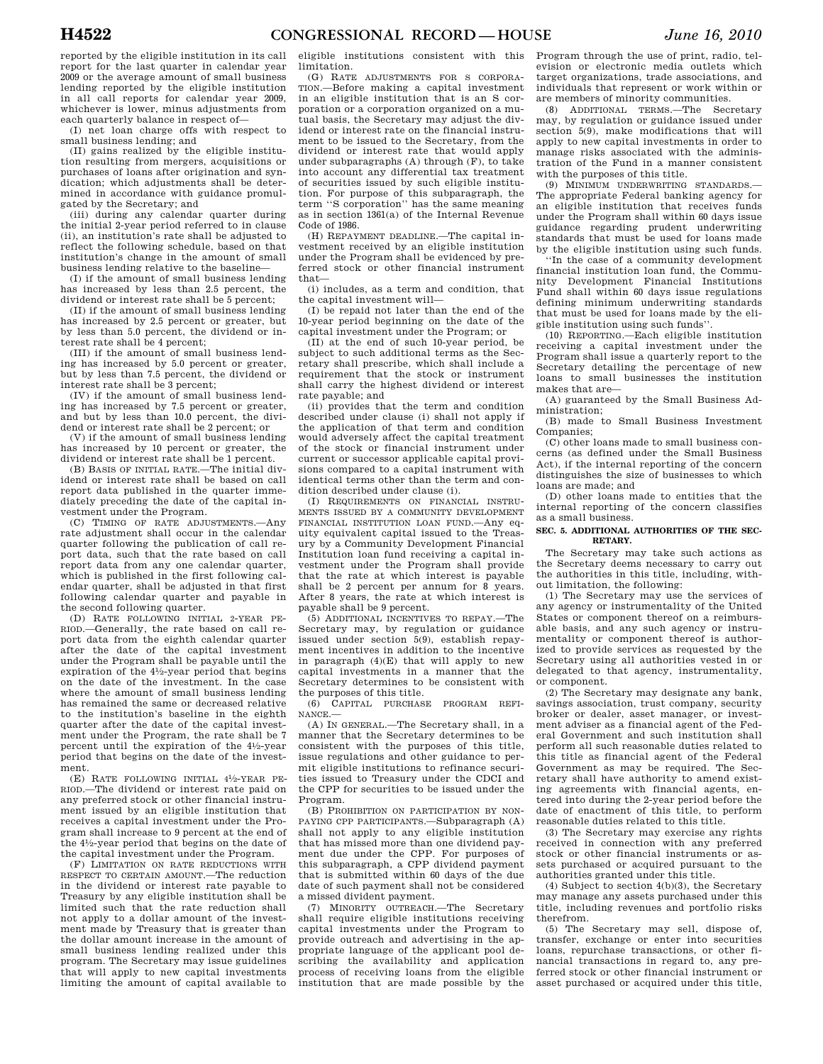reported by the eligible institution in its call report for the last quarter in calendar year 2009 or the average amount of small business lending reported by the eligible institution in all call reports for calendar year 2009, whichever is lower, minus adjustments from each quarterly balance in respect of—

(I) net loan charge offs with respect to small business lending; and

(II) gains realized by the eligible institution resulting from mergers, acquisitions or purchases of loans after origination and syndication; which adjustments shall be determined in accordance with guidance promulgated by the Secretary; and

(iii) during any calendar quarter during the initial 2-year period referred to in clause (ii), an institution's rate shall be adjusted to reflect the following schedule, based on that institution's change in the amount of small business lending relative to the baseline—

(I) if the amount of small business lending has increased by less than 2.5 percent, the dividend or interest rate shall be 5 percent;

(II) if the amount of small business lending has increased by 2.5 percent or greater, but by less than 5.0 percent, the dividend or interest rate shall be 4 percent;

(III) if the amount of small business lending has increased by 5.0 percent or greater, but by less than 7.5 percent, the dividend or interest rate shall be 3 percent;

(IV) if the amount of small business lending has increased by 7.5 percent or greater, and but by less than 10.0 percent, the dividend or interest rate shall be 2 percent; or

(V) if the amount of small business lending has increased by 10 percent or greater, the dividend or interest rate shall be 1 percent.

(B) BASIS OF INITIAL RATE.—The initial dividend or interest rate shall be based on call report data published in the quarter immediately preceding the date of the capital investment under the Program.

(C) TIMING OF RATE ADJUSTMENTS.—Any rate adjustment shall occur in the calendar quarter following the publication of call report data, such that the rate based on call report data from any one calendar quarter, which is published in the first following calendar quarter, shall be adjusted in that first following calendar quarter and payable in the second following quarter.

(D) RATE FOLLOWING INITIAL 2-YEAR PERIOD.—Generally, the rate based on call report data from the eighth calendar quarter after the date of the capital investment under the Program shall be payable until the expiration of the 4½-year period that begins on the date of the investment. In the case where the amount of small business lending has remained the same or decreased relative to the institution's baseline in the eighth quarter after the date of the capital investment under the Program, the rate shall be 7 percent until the expiration of the 4½-year period that begins on the date of the investment.

(E) RATE FOLLOWING INITIAL 4½-YEAR PERIOD.—The dividend or interest rate paid on any preferred stock or other financial instrument issued by an eligible institution that receives a capital investment under the Program shall increase to 9 percent at the end of the 4½-year period that begins on the date of the capital investment under the Program.

(F) LIMITATION ON RATE REDUCTIONS WITH RESPECT TO CERTAIN AMOUNT.—The reduction in the dividend or interest rate payable to Treasury by any eligible institution shall be limited such that the rate reduction shall not apply to a dollar amount of the investment made by Treasury that is greater than the dollar amount increase in the amount of small business lending realized under this program. The Secretary may issue guidelines that will apply to new capital investments limiting the amount of capital available to eligible institutions consistent with this limitation.

(G) RATE ADJUSTMENTS FOR S CORPORATION.—Before making a capital investment in an eligible institution that is an S corporation or a corporation organized on a mutual basis, the Secretary may adjust the dividend or interest rate on the financial instrument to be issued to the Secretary, from the dividend or interest rate that would apply under subparagraphs (A) through (F), to take into account any differential tax treatment of securities issued by such eligible institution. For purpose of this subparagraph, the term "S corporation" has the same meaning as in section 1361(a) of the Internal Revenue Code of 1986.

(H) REPAYMENT DEADLINE.—The capital investment received by an eligible institution under the Program shall be evidenced by preferred stock or other financial instrument that—

(i) includes, as a term and condition, that the capital investment will—

(I) be repaid not later than the end of the 10-year period beginning on the date of the capital investment under the Program; or

(II) at the end of such 10-year period, be subject to such additional terms as the Secretary shall prescribe, which shall include a requirement that the stock or instrument shall carry the highest dividend or interest rate payable; and

(ii) provides that the term and condition described under clause (i) shall not apply if the application of that term and condition would adversely affect the capital treatment of the stock or financial instrument under current or successor applicable capital provisions compared to a capital instrument with identical terms other than the term and condition described under clause (i).

(I) REQUIREMENTS ON FINANCIAL INSTRUMENTS ISSUED BY A COMMUNITY DEVELOPMENT FINANCIAL INSTITUTION LOAN FUND.—Any equity equivalent capital issued to the Treasury by a Community Development Financial Institution loan fund receiving a capital investment under the Program shall provide that the rate at which interest is payable shall be 2 percent per annum for 8 years. After 8 years, the rate at which interest is payable shall be 9 percent.

(5) ADDITIONAL INCENTIVES TO REPAY.—The Secretary may, by regulation or guidance issued under section 5(9), establish repayment incentives in addition to the incentive in paragraph (4)(E) that will apply to new capital investments in a manner that the Secretary determines to be consistent with the purposes of this title.

(6) CAPITAL PURCHASE PROGRAM REFINANCE.—

(A) IN GENERAL.—The Secretary shall, in a manner that the Secretary determines to be consistent with the purposes of this title, issue regulations and other guidance to permit eligible institutions to refinance securities issued to Treasury under the CDCI and the CPP for securities to be issued under the Program.

(B) PROHIBITION ON PARTICIPATION BY NON-PAYING CPP PARTICIPANTS.—Subparagraph (A) shall not apply to any eligible institution that has missed more than one dividend payment due under the CPP. For purposes of this subparagraph, a CPP dividend payment that is submitted within 60 days of the due date of such payment shall not be considered a missed dividend payment.

(7) MINORITY OUTREACH.—The Secretary shall require eligible institutions receiving capital investments under the Program to provide outreach and advertising in the appropriate language of the applicant pool describing the availability and application process of receiving loans from the eligible institution that are made possible by the Program through the use of print, radio, television or electronic media outlets which target organizations, trade associations, and individuals that represent or work within or are members of minority communities.

(8) ADDITIONAL TERMS.—The Secretary may, by regulation or guidance issued under section 5(9), make modifications that will apply to new capital investments in order to manage risks associated with the administration of the Fund in a manner consistent with the purposes of this title.

(9) MINIMUM UNDERWRITING STANDARDS.—The appropriate Federal banking agency for an eligible institution that receives funds under the Program shall within 60 days issue guidance regarding prudent underwriting standards that must be used for loans made by the eligible institution using such funds.

"In the case of a community development financial institution loan fund, the Community Development Financial Institutions Fund shall within 60 days issue regulations defining minimum underwriting standards that must be used for loans made by the eligible institution using such funds".

(10) REPORTING.—Each eligible institution receiving a capital investment under the Program shall issue a quarterly report to the Secretary detailing the percentage of new loans to small businesses the institution makes that are—

(A) guaranteed by the Small Business Administration;

(B) made to Small Business Investment Companies;

(C) other loans made to small business concerns (as defined under the Small Business Act), if the internal reporting of the concern distinguishes the size of businesses to which loans are made; and

(D) other loans made to entities that the internal reporting of the concern classifies as a small business.

**SEC. 5. ADDITIONAL AUTHORITIES OF THE SECRETARY.**

The Secretary may take such actions as the Secretary deems necessary to carry out the authorities in this title, including, without limitation, the following:

(1) The Secretary may use the services of any agency or instrumentality of the United States or component thereof on a reimbursable basis, and any such agency or instrumentality or component thereof is authorized to provide services as requested by the Secretary using all authorities vested in or delegated to that agency, instrumentality, or component.

(2) The Secretary may designate any bank, savings association, trust company, security broker or dealer, asset manager, or investment adviser as a financial agent of the Federal Government and such institution shall perform all such reasonable duties related to this title as financial agent of the Federal Government as may be required. The Secretary shall have authority to amend existing agreements with financial agents, entered into during the 2-year period before the date of enactment of this title, to perform reasonable duties related to this title.

(3) The Secretary may exercise any rights received in connection with any preferred stock or other financial instruments or assets purchased or acquired pursuant to the authorities granted under this title.

(4) Subject to section 4(b)(3), the Secretary may manage any assets purchased under this title, including revenues and portfolio risks therefrom.

(5) The Secretary may sell, dispose of, transfer, exchange or enter into securities loans, repurchase transactions, or other financial transactions in regard to, any preferred stock or other financial instrument or asset purchased or acquired under this title,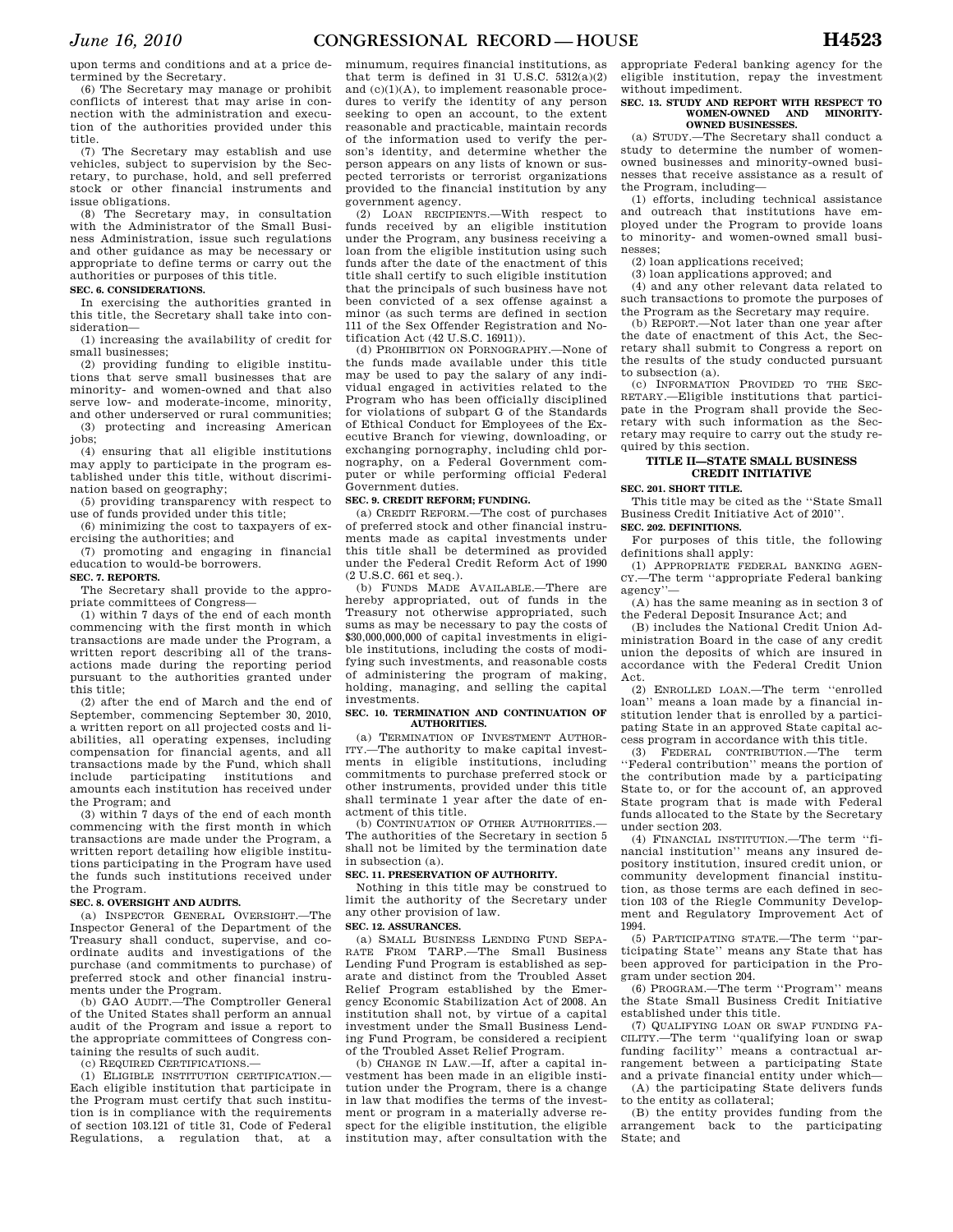upon terms and conditions and at a price determined by the Secretary.

(6) The Secretary may manage or prohibit conflicts of interest that may arise in connection with the administration and execution of the authorities provided under this title.

(7) The Secretary may establish and use vehicles, subject to supervision by the Secretary, to purchase, hold, and sell preferred stock or other financial instruments and issue obligations.

(8) The Secretary may, in consultation with the Administrator of the Small Business Administration, issue such regulations and other guidance as may be necessary or appropriate to define terms or carry out the authorities or purposes of this title.

**SEC. 6. CONSIDERATIONS.**

In exercising the authorities granted in this title, the Secretary shall take into consideration—

(1) increasing the availability of credit for small businesses;

(2) providing funding to eligible institutions that serve small businesses that are minority- and women-owned and that also serve low- and moderate-income, minority, and other underserved or rural communities;

(3) protecting and increasing American jobs;

(4) ensuring that all eligible institutions may apply to participate in the program established under this title, without discrimination based on geography;

(5) providing transparency with respect to use of funds provided under this title;

(6) minimizing the cost to taxpayers of exercising the authorities; and

(7) promoting and engaging in financial education to would-be borrowers.

**SEC. 7. REPORTS.**

The Secretary shall provide to the appropriate committees of Congress—

(1) within 7 days of the end of each month commencing with the first month in which transactions are made under the Program, a written report describing all of the transactions made during the reporting period pursuant to the authorities granted under this title;

(2) after the end of March and the end of September, commencing September 30, 2010, a written report on all projected costs and liabilities, all operating expenses, including compensation for financial agents, and all transactions made by the Fund, which shall include participating institutions and amounts each institution has received under the Program; and

(3) within 7 days of the end of each month commencing with the first month in which transactions are made under the Program, a written report detailing how eligible institutions participating in the Program have used the funds such institutions received under the Program.

**SEC. 8. OVERSIGHT AND AUDITS.**

(a) INSPECTOR GENERAL OVERSIGHT.—The Inspector General of the Department of the Treasury shall conduct, supervise, and coordinate audits and investigations of the purchase (and commitments to purchase) of preferred stock and other financial instruments under the Program.

(b) GAO AUDIT.—The Comptroller General of the United States shall perform an annual audit of the Program and issue a report to the appropriate committees of Congress containing the results of such audit.

(c) REQUIRED CERTIFICATIONS.—

(1) ELIGIBLE INSTITUTION CERTIFICATION.—Each eligible institution that participate in the Program must certify that such institution is in compliance with the requirements of section 103.121 of title 31, Code of Federal Regulations, a regulation that, at a minumum, requires financial institutions, as that term is defined in 31 U.S.C. 5312(a)(2) and (c)(1)(A), to implement reasonable procedures to verify the identity of any person seeking to open an account, to the extent reasonable and practicable, maintain records of the information used to verify the person's identity, and determine whether the person appears on any lists of known or suspected terrorists or terrorist organizations provided to the financial institution by any government agency.

(2) LOAN RECIPIENTS.—With respect to funds received by an eligible institution under the Program, any business receiving a loan from the eligible institution using such funds after the date of the enactment of this title shall certify to such eligible institution that the principals of such business have not been convicted of a sex offense against a minor (as such terms are defined in section 111 of the Sex Offender Registration and Notification Act (42 U.S.C. 16911)).

(d) PROHIBITION ON PORNOGRAPHY.—None of the funds made available under this title may be used to pay the salary of any individual engaged in activities related to the Program who has been officially disciplined for violations of subpart G of the Standards of Ethical Conduct for Employees of the Executive Branch for viewing, downloading, or exchanging pornography, including chld pornography, on a Federal Government computer or while performing official Federal Government duties.

**SEC. 9. CREDIT REFORM; FUNDING.**

(a) CREDIT REFORM.—The cost of purchases of preferred stock and other financial instruments made as capital investments under this title shall be determined as provided under the Federal Credit Reform Act of 1990 (2 U.S.C. 661 et seq.).

(b) FUNDS MADE AVAILABLE.—There are hereby appropriated, out of funds in the Treasury not otherwise appropriated, such sums as may be necessary to pay the costs of $30,000,000,000 of capital investments in eligible institutions, including the costs of modifying such investments, and reasonable costs of administering the program of making, holding, managing, and selling the capital investments.

**SEC. 10. TERMINATION AND CONTINUATION OF AUTHORITIES.**

(a) TERMINATION OF INVESTMENT AUTHORITY.—The authority to make capital investments in eligible institutions, including commitments to purchase preferred stock or other instruments, provided under this title shall terminate 1 year after the date of enactment of this title.

(b) CONTINUATION OF OTHER AUTHORITIES.—The authorities of the Secretary in section 5 shall not be limited by the termination date in subsection (a).

**SEC. 11. PRESERVATION OF AUTHORITY.**

Nothing in this title may be construed to limit the authority of the Secretary under any other provision of law.

**SEC. 12. ASSURANCES.**

(a) SMALL BUSINESS LENDING FUND SEPARATE FROM TARP.—The Small Business Lending Fund Program is established as separate and distinct from the Troubled Asset Relief Program established by the Emergency Economic Stabilization Act of 2008. An institution shall not, by virtue of a capital investment under the Small Business Lending Fund Program, be considered a recipient of the Troubled Asset Relief Program.

(b) CHANGE IN LAW.—If, after a capital investment has been made in an eligible institution under the Program, there is a change in law that modifies the terms of the investment or program in a materially adverse respect for the eligible institution, the eligible institution may, after consultation with the appropriate Federal banking agency for the eligible institution, repay the investment without impediment.

**SEC. 13. STUDY AND REPORT WITH RESPECT TO WOMEN-OWNED AND MINORITY-OWNED BUSINESSES.**

(a) STUDY.—The Secretary shall conduct a study to determine the number of women-owned businesses and minority-owned businesses that receive assistance as a result of the Program, including—

(1) efforts, including technical assistance and outreach that institutions have employed under the Program to provide loans to minority- and women-owned small businesses;

(2) loan applications received;

(3) loan applications approved; and

(4) and any other relevant data related to such transactions to promote the purposes of the Program as the Secretary may require.

(b) REPORT.—Not later than one year after the date of enactment of this Act, the Secretary shall submit to Congress a report on the results of the study conducted pursuant to subsection (a).

(c) INFORMATION PROVIDED TO THE SECRETARY.—Eligible institutions that participate in the Program shall provide the Secretary with such information as the Secretary may require to carry out the study required by this section.

## TITLE II—STATE SMALL BUSINESS CREDIT INITIATIVE

**SEC. 201. SHORT TITLE.**

This title may be cited as the ''State Small Business Credit Initiative Act of 2010''.

**SEC. 202. DEFINITIONS.**

For purposes of this title, the following definitions shall apply:

(1) APPROPRIATE FEDERAL BANKING AGENCY.—The term ''appropriate Federal banking agency''—

(A) has the same meaning as in section 3 of the Federal Deposit Insurance Act; and

(B) includes the National Credit Union Administration Board in the case of any credit union the deposits of which are insured in accordance with the Federal Credit Union Act.

(2) ENROLLED LOAN.—The term ''enrolled loan'' means a loan made by a financial institution lender that is enrolled by a participating State in an approved State capital access program in accordance with this title.

(3) FEDERAL CONTRIBUTION.—The term ''Federal contribution'' means the portion of the contribution made by a participating State to, or for the account of, an approved State program that is made with Federal funds allocated to the State by the Secretary under section 203.

(4) FINANCIAL INSTITUTION.—The term ''financial institution'' means any insured depository institution, insured credit union, or community development financial institution, as those terms are each defined in section 103 of the Riegle Community Development and Regulatory Improvement Act of 1994.

(5) PARTICIPATING STATE.—The term ''participating State'' means any State that has been approved for participation in the Program under section 204.

(6) PROGRAM.—The term ''Program'' means the State Small Business Credit Initiative established under this title.

(7) QUALIFYING LOAN OR SWAP FUNDING FACILITY.—The term ''qualifying loan or swap funding facility'' means a contractual arrangement between a participating State and a private financial entity under which—

(A) the participating State delivers funds to the entity as collateral;

(B) the entity provides funding from the arrangement back to the participating State; and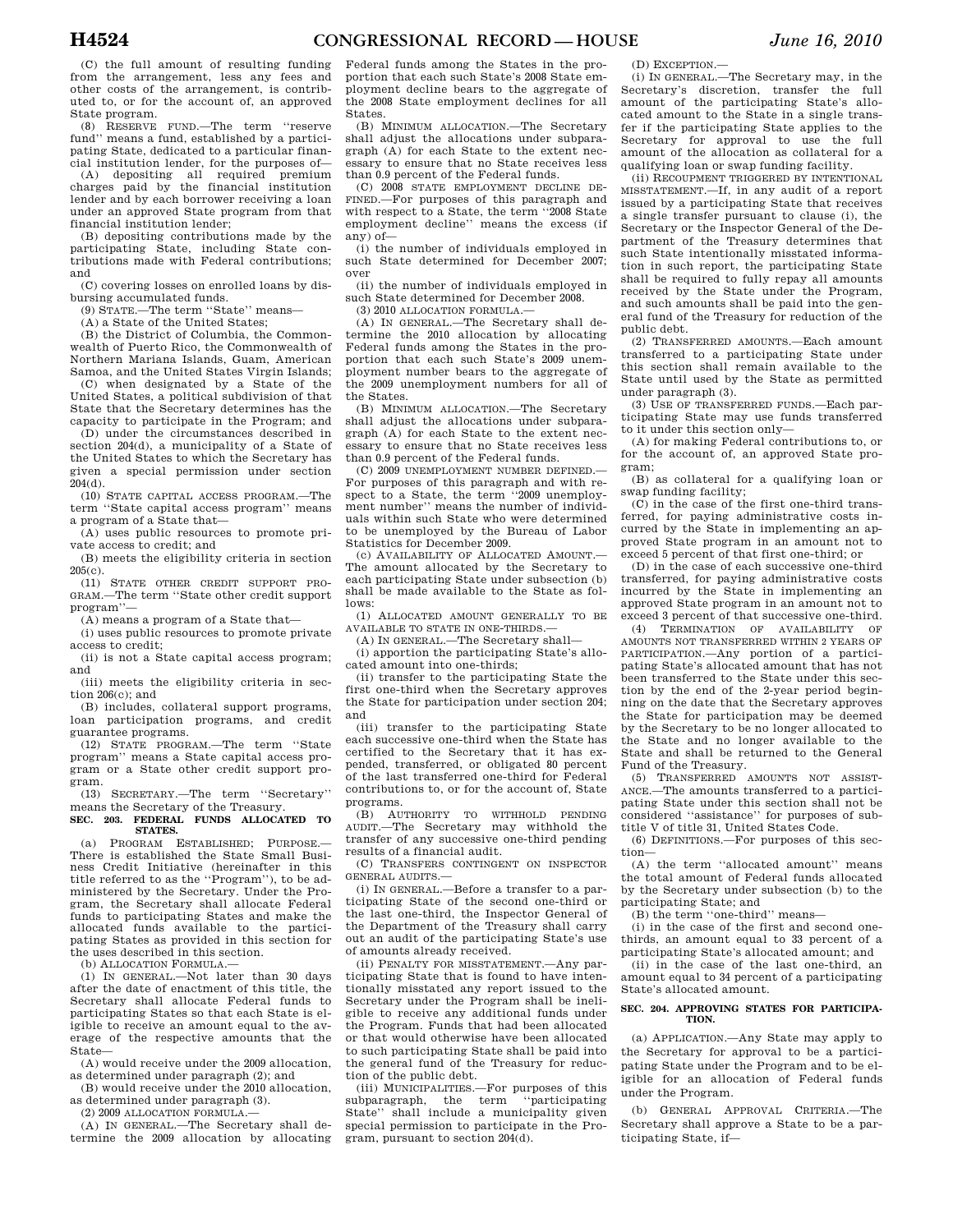(C) the full amount of resulting funding from the arrangement, less any fees and other costs of the arrangement, is contributed to, or for the account of, an approved State program.

(8) RESERVE FUND.—The term ''reserve fund'' means a fund, established by a participating State, dedicated to a particular financial institution lender, for the purposes of—

(A) depositing all required premium charges paid by the financial institution lender and by each borrower receiving a loan under an approved State program from that financial institution lender;

(B) depositing contributions made by the participating State, including State contributions made with Federal contributions; and

(C) covering losses on enrolled loans by disbursing accumulated funds.

(9) STATE.—The term ''State'' means—

(A) a State of the United States;

(B) the District of Columbia, the Commonwealth of Puerto Rico, the Commonwealth of Northern Mariana Islands, Guam, American Samoa, and the United States Virgin Islands;

(C) when designated by a State of the United States, a political subdivision of that State that the Secretary determines has the capacity to participate in the Program; and

(D) under the circumstances described in section 204(d), a municipality of a State of the United States to which the Secretary has given a special permission under section 204(d).

(10) STATE CAPITAL ACCESS PROGRAM.—The term ''State capital access program'' means a program of a State that—

(A) uses public resources to promote private access to credit; and

(B) meets the eligibility criteria in section 205(c).

(11) STATE OTHER CREDIT SUPPORT PROGRAM.—The term ''State other credit support program''—

(A) means a program of a State that—

(i) uses public resources to promote private access to credit;

(ii) is not a State capital access program; and

(iii) meets the eligibility criteria in section 206(c); and

(B) includes, collateral support programs, loan participation programs, and credit guarantee programs.

(12) STATE PROGRAM.—The term ''State program'' means a State capital access program or a State other credit support program.

(13) SECRETARY.—The term ''Secretary'' means the Secretary of the Treasury.

**SEC. 203. FEDERAL FUNDS ALLOCATED TO STATES.**

(a) PROGRAM ESTABLISHED; PURPOSE.—There is established the State Small Business Credit Initiative (hereinafter in this title referred to as the ''Program''), to be administered by the Secretary. Under the Program, the Secretary shall allocate Federal funds to participating States and make the allocated funds available to the participating States as provided in this section for the uses described in this section.

(b) ALLOCATION FORMULA.—

(1) IN GENERAL.—Not later than 30 days after the date of enactment of this title, the Secretary shall allocate Federal funds to participating States so that each State is eligible to receive an amount equal to the average of the respective amounts that the State—

(A) would receive under the 2009 allocation, as determined under paragraph (2); and

(B) would receive under the 2010 allocation, as determined under paragraph (3).

(2) 2009 ALLOCATION FORMULA.—

(A) IN GENERAL.—The Secretary shall determine the 2009 allocation by allocating Federal funds among the States in the proportion that each such State's 2008 State employment decline bears to the aggregate of the 2008 State employment declines for all States.

(B) MINIMUM ALLOCATION.—The Secretary shall adjust the allocations under subparagraph (A) for each State to the extent necessary to ensure that no State receives less than 0.9 percent of the Federal funds.

(C) 2008 STATE EMPLOYMENT DECLINE DEFINED.—For purposes of this paragraph and with respect to a State, the term ''2008 State employment decline'' means the excess (if any) of—

(i) the number of individuals employed in such State determined for December 2007; over

(ii) the number of individuals employed in such State determined for December 2008.

(3) 2010 ALLOCATION FORMULA.—

(A) IN GENERAL.—The Secretary shall determine the 2010 allocation by allocating Federal funds among the States in the proportion that each such State's 2009 unemployment number bears to the aggregate of the 2009 unemployment numbers for all of the States.

(B) MINIMUM ALLOCATION.—The Secretary shall adjust the allocations under subparagraph (A) for each State to the extent necessary to ensure that no State receives less than 0.9 percent of the Federal funds.

(C) 2009 UNEMPLOYMENT NUMBER DEFINED.—For purposes of this paragraph and with respect to a State, the term ''2009 unemployment number'' means the number of individuals within such State who were determined to be unemployed by the Bureau of Labor Statistics for December 2009.

(c) AVAILABILITY OF ALLOCATED AMOUNT.—The amount allocated by the Secretary to each participating State under subsection (b) shall be made available to the State as follows:

(1) ALLOCATED AMOUNT GENERALLY TO BE AVAILABLE TO STATE IN ONE-THIRDS.—

(A) IN GENERAL.—The Secretary shall—

(i) apportion the participating State's allocated amount into one-thirds;

(ii) transfer to the participating State the first one-third when the Secretary approves the State for participation under section 204; and

(iii) transfer to the participating State each successive one-third when the State has certified to the Secretary that it has expended, transferred, or obligated 80 percent of the last transferred one-third for Federal contributions to, or for the account of, State programs.

(B) AUTHORITY TO WITHHOLD PENDING AUDIT.—The Secretary may withhold the transfer of any successive one-third pending results of a financial audit.

(C) TRANSFERS CONTINGENT ON INSPECTOR GENERAL AUDITS.—

(i) IN GENERAL.—Before a transfer to a participating State of the second one-third or the last one-third, the Inspector General of the Department of the Treasury shall carry out an audit of the participating State's use of amounts already received.

(ii) PENALTY FOR MISSTATEMENT.—Any participating State that is found to have intentionally misstated any report issued to the Secretary under the Program shall be ineligible to receive any additional funds under the Program. Funds that had been allocated or that would otherwise have been allocated to such participating State shall be paid into the general fund of the Treasury for reduction of the public debt.

(iii) MUNICIPALITIES.—For purposes of this subparagraph, the term ''participating State'' shall include a municipality given special permission to participate in the Program, pursuant to section 204(d).

(D) EXCEPTION.—

(i) IN GENERAL.—The Secretary may, in the Secretary's discretion, transfer the full amount of the participating State's allocated amount to the State in a single transfer if the participating State applies to the Secretary for approval to use the full amount of the allocation as collateral for a qualifying loan or swap funding facility.

(ii) RECOUPMENT TRIGGERED BY INTENTIONAL MISSTATEMENT.—If, in any audit of a report issued by a participating State that receives a single transfer pursuant to clause (i), the Secretary or the Inspector General of the Department of the Treasury determines that such State intentionally misstated information in such report, the participating State shall be required to fully repay all amounts received by the State under the Program, and such amounts shall be paid into the general fund of the Treasury for reduction of the public debt.

(2) TRANSFERRED AMOUNTS.—Each amount transferred to a participating State under this section shall remain available to the State until used by the State as permitted under paragraph (3).

(3) USE OF TRANSFERRED FUNDS.—Each participating State may use funds transferred to it under this section only—

(A) for making Federal contributions to, or for the account of, an approved State program;

(B) as collateral for a qualifying loan or swap funding facility;

(C) in the case of the first one-third transferred, for paying administrative costs incurred by the State in implementing an approved State program in an amount not to exceed 5 percent of that first one-third; or

(D) in the case of each successive one-third transferred, for paying administrative costs incurred by the State in implementing an approved State program in an amount not to exceed 3 percent of that successive one-third.

(4) TERMINATION OF AVAILABILITY OF AMOUNTS NOT TRANSFERRED WITHIN 2 YEARS OF PARTICIPATION.—Any portion of a participating State's allocated amount that has not been transferred to the State under this section by the end of the 2-year period beginning on the date that the Secretary approves the State for participation may be deemed by the Secretary to be no longer allocated to the State and no longer available to the State and shall be returned to the General Fund of the Treasury.

(5) TRANSFERRED AMOUNTS NOT ASSISTANCE.—The amounts transferred to a participating State under this section shall not be considered ''assistance'' for purposes of subtitle V of title 31, United States Code.

(6) DEFINITIONS.—For purposes of this section—

(A) the term ''allocated amount'' means the total amount of Federal funds allocated by the Secretary under subsection (b) to the participating State; and

(B) the term ''one-third'' means—

(i) in the case of the first and second one-thirds, an amount equal to 33 percent of a participating State's allocated amount; and

(ii) in the case of the last one-third, an amount equal to 34 percent of a participating State's allocated amount.

**SEC. 204. APPROVING STATES FOR PARTICIPATION.**

(a) APPLICATION.—Any State may apply to the Secretary for approval to be a participating State under the Program and to be eligible for an allocation of Federal funds under the Program.

(b) GENERAL APPROVAL CRITERIA.—The Secretary shall approve a State to be a participating State, if—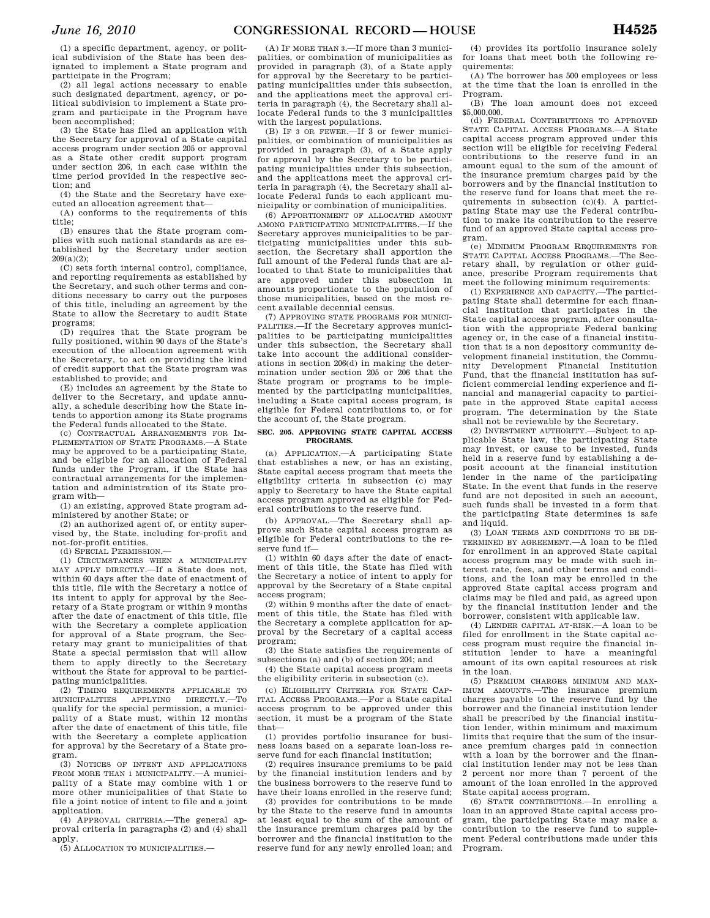(1) a specific department, agency, or political subdivision of the State has been designated to implement a State program and participate in the Program;

(2) all legal actions necessary to enable such designated department, agency, or political subdivision to implement a State program and participate in the Program have been accomplished;

(3) the State has filed an application with the Secretary for approval of a State capital access program under section 205 or approval as a State other credit support program under section 206, in each case within the time period provided in the respective section; and

(4) the State and the Secretary have executed an allocation agreement that—

(A) conforms to the requirements of this title;

(B) ensures that the State program complies with such national standards as are established by the Secretary under section 209(a)(2);

(C) sets forth internal control, compliance, and reporting requirements as established by the Secretary, and such other terms and conditions necessary to carry out the purposes of this title, including an agreement by the State to allow the Secretary to audit State programs;

(D) requires that the State program be fully positioned, within 90 days of the State's execution of the allocation agreement with the Secretary, to act on providing the kind of credit support that the State program was established to provide; and

(E) includes an agreement by the State to deliver to the Secretary, and update annually, a schedule describing how the State intends to apportion among its State programs the Federal funds allocated to the State.

(c) CONTRACTUAL ARRANGEMENTS FOR IMPLEMENTATION OF STATE PROGRAMS.—A State may be approved to be a participating State, and be eligible for an allocation of Federal funds under the Program, if the State has contractual arrangements for the implementation and administration of its State program with—

(1) an existing, approved State program administered by another State; or

(2) an authorized agent of, or entity supervised by, the State, including for-profit and not-for-profit entities.

(d) SPECIAL PERMISSION.—

(1) CIRCUMSTANCES WHEN A MUNICIPALITY MAY APPLY DIRECTLY.—If a State does not, within 60 days after the date of enactment of this title, file with the Secretary a notice of its intent to apply for approval by the Secretary of a State program or within 9 months after the date of enactment of this title, file with the Secretary a complete application for approval of a State program, the Secretary may grant to municipalities of that State a special permission that will allow them to apply directly to the Secretary without the State for approval to be participating municipalities.

(2) TIMING REQUIREMENTS APPLICABLE TO MUNICIPALITIES APPLYING DIRECTLY.—To qualify for the special permission, a municipality of a State must, within 12 months after the date of enactment of this title, file with the Secretary a complete application for approval by the Secretary of a State program.

(3) NOTICES OF INTENT AND APPLICATIONS FROM MORE THAN 1 MUNICIPALITY.—A municipality of a State may combine with 1 or more other municipalities of that State to file a joint notice of intent to file and a joint application.

(4) APPROVAL CRITERIA.—The general approval criteria in paragraphs (2) and (4) shall apply.

(5) ALLOCATION TO MUNICIPALITIES.—

(A) IF MORE THAN 3.—If more than 3 municipalities, or combination of municipalities as provided in paragraph (3), of a State apply for approval by the Secretary to be participating municipalities under this subsection, and the applications meet the approval criteria in paragraph (4), the Secretary shall allocate Federal funds to the 3 municipalities with the largest populations.

(B) IF 3 OR FEWER.—If 3 or fewer municipalities, or combination of municipalities as provided in paragraph (3), of a State apply for approval by the Secretary to be participating municipalities under this subsection, and the applications meet the approval criteria in paragraph (4), the Secretary shall allocate Federal funds to each applicant municipality or combination of municipalities.

(6) APPORTIONMENT OF ALLOCATED AMOUNT AMONG PARTICIPATING MUNICIPALITIES.—If the Secretary approves municipalities to be participating municipalities under this subsection, the Secretary shall apportion the full amount of the Federal funds that are allocated to that State to municipalities that are approved under this subsection in amounts proportionate to the population of those municipalities, based on the most recent available decennial census.

(7) APPROVING STATE PROGRAMS FOR MUNICIPALITIES.—If the Secretary approves municipalities to be participating municipalities under this subsection, the Secretary shall take into account the additional considerations in section 206(d) in making the determination under section 205 or 206 that the State program or programs to be implemented by the participating municipalities, including a State capital access program, is eligible for Federal contributions to, or for the account of, the State program.

### SEC. 205. APPROVING STATE CAPITAL ACCESS PROGRAMS.

(a) APPLICATION.—A participating State that establishes a new, or has an existing, State capital access program that meets the eligibility criteria in subsection (c) may apply to Secretary to have the State capital access program approved as eligible for Federal contributions to the reserve fund.

(b) APPROVAL.—The Secretary shall approve such State capital access program as eligible for Federal contributions to the reserve fund if—

(1) within 60 days after the date of enactment of this title, the State has filed with the Secretary a notice of intent to apply for approval by the Secretary of a State capital access program;

(2) within 9 months after the date of enactment of this title, the State has filed with the Secretary a complete application for approval by the Secretary of a capital access program;

(3) the State satisfies the requirements of subsections (a) and (b) of section 204; and

(4) the State capital access program meets the eligibility criteria in subsection (c).

(c) ELIGIBILITY CRITERIA FOR STATE CAPITAL ACCESS PROGRAMS.—For a State capital access program to be approved under this section, it must be a program of the State that—

(1) provides portfolio insurance for business loans based on a separate loan-loss reserve fund for each financial institution;

(2) requires insurance premiums to be paid by the financial institution lenders and by the business borrowers to the reserve fund to have their loans enrolled in the reserve fund;

(3) provides for contributions to be made by the State to the reserve fund in amounts at least equal to the sum of the amount of the insurance premium charges paid by the borrower and the financial institution to the reserve fund for any newly enrolled loan; and

(4) provides its portfolio insurance solely for loans that meet both the following requirements:

(A) The borrower has 500 employees or less at the time that the loan is enrolled in the Program.

(B) The loan amount does not exceed $5,000,000.

(d) FEDERAL CONTRIBUTIONS TO APPROVED STATE CAPITAL ACCESS PROGRAMS.—A State capital access program approved under this section will be eligible for receiving Federal contributions to the reserve fund in an amount equal to the sum of the amount of the insurance premium charges paid by the borrowers and by the financial institution to the reserve fund for loans that meet the requirements in subsection (c)(4). A participating State may use the Federal contribution to make its contribution to the reserve fund of an approved State capital access program.

(e) MINIMUM PROGRAM REQUIREMENTS FOR STATE CAPITAL ACCESS PROGRAMS.—The Secretary shall, by regulation or other guidance, prescribe Program requirements that meet the following minimum requirements:

(1) EXPERIENCE AND CAPACITY.—The participating State shall determine for each financial institution that participates in the State capital access program, after consultation with the appropriate Federal banking agency or, in the case of a financial institution that is a non depository community development financial institution, the Community Development Financial Institution Fund, that the financial institution has sufficient commercial lending experience and financial and managerial capacity to participate in the approved State capital access program. The determination by the State shall not be reviewable by the Secretary.

(2) INVESTMENT AUTHORITY.—Subject to applicable State law, the participating State may invest, or cause to be invested, funds held in a reserve fund by establishing a deposit account at the financial institution lender in the name of the participating State. In the event that funds in the reserve fund are not deposited in such an account, such funds shall be invested in a form that the participating State determines is safe and liquid.

(3) LOAN TERMS AND CONDITIONS TO BE DETERMINED BY AGREEMENT.—A loan to be filed for enrollment in an approved State capital access program may be made with such interest rate, fees, and other terms and conditions, and the loan may be enrolled in the approved State capital access program and claims may be filed and paid, as agreed upon by the financial institution lender and the borrower, consistent with applicable law.

(4) LENDER CAPITAL AT-RISK.—A loan to be filed for enrollment in the State capital access program must require the financial institution lender to have a meaningful amount of its own capital resources at risk in the loan.

(5) PREMIUM CHARGES MINIMUM AND MAXIMUM AMOUNTS.—The insurance premium charges payable to the reserve fund by the borrower and the financial institution lender shall be prescribed by the financial institution lender, within minimum and maximum limits that require that the sum of the insurance premium charges paid in connection with a loan by the borrower and the financial institution lender may not be less than 2 percent nor more than 7 percent of the amount of the loan enrolled in the approved State capital access program.

(6) STATE CONTRIBUTIONS.—In enrolling a loan in an approved State capital access program, the participating State may make a contribution to the reserve fund to supplement Federal contributions made under this Program.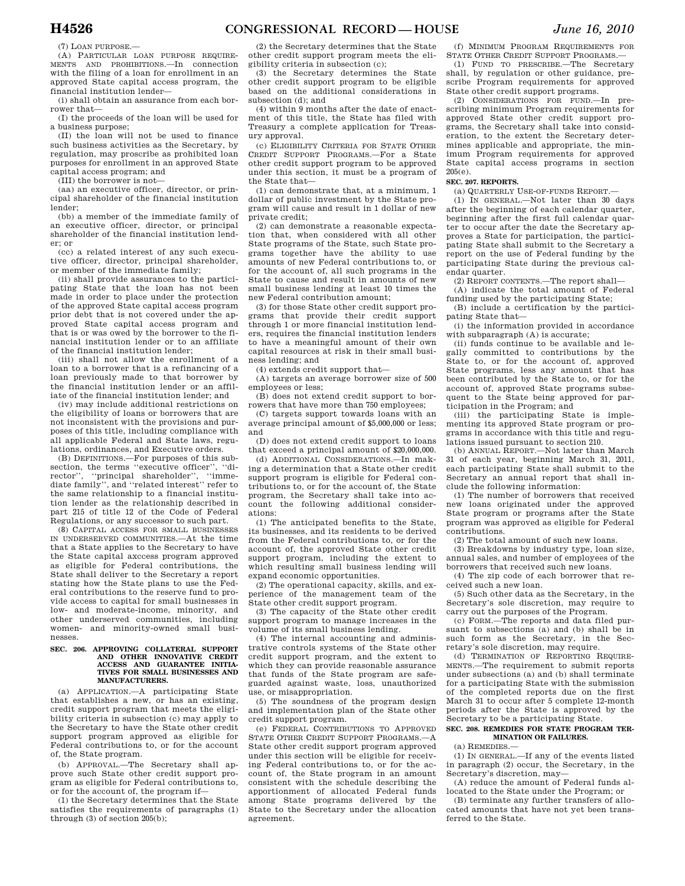(7) LOAN PURPOSE.—

(A) PARTICULAR LOAN PURPOSE REQUIREMENTS AND PROHIBITIONS.—In connection with the filing of a loan for enrollment in an approved State capital access program, the financial institution lender—

(i) shall obtain an assurance from each borrower that—

(I) the proceeds of the loan will be used for a business purpose;

(II) the loan will not be used to finance such business activities as the Secretary, by regulation, may proscribe as prohibited loan purposes for enrollment in an approved State capital access program; and

(III) the borrower is not—

(aa) an executive officer, director, or principal shareholder of the financial institution lender;

(bb) a member of the immediate family of an executive officer, director, or principal shareholder of the financial institution lender; or

(cc) a related interest of any such executive officer, director, principal shareholder, or member of the immediate family;

(ii) shall provide assurances to the participating State that the loan has not been made in order to place under the protection of the approved State capital access program prior debt that is not covered under the approved State capital access program and that is or was owed by the borrower to the financial institution lender or to an affiliate of the financial institution lender;

(iii) shall not allow the enrollment of a loan to a borrower that is a refinancing of a loan previously made to that borrower by the financial institution lender or an affiliate of the financial institution lender; and

(iv) may include additional restrictions on the eligibility of loans or borrowers that are not inconsistent with the provisions and purposes of this title, including compliance with all applicable Federal and State laws, regulations, ordinances, and Executive orders.

(B) DEFINITIONS.—For purposes of this subsection, the terms "executive officer", "director", "principal shareholder", "immediate family", and "related interest" refer to the same relationship to a financial institution lender as the relationship described in part 215 of title 12 of the Code of Federal Regulations, or any successor to such part.

(8) CAPITAL ACCESS FOR SMALL BUSINESSES IN UNDERSERVED COMMUNITIES.—At the time that a State applies to the Secretary to have the State capital axccess program approved as eligible for Federal contributions, the State shall deliver to the Secretary a report stating how the State plans to use the Federal contributions to the reserve fund to provide access to capital for small businesses in low- and moderate-income, minority, and other underserved communities, including women- and minority-owned small businesses.

**SEC. 206. APPROVING COLLATERAL SUPPORT AND OTHER INNOVATIVE CREDIT ACCESS AND GUARANTEE INITIATIVES FOR SMALL BUSINESSES AND MANUFACTURERS.**

(a) APPLICATION.—A participating State that establishes a new, or has an existing, credit support program that meets the eligibility criteria in subsection (c) may apply to the Secretary to have the State other credit support program approved as eligible for Federal contributions to, or for the account of, the State program.

(b) APPROVAL.—The Secretary shall approve such State other credit support program as eligible for Federal contributions to, or for the account of, the program if—

(1) the Secretary determines that the State satisfies the requirements of paragraphs (1) through (3) of section 205(b);

(2) the Secretary determines that the State other credit support program meets the eligibility criteria in subsection (c);

(3) the Secretary determines the State other credit support program to be eligible based on the additional considerations in subsection (d); and

(4) within 9 months after the date of enactment of this title, the State has filed with Treasury a complete application for Treasury approval.

(c) ELIGIBILITY CRITERIA FOR STATE OTHER CREDIT SUPPORT PROGRAMS.—For a State other credit support program to be approved under this section, it must be a program of the State that—

(1) can demonstrate that, at a minimum, 1 dollar of public investment by the State program will cause and result in 1 dollar of new private credit;

(2) can demonstrate a reasonable expectation that, when considered with all other State programs of the State, such State programs together have the ability to use amounts of new Federal contributions to, or for the account of, all such programs in the State to cause and result in amounts of new small business lending at least 10 times the new Federal contribution amount;

(3) for those State other credit support programs that provide their credit support through 1 or more financial institution lenders, requires the financial institution lenders to have a meaningful amount of their own capital resources at risk in their small business lending; and

(4) extends credit support that—

(A) targets an average borrower size of 500 employees or less;

(B) does not extend credit support to borrowers that have more than 750 employees;

(C) targets support towards loans with an average principal amount of $5,000,000 or less; and

(D) does not extend credit support to loans that exceed a principal amount of $20,000,000.

(d) ADDITIONAL CONSIDERATIONS.—In making a determination that a State other credit support program is eligible for Federal contributions to, or for the account of, the State program, the Secretary shall take into account the following additional considerations:

(1) The anticipated benefits to the State, its businesses, and its residents to be derived from the Federal contributions to, or for the account of, the approved State other credit support program, including the extent to which resulting small business lending will expand economic opportunities.

(2) The operational capacity, skills, and experience of the management team of the State other credit support program.

(3) The capacity of the State other credit support program to manage increases in the volume of its small business lending.

(4) The internal accounting and administrative controls systems of the State other credit support program, and the extent to which they can provide reasonable assurance that funds of the State program are safeguarded against waste, loss, unauthorized use, or misappropriation.

(5) The soundness of the program design and implementation plan of the State other credit support program.

(e) FEDERAL CONTRIBUTIONS TO APPROVED STATE OTHER CREDIT SUPPORT PROGRAMS.—A State other credit support program approved under this section will be eligible for receiving Federal contributions to, or for the account of, the State program in an amount consistent with the schedule describing the apportionment of allocated Federal funds among State programs delivered by the State to the Secretary under the allocation agreement.

(f) MINIMUM PROGRAM REQUIREMENTS FOR STATE OTHER CREDIT SUPPORT PROGRAMS.—

(1) FUND TO PRESCRIBE.—The Secretary shall, by regulation or other guidance, prescribe Program requirements for approved State other credit support programs.

(2) CONSIDERATIONS FOR FUND.—In prescribing minimum Program requirements for approved State other credit support programs, the Secretary shall take into consideration, to the extent the Secretary determines applicable and appropriate, the minimum Program requirements for approved State capital access programs in section 205(e).

**SEC. 207. REPORTS.**

(a) QUARTERLY USE-OF-FUNDS REPORT.—

(1) IN GENERAL.—Not later than 30 days after the beginning of each calendar quarter, beginning after the first full calendar quarter to occur after the date the Secretary approves a State for participation, the participating State shall submit to the Secretary a report on the use of Federal funding by the participating State during the previous calendar quarter.

(2) REPORT CONTENTS.—The report shall—

(A) indicate the total amount of Federal funding used by the participating State;

(B) include a certification by the participating State that—

(i) the information provided in accordance with subparagraph (A) is accurate;

(ii) funds continue to be available and legally committed to contributions by the State to, or for the account of, approved State programs, less any amount that has been contributed by the State to, or for the account of, approved State programs subsequent to the State being approved for participation in the Program; and

(iii) the participating State is implementing its approved State program or programs in accordance with this title and regulations issued pursuant to section 210.

(b) ANNUAL REPORT.—Not later than March 31 of each year, beginning March 31, 2011, each participating State shall submit to the Secretary an annual report that shall include the following information:

(1) The number of borrowers that received new loans originated under the approved State program or programs after the State program was approved as eligible for Federal contributions.

(2) The total amount of such new loans.

(3) Breakdowns by industry type, loan size, annual sales, and number of employees of the borrowers that received such new loans.

(4) The zip code of each borrower that received such a new loan.

(5) Such other data as the Secretary, in the Secretary's sole discretion, may require to carry out the purposes of the Program.

(c) FORM.—The reports and data filed pursuant to subsections (a) and (b) shall be in such form as the Secretary, in the Secretary's sole discretion, may require.

(d) TERMINATION OF REPORTING REQUIREMENTS.—The requirement to submit reports under subsections (a) and (b) shall terminate for a participating State with the submission of the completed reports due on the first March 31 to occur after 5 complete 12-month periods after the State is approved by the Secretary to be a participating State.

**SEC. 208. REMEDIES FOR STATE PROGRAM TERMINATION OR FAILURES.**

(a) REMEDIES.—

(1) IN GENERAL.—If any of the events listed in paragraph (2) occur, the Secretary, in the Secretary's discretion, may—

(A) reduce the amount of Federal funds allocated to the State under the Program; or

(B) terminate any further transfers of allocated amounts that have not yet been transferred to the State.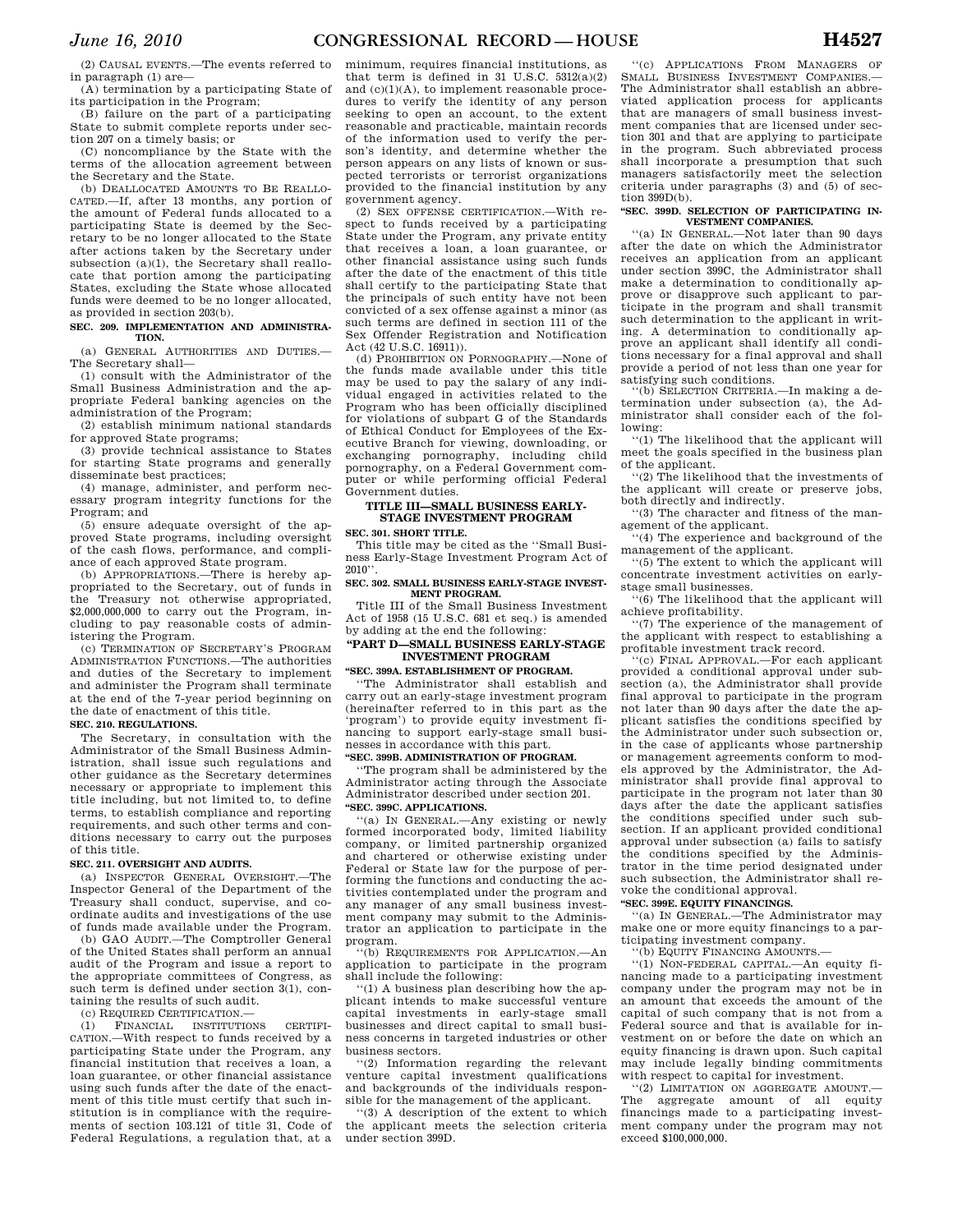(2) CAUSAL EVENTS.—The events referred to in paragraph (1) are—

(A) termination by a participating State of its participation in the Program;

(B) failure on the part of a participating State to submit complete reports under section 207 on a timely basis; or

(C) noncompliance by the State with the terms of the allocation agreement between the Secretary and the State.

(b) DEALLOCATED AMOUNTS TO BE REALLOCATED.—If, after 13 months, any portion of the amount of Federal funds allocated to a participating State is deemed by the Secretary to be no longer allocated to the State after actions taken by the Secretary under subsection (a)(1), the Secretary shall reallocate that portion among the participating States, excluding the State whose allocated funds were deemed to be no longer allocated, as provided in section 203(b).

**SEC. 209. IMPLEMENTATION AND ADMINISTRATION.**

(a) GENERAL AUTHORITIES AND DUTIES.—The Secretary shall—

(1) consult with the Administrator of the Small Business Administration and the appropriate Federal banking agencies on the administration of the Program;

(2) establish minimum national standards for approved State programs;

(3) provide technical assistance to States for starting State programs and generally disseminate best practices;

(4) manage, administer, and perform necessary program integrity functions for the Program; and

(5) ensure adequate oversight of the approved State programs, including oversight of the cash flows, performance, and compliance of each approved State program.

(b) APPROPRIATIONS.—There is hereby appropriated to the Secretary, out of funds in the Treasury not otherwise appropriated, $2,000,000,000 to carry out the Program, including to pay reasonable costs of administering the Program.

(c) TERMINATION OF SECRETARY'S PROGRAM ADMINISTRATION FUNCTIONS.—The authorities and duties of the Secretary to implement and administer the Program shall terminate at the end of the 7-year period beginning on the date of enactment of this title.

**SEC. 210. REGULATIONS.**

The Secretary, in consultation with the Administrator of the Small Business Administration, shall issue such regulations and other guidance as the Secretary determines necessary or appropriate to implement this title including, but not limited to, to define terms, to establish compliance and reporting requirements, and such other terms and conditions necessary to carry out the purposes of this title.

**SEC. 211. OVERSIGHT AND AUDITS.**

(a) INSPECTOR GENERAL OVERSIGHT.—The Inspector General of the Department of the Treasury shall conduct, supervise, and coordinate audits and investigations of the use of funds made available under the Program.

(b) GAO AUDIT.—The Comptroller General of the United States shall perform an annual audit of the Program and issue a report to the appropriate committees of Congress, as such term is defined under section 3(1), containing the results of such audit.

(c) REQUIRED CERTIFICATION.—

(1) FINANCIAL INSTITUTIONS CERTIFICATION.—With respect to funds received by a participating State under the Program, any financial institution that receives a loan, a loan guarantee, or other financial assistance using such funds after the date of the enactment of this title must certify that such institution is in compliance with the requirements of section 103.121 of title 31, Code of Federal Regulations, a regulation that, at a minimum, requires financial institutions, as that term is defined in 31 U.S.C. 5312(a)(2) and (c)(1)(A), to implement reasonable procedures to verify the identity of any person seeking to open an account, to the extent reasonable and practicable, maintain records of the information used to verify the person's identity, and determine whether the person appears on any lists of known or suspected terrorists or terrorist organizations provided to the financial institution by any government agency.

(2) SEX OFFENSE CERTIFICATION.—With respect to funds received by a participating State under the Program, any private entity that receives a loan, a loan guarantee, or other financial assistance using such funds after the date of the enactment of this title shall certify to the participating State that the principals of such entity have not been convicted of a sex offense against a minor (as such terms are defined in section 111 of the Sex Offender Registration and Notification Act (42 U.S.C. 16911)).

(d) PROHIBITION ON PORNOGRAPHY.—None of the funds made available under this title may be used to pay the salary of any individual engaged in activities related to the Program who has been officially disciplined for violations of subpart G of the Standards of Ethical Conduct for Employees of the Executive Branch for viewing, downloading, or exchanging pornography, including child pornography, on a Federal Government computer or while performing official Federal Government duties.

## TITLE III—SMALL BUSINESS EARLY-STAGE INVESTMENT PROGRAM

**SEC. 301. SHORT TITLE.**

This title may be cited as the ''Small Business Early-Stage Investment Program Act of 2010''.

**SEC. 302. SMALL BUSINESS EARLY-STAGE INVESTMENT PROGRAM.**

Title III of the Small Business Investment Act of 1958 (15 U.S.C. 681 et seq.) is amended by adding at the end the following:

### ''PART D—SMALL BUSINESS EARLY-STAGE INVESTMENT PROGRAM

**''SEC. 399A. ESTABLISHMENT OF PROGRAM.**

''The Administrator shall establish and carry out an early-stage investment program (hereinafter referred to in this part as the 'program') to provide equity investment financing to support early-stage small businesses in accordance with this part.

**''SEC. 399B. ADMINISTRATION OF PROGRAM.**

''The program shall be administered by the Administrator acting through the Associate Administrator described under section 201.

**''SEC. 399C. APPLICATIONS.**

''(a) IN GENERAL.—Any existing or newly formed incorporated body, limited liability company, or limited partnership organized and chartered or otherwise existing under Federal or State law for the purpose of performing the functions and conducting the activities contemplated under the program and any manager of any small business investment company may submit to the Administrator an application to participate in the program.

''(b) REQUIREMENTS FOR APPLICATION.—An application to participate in the program shall include the following:

''(1) A business plan describing how the applicant intends to make successful venture capital investments in early-stage small businesses and direct capital to small business concerns in targeted industries or other business sectors.

''(2) Information regarding the relevant venture capital investment qualifications and backgrounds of the individuals responsible for the management of the applicant.

''(3) A description of the extent to which the applicant meets the selection criteria under section 399D.

''(c) APPLICATIONS FROM MANAGERS OF SMALL BUSINESS INVESTMENT COMPANIES.—The Administrator shall establish an abbreviated application process for applicants that are managers of small business investment companies that are licensed under section 301 and that are applying to participate in the program. Such abbreviated process shall incorporate a presumption that such managers satisfactorily meet the selection criteria under paragraphs (3) and (5) of section 399D(b).

**''SEC. 399D. SELECTION OF PARTICIPATING INVESTMENT COMPANIES.**

''(a) IN GENERAL.—Not later than 90 days after the date on which the Administrator receives an application from an applicant under section 399C, the Administrator shall make a determination to conditionally approve or disapprove such applicant to participate in the program and shall transmit such determination to the applicant in writing. A determination to conditionally approve an applicant shall identify all conditions necessary for a final approval and shall provide a period of not less than one year for satisfying such conditions.

''(b) SELECTION CRITERIA.—In making a determination under subsection (a), the Administrator shall consider each of the following:

''(1) The likelihood that the applicant will meet the goals specified in the business plan of the applicant.

''(2) The likelihood that the investments of the applicant will create or preserve jobs, both directly and indirectly.

''(3) The character and fitness of the management of the applicant.

''(4) The experience and background of the management of the applicant.

''(5) The extent to which the applicant will concentrate investment activities on early-stage small businesses.

''(6) The likelihood that the applicant will achieve profitability.

''(7) The experience of the management of the applicant with respect to establishing a profitable investment track record.

''(c) FINAL APPROVAL.—For each applicant provided a conditional approval under subsection (a), the Administrator shall provide final approval to participate in the program not later than 90 days after the date the applicant satisfies the conditions specified by the Administrator under such subsection or, in the case of applicants whose partnership or management agreements conform to models approved by the Administrator, the Administrator shall provide final approval to participate in the program not later than 30 days after the date the applicant satisfies the conditions specified under such subsection. If an applicant provided conditional approval under subsection (a) fails to satisfy the conditions specified by the Administrator in the time period designated under such subsection, the Administrator shall revoke the conditional approval.

**''SEC. 399E. EQUITY FINANCINGS.**

''(a) IN GENERAL.—The Administrator may make one or more equity financings to a participating investment company.

''(b) EQUITY FINANCING AMOUNTS.—

''(1) NON-FEDERAL CAPITAL.—An equity financing made to a participating investment company under the program may not be in an amount that exceeds the amount of the capital of such company that is not from a Federal source and that is available for investment on or before the date on which an equity financing is drawn upon. Such capital may include legally binding commitments with respect to capital for investment.

''(2) LIMITATION ON AGGREGATE AMOUNT.—The aggregate amount of all equity financings made to a participating investment company under the program may not exceed $100,000,000.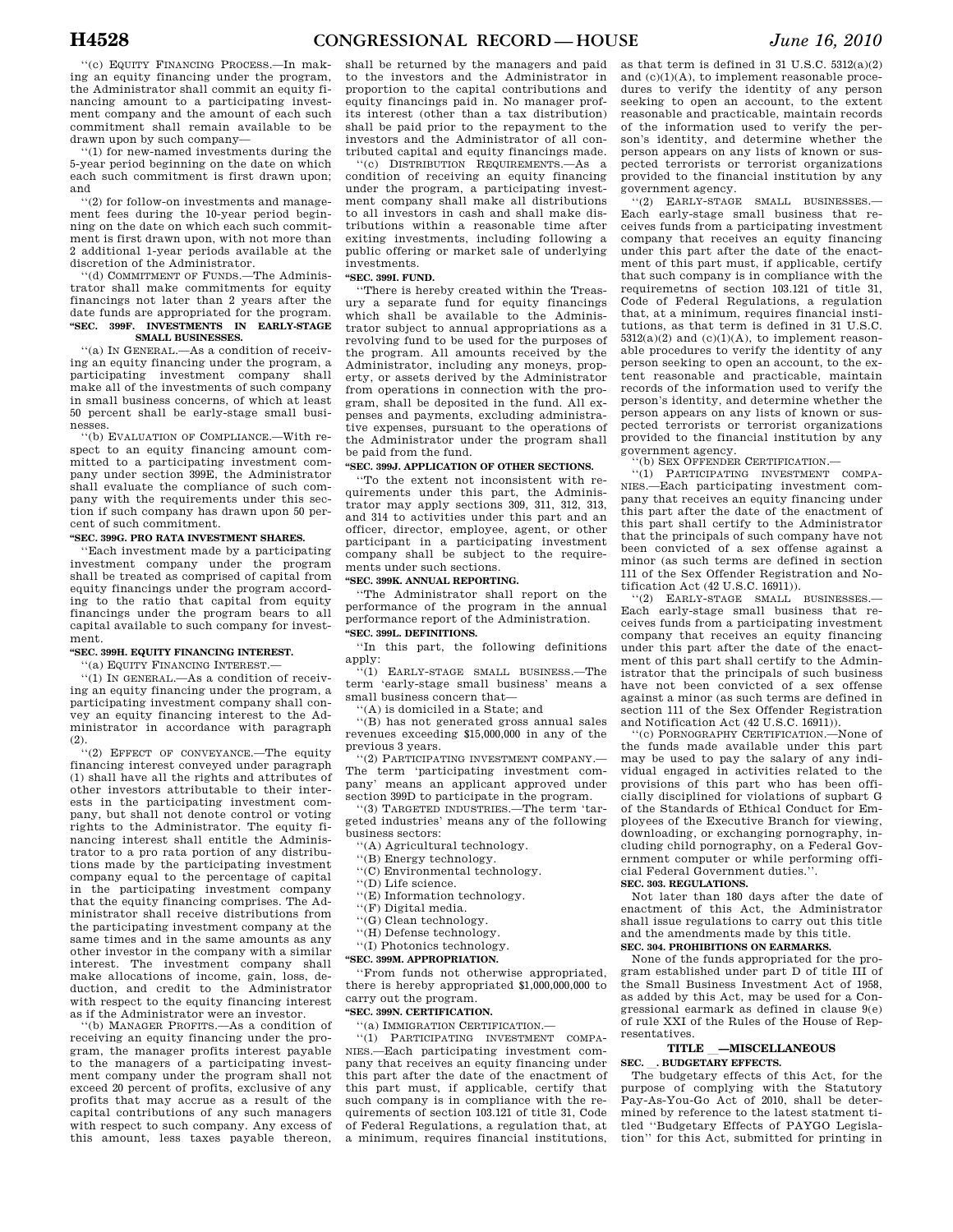"(c) EQUITY FINANCING PROCESS.—In making an equity financing under the program, the Administrator shall commit an equity financing amount to a participating investment company and the amount of each such commitment shall remain available to be drawn upon by such company—

"(1) for new-named investments during the 5-year period beginning on the date on which each such commitment is first drawn upon; and

"(2) for follow-on investments and management fees during the 10-year period beginning on the date on which each such commitment is first drawn upon, with not more than 2 additional 1-year periods available at the discretion of the Administrator.

"(d) COMMITMENT OF FUNDS.—The Administrator shall make commitments for equity financings not later than 2 years after the date funds are appropriated for the program.

**"SEC. 399F. INVESTMENTS IN EARLY-STAGE SMALL BUSINESSES.**

"(a) IN GENERAL.—As a condition of receiving an equity financing under the program, a participating investment company shall make all of the investments of such company in small business concerns, of which at least 50 percent shall be early-stage small businesses.

"(b) EVALUATION OF COMPLIANCE.—With respect to an equity financing amount committed to a participating investment company under section 399E, the Administrator shall evaluate the compliance of such company with the requirements under this section if such company has drawn upon 50 percent of such commitment.

**"SEC. 399G. PRO RATA INVESTMENT SHARES.**

"Each investment made by a participating investment company under the program shall be treated as comprised of capital from equity financings under the program according to the ratio that capital from equity financings under the program bears to all capital available to such company for investment.

**"SEC. 399H. EQUITY FINANCING INTEREST.**

"(a) EQUITY FINANCING INTEREST.—

"(1) IN GENERAL.—As a condition of receiving an equity financing under the program, a participating investment company shall convey an equity financing interest to the Administrator in accordance with paragraph (2).

"(2) EFFECT OF CONVEYANCE.—The equity financing interest conveyed under paragraph (1) shall have all the rights and attributes of other investors attributable to their interests in the participating investment company, but shall not denote control or voting rights to the Administrator. The equity financing interest shall entitle the Administrator to a pro rata portion of any distributions made by the participating investment company equal to the percentage of capital in the participating investment company that the equity financing comprises. The Administrator shall receive distributions from the participating investment company at the same times and in the same amounts as any other investor in the company with a similar interest. The investment company shall make allocations of income, gain, loss, deduction, and credit to the Administrator with respect to the equity financing interest as if the Administrator were an investor.

"(b) MANAGER PROFITS.—As a condition of receiving an equity financing under the program, the manager profits interest payable to the managers of a participating investment company under the program shall not exceed 20 percent of profits, exclusive of any profits that may accrue as a result of the capital contributions of any such managers with respect to such company. Any excess of this amount, less taxes payable thereon, shall be returned by the managers and paid to the investors and the Administrator in proportion to the capital contributions and equity financings paid in. No manager profits interest (other than a tax distribution) shall be paid prior to the repayment to the investors and the Administrator of all contributed capital and equity financings made.

"(c) DISTRIBUTION REQUIREMENTS.—As a condition of receiving an equity financing under the program, a participating investment company shall make all distributions to all investors in cash and shall make distributions within a reasonable time after exiting investments, including following a public offering or market sale of underlying investments.

**"SEC. 399I. FUND.**

"There is hereby created within the Treasury a separate fund for equity financings which shall be available to the Administrator subject to annual appropriations as a revolving fund to be used for the purposes of the program. All amounts received by the Administrator, including any moneys, property, or assets derived by the Administrator from operations in connection with the program, shall be deposited in the fund. All expenses and payments, excluding administrative expenses, pursuant to the operations of the Administrator under the program shall be paid from the fund.

**"SEC. 399J. APPLICATION OF OTHER SECTIONS.**

"To the extent not inconsistent with requirements under this part, the Administrator may apply sections 309, 311, 312, 313, and 314 to activities under this part and an officer, director, employee, agent, or other participant in a participating investment company shall be subject to the requirements under such sections.

**"SEC. 399K. ANNUAL REPORTING.**

"The Administrator shall report on the performance of the program in the annual performance report of the Administration.

**"SEC. 399L. DEFINITIONS.**

"In this part, the following definitions apply:

"(1) EARLY-STAGE SMALL BUSINESS.—The term 'early-stage small business' means a small business concern that—

"(A) is domiciled in a State; and

"(B) has not generated gross annual sales revenues exceeding $15,000,000 in any of the previous 3 years.

"(2) PARTICIPATING INVESTMENT COMPANY.—The term 'participating investment company' means an applicant approved under section 399D to participate in the program.

"(3) TARGETED INDUSTRIES.—The term 'targeted industries' means any of the following business sectors:

"(A) Agricultural technology.

"(B) Energy technology.

"(C) Environmental technology.

"(D) Life science.

"(E) Information technology.

"(F) Digital media.

"(G) Clean technology.

"(H) Defense technology.

"(I) Photonics technology.

**"SEC. 399M. APPROPRIATION.**

"From funds not otherwise appropriated, there is hereby appropriated $1,000,000,000 to carry out the program.

**"SEC. 399N. CERTIFICATION.**

"(a) IMMIGRATION CERTIFICATION.—

"(1) PARTICIPATING INVESTMENT COMPANIES.—Each participating investment company that receives an equity financing under this part after the date of the enactment of this part must, if applicable, certify that such company is in compliance with the requirements of section 103.121 of title 31, Code of Federal Regulations, a regulation that, at a minimum, requires financial institutions, as that term is defined in 31 U.S.C. 5312(a)(2) and (c)(1)(A), to implement reasonable procedures to verify the identity of any person seeking to open an account, to the extent reasonable and practicable, maintain records of the information used to verify the person's identity, and determine whether the person appears on any lists of known or suspected terrorists or terrorist organizations provided to the financial institution by any government agency.

"(2) EARLY-STAGE SMALL BUSINESSES.—Each early-stage small business that receives funds from a participating investment company that receives an equity financing under this part after the date of the enactment of this part must, if applicable, certify that such company is in compliance with the requiremetns of section 103.121 of title 31, Code of Federal Regulations, a regulation that, at a minimum, requires financial institutions, as that term is defined in 31 U.S.C. 5312(a)(2) and (c)(1)(A), to implement reasonable procedures to verify the identity of any person seeking to open an account, to the extent reasonable and practicable, maintain records of the information used to verify the person's identity, and determine whether the person appears on any lists of known or suspected terrorists or terrorist organizations provided to the financial institution by any government agency.

"(b) SEX OFFENDER CERTIFICATION.—

"(1) PARTICIPATING INVESTMENT COMPANIES.—Each participating investment company that receives an equity financing under this part after the date of the enactment of this part shall certify to the Administrator that the principals of such company have not been convicted of a sex offense against a minor (as such terms are defined in section 111 of the Sex Offender Registration and Notification Act (42 U.S.C. 16911)).

"(2) EARLY-STAGE SMALL BUSINESSES.—Each early-stage small business that receives funds from a participating investment company that receives an equity financing under this part after the date of the enactment of this part shall certify to the Administrator that the principals of such business have not been convicted of a sex offense against a minor (as such terms are defined in section 111 of the Sex Offender Registration and Notification Act (42 U.S.C. 16911)).

"(c) PORNOGRAPHY CERTIFICATION.—None of the funds made available under this part may be used to pay the salary of any individual engaged in activities related to the provisions of this part who has been officially disciplined for violations of subpart G of the Standards of Ethical Conduct for Employees of the Executive Branch for viewing, downloading, or exchanging pornography, including child pornography, on a Federal Government computer or while performing official Federal Government duties.".

**SEC. 303. REGULATIONS.**

Not later than 180 days after the date of enactment of this Act, the Administrator shall issue regulations to carry out this title and the amendments made by this title.

**SEC. 304. PROHIBITIONS ON EARMARKS.**

None of the funds appropriated for the program established under part D of title III of the Small Business Investment Act of 1958, as added by this Act, may be used for a Congressional earmark as defined in clause 9(e) of rule XXI of the Rules of the House of Representatives.

## TITLE __—MISCELLANEOUS

**SEC. __. BUDGETARY EFFECTS.**

The budgetary effects of this Act, for the purpose of complying with the Statutory Pay-As-You-Go Act of 2010, shall be determined by reference to the latest statment titled "Budgetary Effects of PAYGO Legislation" for this Act, submitted for printing in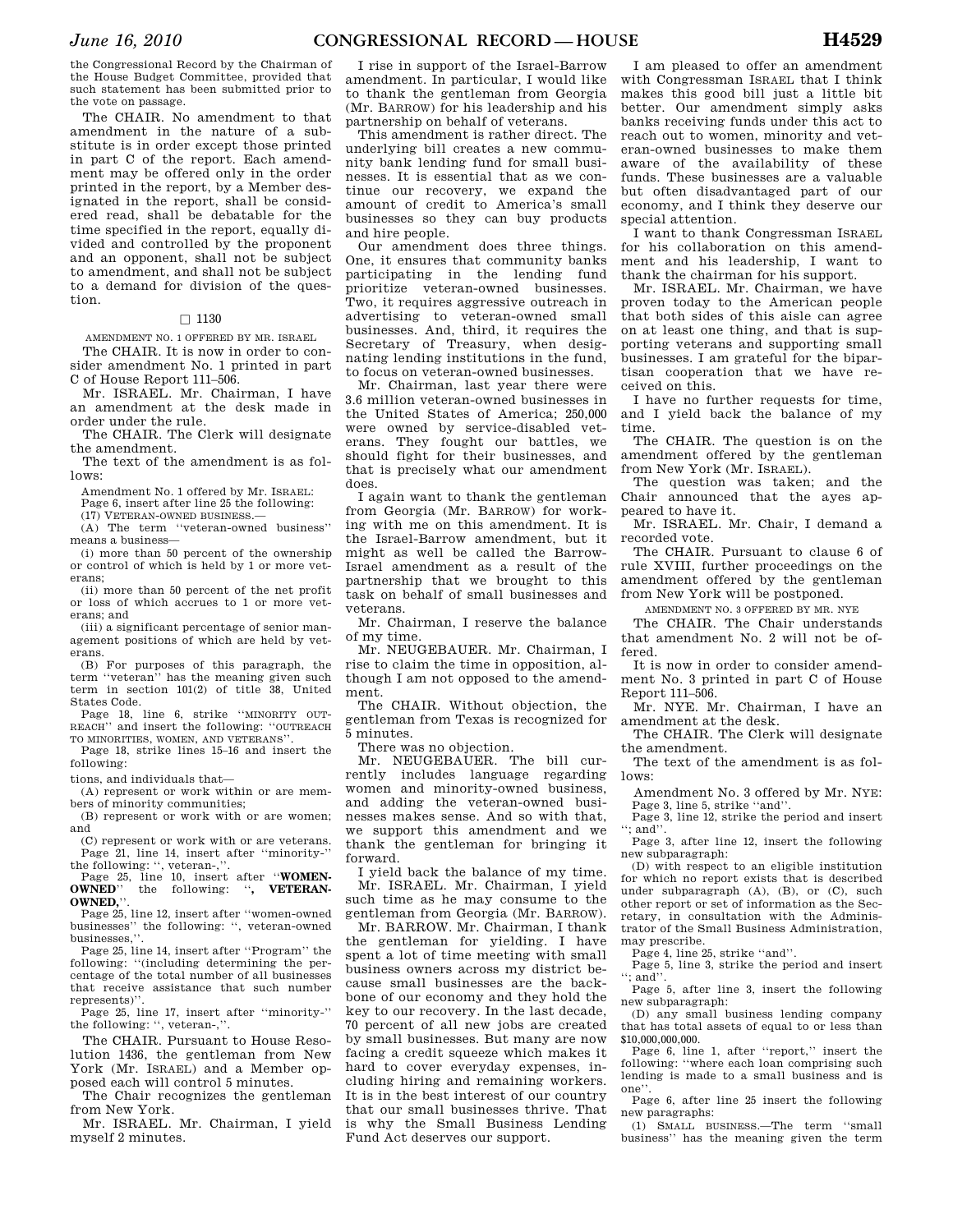the Congressional Record by the Chairman of the House Budget Committee, provided that such statement has been submitted prior to the vote on passage.

The CHAIR. No amendment to that amendment in the nature of a substitute is in order except those printed in part C of the report. Each amendment may be offered only in the order printed in the report, by a Member designated in the report, shall be considered read, shall be debatable for the time specified in the report, equally divided and controlled by the proponent and an opponent, shall not be subject to amendment, and shall not be subject to a demand for division of the question.

□ 1130

AMENDMENT NO. 1 OFFERED BY MR. ISRAEL

The CHAIR. It is now in order to consider amendment No. 1 printed in part C of House Report 111–506.

Mr. ISRAEL. Mr. Chairman, I have an amendment at the desk made in order under the rule.

The CHAIR. The Clerk will designate the amendment.

The text of the amendment is as follows:

Amendment No. 1 offered by Mr. ISRAEL:

Page 6, insert after line 25 the following:

(17) VETERAN-OWNED BUSINESS.—

(A) The term ''veteran-owned business'' means a business—

(i) more than 50 percent of the ownership or control of which is held by 1 or more veterans;

(ii) more than 50 percent of the net profit or loss of which accrues to 1 or more veterans; and

(iii) a significant percentage of senior management positions of which are held by veterans.

(B) For purposes of this paragraph, the term ''veteran'' has the meaning given such term in section 101(2) of title 38, United States Code.

Page 18, line 6, strike ''MINORITY OUTREACH'' and insert the following: ''OUTREACH TO MINORITIES, WOMEN, AND VETERANS''.

Page 18, strike lines 15–16 and insert the following:

tions, and individuals that—

(A) represent or work within or are members of minority communities;

(B) represent or work with or are women; and

(C) represent or work with or are veterans.

Page 21, line 14, insert after ''minority-'' the following: '', veteran-,''.

Page 25, line 10, insert after ''**WOMEN-OWNED**'' the following: ''**, VETERAN-OWNED,**''.

Page 25, line 12, insert after ''women-owned businesses'' the following: '', veteran-owned businesses,''.

Page 25, line 14, insert after ''Program'' the following: ''(including determining the percentage of the total number of all businesses that receive assistance that such number represents)''.

Page 25, line 17, insert after ''minority-'' the following: '', veteran-,''.

The CHAIR. Pursuant to House Resolution 1436, the gentleman from New York (Mr. ISRAEL) and a Member opposed each will control 5 minutes.

The Chair recognizes the gentleman from New York.

Mr. ISRAEL. Mr. Chairman, I yield myself 2 minutes.

I rise in support of the Israel-Barrow amendment. In particular, I would like to thank the gentleman from Georgia (Mr. BARROW) for his leadership and his partnership on behalf of veterans.

This amendment is rather direct. The underlying bill creates a new community bank lending fund for small businesses. It is essential that as we continue our recovery, we expand the amount of credit to America's small businesses so they can buy products and hire people.

Our amendment does three things. One, it ensures that community banks participating in the lending fund prioritize veteran-owned businesses. Two, it requires aggressive outreach in advertising to veteran-owned small businesses. And, third, it requires the Secretary of Treasury, when designating lending institutions in the fund, to focus on veteran-owned businesses.

Mr. Chairman, last year there were 3.6 million veteran-owned businesses in the United States of America; 250,000 were owned by service-disabled veterans. They fought our battles, we should fight for their businesses, and that is precisely what our amendment does.

I again want to thank the gentleman from Georgia (Mr. BARROW) for working with me on this amendment. It is the Israel-Barrow amendment, but it might as well be called the Barrow-Israel amendment as a result of the partnership that we brought to this task on behalf of small businesses and veterans.

Mr. Chairman, I reserve the balance of my time.

Mr. NEUGEBAUER. Mr. Chairman, I rise to claim the time in opposition, although I am not opposed to the amendment.

The CHAIR. Without objection, the gentleman from Texas is recognized for 5 minutes.

There was no objection.

Mr. NEUGEBAUER. The bill currently includes language regarding women and minority-owned business, and adding the veteran-owned businesses makes sense. And so with that, we support this amendment and we thank the gentleman for bringing it forward.

I yield back the balance of my time.

Mr. ISRAEL. Mr. Chairman, I yield such time as he may consume to the gentleman from Georgia (Mr. BARROW).

Mr. BARROW. Mr. Chairman, I thank the gentleman for yielding. I have spent a lot of time meeting with small business owners across my district because small businesses are the backbone of our economy and they hold the key to our recovery. In the last decade, 70 percent of all new jobs are created by small businesses. But many are now facing a credit squeeze which makes it hard to cover everyday expenses, including hiring and remaining workers. It is in the best interest of our country that our small businesses thrive. That is why the Small Business Lending Fund Act deserves our support.

I am pleased to offer an amendment with Congressman ISRAEL that I think makes this good bill just a little bit better. Our amendment simply asks banks receiving funds under this act to reach out to women, minority and veteran-owned businesses to make them aware of the availability of these funds. These businesses are a valuable but often disadvantaged part of our economy, and I think they deserve our special attention.

I want to thank Congressman ISRAEL for his collaboration on this amendment and his leadership, I want to thank the chairman for his support.

Mr. ISRAEL. Mr. Chairman, we have proven today to the American people that both sides of this aisle can agree on at least one thing, and that is supporting veterans and supporting small businesses. I am grateful for the bipartisan cooperation that we have received on this.

I have no further requests for time, and I yield back the balance of my time.

The CHAIR. The question is on the amendment offered by the gentleman from New York (Mr. ISRAEL).

The question was taken; and the Chair announced that the ayes appeared to have it.

Mr. ISRAEL. Mr. Chair, I demand a recorded vote.

The CHAIR. Pursuant to clause 6 of rule XVIII, further proceedings on the amendment offered by the gentleman from New York will be postponed.

AMENDMENT NO. 3 OFFERED BY MR. NYE

The CHAIR. The Chair understands that amendment No. 2 will not be offered.

It is now in order to consider amendment No. 3 printed in part C of House Report 111–506.

Mr. NYE. Mr. Chairman, I have an amendment at the desk.

The CHAIR. The Clerk will designate the amendment.

The text of the amendment is as follows:

Amendment No. 3 offered by Mr. NYE:

Page 3, line 5, strike ''and''.

Page 3, line 12, strike the period and insert ''; and''.

Page 3, after line 12, insert the following new subparagraph:

(D) with respect to an eligible institution for which no report exists that is described under subparagraph (A), (B), or (C), such other report or set of information as the Secretary, in consultation with the Administrator of the Small Business Administration, may prescribe.

Page 4, line 25, strike ''and''.

Page 5, line 3, strike the period and insert ''; and''.

Page 5, after line 3, insert the following new subparagraph:

(D) any small business lending company that has total assets of equal to or less than $10,000,000,000.

Page 6, line 1, after ''report,'' insert the following: ''where each loan comprising such lending is made to a small business and is one''.

Page 6, after line 25 insert the following new paragraphs:

(1) SMALL BUSINESS.—The term ''small business'' has the meaning given the term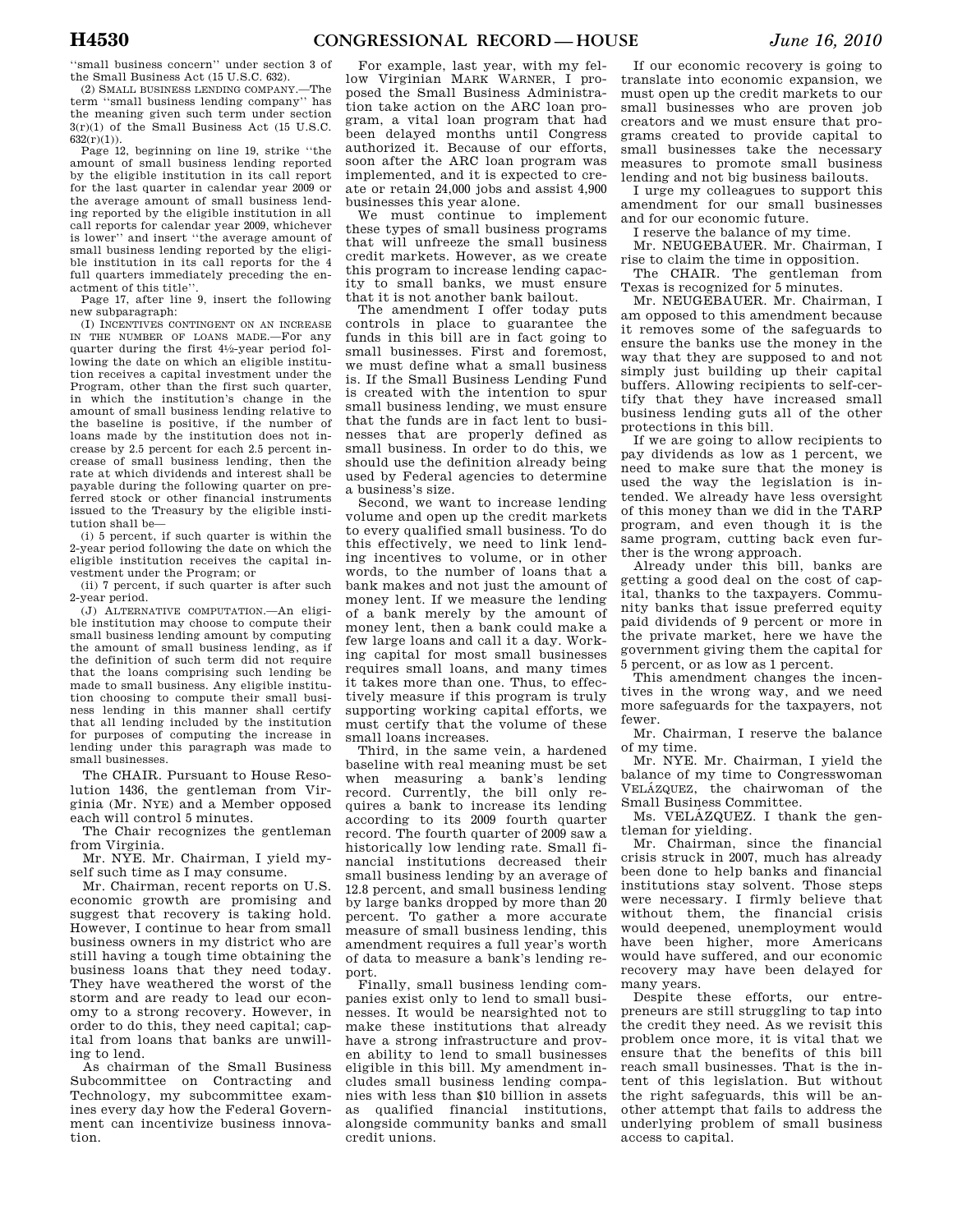"small business concern" under section 3 of the Small Business Act (15 U.S.C. 632).

(2) SMALL BUSINESS LENDING COMPANY.—The term "small business lending company" has the meaning given such term under section 3(r)(1) of the Small Business Act (15 U.S.C. 632(r)(1)).

Page 12, beginning on line 19, strike "the amount of small business lending reported by the eligible institution in its call report for the last quarter in calendar year 2009 or the average amount of small business lending reported by the eligible institution in all call reports for calendar year 2009, whichever is lower" and insert "the average amount of small business lending reported by the eligible institution in its call reports for the 4 full quarters immediately preceding the enactment of this title".

Page 17, after line 9, insert the following new subparagraph:

(I) INCENTIVES CONTINGENT ON AN INCREASE IN THE NUMBER OF LOANS MADE.—For any quarter during the first 4½-year period following the date on which an eligible institution receives a capital investment under the Program, other than the first such quarter, in which the institution's change in the amount of small business lending relative to the baseline is positive, if the number of loans made by the institution does not increase by 2.5 percent for each 2.5 percent increase of small business lending, then the rate at which dividends and interest shall be payable during the following quarter on preferred stock or other financial instruments issued to the Treasury by the eligible institution shall be—

(i) 5 percent, if such quarter is within the 2-year period following the date on which the eligible institution receives the capital investment under the Program; or

(ii) 7 percent, if such quarter is after such 2-year period.

(J) ALTERNATIVE COMPUTATION.—An eligible institution may choose to compute their small business lending amount by computing the amount of small business lending, as if the definition of such term did not require that the loans comprising such lending be made to small business. Any eligible institution choosing to compute their small business lending in this manner shall certify that all lending included by the institution for purposes of computing the increase in lending under this paragraph was made to small businesses.

The CHAIR. Pursuant to House Resolution 1436, the gentleman from Virginia (Mr. NYE) and a Member opposed each will control 5 minutes.

The Chair recognizes the gentleman from Virginia.

Mr. NYE. Mr. Chairman, I yield myself such time as I may consume.

Mr. Chairman, recent reports on U.S. economic growth are promising and suggest that recovery is taking hold. However, I continue to hear from small business owners in my district who are still having a tough time obtaining the business loans that they need today. They have weathered the worst of the storm and are ready to lead our economy to a strong recovery. However, in order to do this, they need capital; capital from loans that banks are unwilling to lend.

As chairman of the Small Business Subcommittee on Contracting and Technology, my subcommittee examines every day how the Federal Government can incentivize business innovation.

For example, last year, with my fellow Virginian MARK WARNER, I proposed the Small Business Administration take action on the ARC loan program, a vital loan program that had been delayed months until Congress authorized it. Because of our efforts, soon after the ARC loan program was implemented, and it is expected to create or retain 24,000 jobs and assist 4,900 businesses this year alone.

We must continue to implement these types of small business programs that will unfreeze the small business credit markets. However, as we create this program to increase lending capacity to small banks, we must ensure that it is not another bank bailout.

The amendment I offer today puts controls in place to guarantee the funds in this bill are in fact going to small businesses. First and foremost, we must define what a small business is. If the Small Business Lending Fund is created with the intention to spur small business lending, we must ensure that the funds are in fact lent to businesses that are properly defined as small business. In order to do this, we should use the definition already being used by Federal agencies to determine a business's size.

Second, we want to increase lending volume and open up the credit markets to every qualified small business. To do this effectively, we need to link lending incentives to volume, or in other words, to the number of loans that a bank makes and not just the amount of money lent. If we measure the lending of a bank merely by the amount of money lent, then a bank could make a few large loans and call it a day. Working capital for most small businesses requires small loans, and many times it takes more than one. Thus, to effectively measure if this program is truly supporting working capital efforts, we must certify that the volume of these small loans increases.

Third, in the same vein, a hardened baseline with real meaning must be set when measuring a bank's lending record. Currently, the bill only requires a bank to increase its lending according to its 2009 fourth quarter record. The fourth quarter of 2009 saw a historically low lending rate. Small financial institutions decreased their small business lending by an average of 12.8 percent, and small business lending by large banks dropped by more than 20 percent. To gather a more accurate measure of small business lending, this amendment requires a full year's worth of data to measure a bank's lending report.

Finally, small business lending companies exist only to lend to small businesses. It would be nearsighted not to make these institutions that already have a strong infrastructure and proven ability to lend to small businesses eligible in this bill. My amendment includes small business lending companies with less than $10 billion in assets as qualified financial institutions, alongside community banks and small credit unions.

If our economic recovery is going to translate into economic expansion, we must open up the credit markets to our small businesses who are proven job creators and we must ensure that programs created to provide capital to small businesses take the necessary measures to promote small business lending and not big business bailouts.

I urge my colleagues to support this amendment for our small businesses and for our economic future.

I reserve the balance of my time.

Mr. NEUGEBAUER. Mr. Chairman, I rise to claim the time in opposition.

The CHAIR. The gentleman from Texas is recognized for 5 minutes.

Mr. NEUGEBAUER. Mr. Chairman, I am opposed to this amendment because it removes some of the safeguards to ensure the banks use the money in the way that they are supposed to and not simply just building up their capital buffers. Allowing recipients to self-certify that they have increased small business lending guts all of the other protections in this bill.

If we are going to allow recipients to pay dividends as low as 1 percent, we need to make sure that the money is used the way the legislation is intended. We already have less oversight of this money than we did in the TARP program, and even though it is the same program, cutting back even further is the wrong approach.

Already under this bill, banks are getting a good deal on the cost of capital, thanks to the taxpayers. Community banks that issue preferred equity paid dividends of 9 percent or more in the private market, here we have the government giving them the capital for 5 percent, or as low as 1 percent.

This amendment changes the incentives in the wrong way, and we need more safeguards for the taxpayers, not fewer.

Mr. Chairman, I reserve the balance of my time.

Mr. NYE. Mr. Chairman, I yield the balance of my time to Congresswoman VELÁZQUEZ, the chairwoman of the Small Business Committee.

Ms. VELÁZQUEZ. I thank the gentleman for yielding.

Mr. Chairman, since the financial crisis struck in 2007, much has already been done to help banks and financial institutions stay solvent. Those steps were necessary. I firmly believe that without them, the financial crisis would deepened, unemployment would have been higher, more Americans would have suffered, and our economic recovery may have been delayed for many years.

Despite these efforts, our entrepreneurs are still struggling to tap into the credit they need. As we revisit this problem once more, it is vital that we ensure that the benefits of this bill reach small businesses. That is the intent of this legislation. But without the right safeguards, this will be another attempt that fails to address the underlying problem of small business access to capital.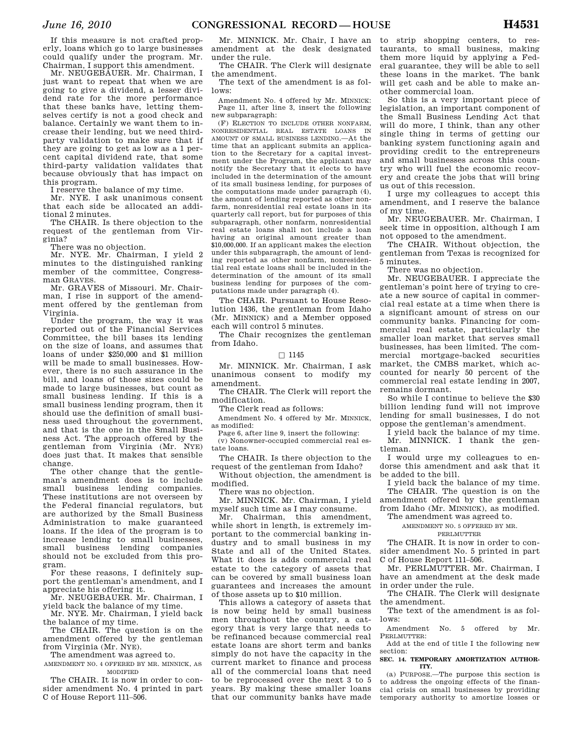If this measure is not crafted properly, loans which go to large businesses could qualify under the program. Mr. Chairman, I support this amendment.

Mr. NEUGEBAUER. Mr. Chairman, I just want to repeat that when we are going to give a dividend, a lesser dividend rate for the more performance that these banks have, letting themselves certify is not a good check and balance. Certainly we want them to increase their lending, but we need third-party validation to make sure that if they are going to get as low as a 1 percent capital dividend rate, that some third-party validation validates that because obviously that has impact on this program.

I reserve the balance of my time.

Mr. NYE. I ask unanimous consent that each side be allocated an additional 2 minutes.

The CHAIR. Is there objection to the request of the gentleman from Virginia?

There was no objection.

Mr. NYE. Mr. Chairman, I yield 2 minutes to the distinguished ranking member of the committee, Congressman GRAVES.

Mr. GRAVES of Missouri. Mr. Chairman, I rise in support of the amendment offered by the gentleman from Virginia.

Under the program, the way it was reported out of the Financial Services Committee, the bill bases its lending on the size of loans, and assumes that loans of under $250,000 and $1 million will be made to small businesses. However, there is no such assurance in the bill, and loans of those sizes could be made to large businesses, but count as small business lending. If this is a small business lending program, then it should use the definition of small business used throughout the government, and that is the one in the Small Business Act. The approach offered by the gentleman from Virginia (Mr. NYE) does just that. It makes that sensible change.

The other change that the gentleman's amendment does is to include small business lending companies. These institutions are not overseen by the Federal financial regulators, but are authorized by the Small Business Administration to make guaranteed loans. If the idea of the program is to increase lending to small businesses, small business lending companies should not be excluded from this program.

For these reasons, I definitely support the gentleman's amendment, and I appreciate his offering it.

Mr. NEUGEBAUER. Mr. Chairman, I yield back the balance of my time.

Mr. NYE. Mr. Chairman, I yield back the balance of my time.

The CHAIR. The question is on the amendment offered by the gentleman from Virginia (Mr. NYE).

The amendment was agreed to.

AMENDMENT NO. 4 OFFERED BY MR. MINNICK, AS MODIFIED

The CHAIR. It is now in order to consider amendment No. 4 printed in part C of House Report 111–506.

Mr. MINNICK. Mr. Chair, I have an amendment at the desk designated under the rule.

The CHAIR. The Clerk will designate the amendment.

The text of the amendment is as follows:

Amendment No. 4 offered by Mr. MINNICK:

Page 11, after line 3, insert the following new subparagraph:

(F) ELECTION TO INCLUDE OTHER NONFARM, NONRESIDENTIAL REAL ESTATE LOANS IN AMOUNT OF SMALL BUSINESS LENDING.—At the time that an applicant submits an application to the Secretary for a capital investment under the Program, the applicant may notify the Secretary that it elects to have included in the determination of the amount of its small business lending, for purposes of the computations made under paragraph (4), the amount of lending reported as other nonfarm, nonresidential real estate loans in its quarterly call report, but for purposes of this subparagraph, other nonfarm, nonresidential real estate loans shall not include a loan having an original amount greater than $10,000,000. If an applicant makes the election under this subparagraph, the amount of lending reported as other nonfarm, nonresidential real estate loans shall be included in the determination of the amount of its small business lending for purposes of the computations made under paragraph (4).

The CHAIR. Pursuant to House Resolution 1436, the gentleman from Idaho (Mr. MINNICK) and a Member opposed each will control 5 minutes.

The Chair recognizes the gentleman from Idaho.

□ 1145

Mr. MINNICK. Mr. Chairman, I ask unanimous consent to modify my amendment.

The CHAIR. The Clerk will report the modification.

The Clerk read as follows:

Amendment No. 4 offered by Mr. MINNICK, as modified:

Page 6, after line 9, insert the following:

(v) Nonowner-occupied commercial real estate loans.

The CHAIR. Is there objection to the request of the gentleman from Idaho?

Without objection, the amendment is modified.

There was no objection.

Mr. MINNICK. Mr. Chairman, I yield myself such time as I may consume.

Mr. Chairman, this amendment, while short in length, is extremely important to the commercial banking industry and to small business in my State and all of the United States. What it does is adds commercial real estate to the category of assets that can be covered by small business loan guarantees and increases the amount of those assets up to $10 million.

This allows a category of assets that is now being held by small business men throughout the country, a category that is very large that needs to be refinanced because commercial real estate loans are short term and banks simply do not have the capacity in the current market to finance and process all of the commercial loans that need to be reprocessed over the next 3 to 5 years. By making these smaller loans that our community banks have made to strip shopping centers, to restaurants, to small business, making them more liquid by applying a Federal guarantee, they will be able to sell these loans in the market. The bank will get cash and be able to make another commercial loan.

So this is a very important piece of legislation, an important component of the Small Business Lending Act that will do more, I think, than any other single thing in terms of getting our banking system functioning again and providing credit to the entrepreneurs and small businesses across this country who will fuel the economic recovery and create the jobs that will bring us out of this recession.

I urge my colleagues to accept this amendment, and I reserve the balance of my time.

Mr. NEUGEBAUER. Mr. Chairman, I seek time in opposition, although I am not opposed to the amendment.

The CHAIR. Without objection, the gentleman from Texas is recognized for 5 minutes.

There was no objection.

Mr. NEUGEBAUER. I appreciate the gentleman's point here of trying to create a new source of capital in commercial real estate at a time when there is a significant amount of stress on our community banks. Financing for commercial real estate, particularly the smaller loan market that serves small businesses, has been limited. The commercial mortgage-backed securities market, the CMBS market, which accounted for nearly 50 percent of the commercial real estate lending in 2007, remains dormant.

So while I continue to believe the $30 billion lending fund will not improve lending for small businesses, I do not oppose the gentleman's amendment.

I yield back the balance of my time.

Mr. MINNICK. I thank the gentleman.

I would urge my colleagues to endorse this amendment and ask that it be added to the bill.

I yield back the balance of my time.

The CHAIR. The question is on the amendment offered by the gentleman from Idaho (Mr. MINNICK), as modified.

The amendment was agreed to.

AMENDMENT NO. 5 OFFERED BY MR. PERLMUTTER

The CHAIR. It is now in order to consider amendment No. 5 printed in part C of House Report 111–506.

Mr. PERLMUTTER. Mr. Chairman, I have an amendment at the desk made in order under the rule.

The CHAIR. The Clerk will designate the amendment.

The text of the amendment is as follows:

Amendment No. 5 offered by Mr. PERLMUTTER:

Add at the end of title I the following new section:

**SEC. 14. TEMPORARY AMORTIZATION AUTHORITY.**

(a) PURPOSE.—The purpose this section is to address the ongoing effects of the financial crisis on small businesses by providing temporary authority to amortize losses or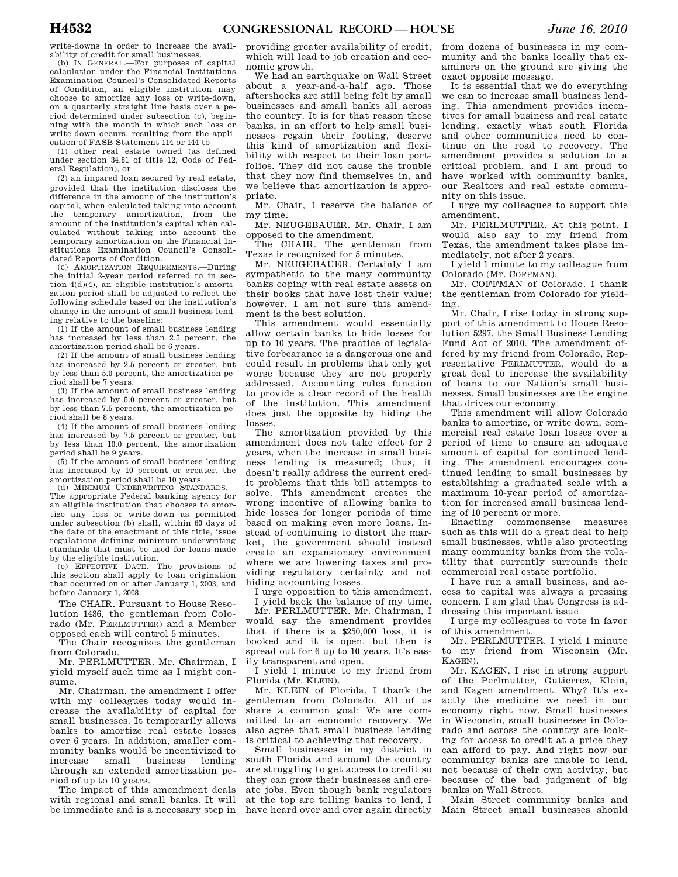write-downs in order to increase the availability of credit for small businesses.

(b) IN GENERAL.—For purposes of capital calculation under the Financial Institutions Examination Council's Consolidated Reports of Condition, an eligible institution may choose to amortize any loss or write-down, on a quarterly straight line basis over a period determined under subsection (c), beginning with the month in which such loss or write-down occurs, resulting from the application of FASB Statement 114 or 144 to—

(1) other real estate owned (as defined under section 34.81 of title 12, Code of Federal Regulation), or

(2) an impared loan secured by real estate, provided that the institution discloses the difference in the amount of the institution's capital, when calculated taking into account the temporary amortization, from the amount of the institution's capital when calculated without taking into account the temporary amortization on the Financial Institutions Examination Council's Consolidated Reports of Condition.

(c) AMORTIZATION REQUIREMENTS.—During the initial 2-year period referred to in section 4(d)(4), an eligible institution's amortization period shall be adjusted to reflect the following schedule based on the institution's change in the amount of small business lending relative to the baseline:

(1) If the amount of small business lending has increased by less than 2.5 percent, the amortization period shall be 6 years.

(2) If the amount of small business lending has increased by 2.5 percent or greater, but by less than 5.0 percent, the amortization period shall be 7 years.

(3) If the amount of small business lending has increased by 5.0 percent or greater, but by less than 7.5 percent, the amortization period shall be 8 years.

(4) If the amount of small business lending has increased by 7.5 percent or greater, but by less than 10.0 percent, the amortization period shall be 9 years.

(5) If the amount of small business lending has increased by 10 percent or greater, the amortization period shall be 10 years.

(d) MINIMUM UNDERWRITING STANDARDS.—The appropriate Federal banking agency for an eligible institution that chooses to amortize any loss or write-down as permitted under subsection (b) shall, within 60 days of the date of the enactment of this title, issue regulations defining minimum underwriting standards that must be used for loans made by the eligible institution.

(e) EFFECTIVE DATE.—The provisions of this section shall apply to loan origination that occurred on or after January 1, 2003, and before January 1, 2008.

The CHAIR. Pursuant to House Resolution 1436, the gentleman from Colorado (Mr. PERLMUTTER) and a Member opposed each will control 5 minutes.

The Chair recognizes the gentleman from Colorado.

Mr. PERLMUTTER. Mr. Chairman, I yield myself such time as I might consume.

Mr. Chairman, the amendment I offer with my colleagues today would increase the availability of capital for small businesses. It temporarily allows banks to amortize real estate losses over 6 years. In addition, smaller community banks would be incentivized to increase small business lending through an extended amortization period of up to 10 years.

The impact of this amendment deals with regional and small banks. It will be immediate and is a necessary step in providing greater availability of credit, which will lead to job creation and economic growth.

We had an earthquake on Wall Street about a year-and-a-half ago. Those aftershocks are still being felt by small businesses and small banks all across the country. It is for that reason these banks, in an effort to help small businesses regain their footing, deserve this kind of amortization and flexibility with respect to their loan portfolios. They did not cause the trouble that they now find themselves in, and we believe that amortization is appropriate.

Mr. Chair, I reserve the balance of my time.

Mr. NEUGEBAUER. Mr. Chair, I am opposed to the amendment.

The CHAIR. The gentleman from Texas is recognized for 5 minutes.

Mr. NEUGEBAUER. Certainly I am sympathetic to the many community banks coping with real estate assets on their books that have lost their value; however, I am not sure this amendment is the best solution.

This amendment would essentially allow certain banks to hide losses for up to 10 years. The practice of legislative forbearance is a dangerous one and could result in problems that only get worse because they are not properly addressed. Accounting rules function to provide a clear record of the health of the institution. This amendment does just the opposite by hiding the losses.

The amortization provided by this amendment does not take effect for 2 years, when the increase in small business lending is measured; thus, it doesn't really address the current credit problems that this bill attempts to solve. This amendment creates the wrong incentive of allowing banks to hide losses for longer periods of time based on making even more loans. Instead of continuing to distort the market, the government should instead create an expansionary environment where we are lowering taxes and providing regulatory certainty and not hiding accounting losses.

I urge opposition to this amendment.

I yield back the balance of my time.

Mr. PERLMUTTER. Mr. Chairman, I would say the amendment provides that if there is a $250,000 loss, it is booked and it is open, but then is spread out for 6 up to 10 years. It's easily transparent and open.

I yield 1 minute to my friend from Florida (Mr. KLEIN).

Mr. KLEIN of Florida. I thank the gentleman from Colorado. All of us share a common goal: We are committed to an economic recovery. We also agree that small business lending is critical to achieving that recovery.

Small businesses in my district in south Florida and around the country are struggling to get access to credit so they can grow their businesses and create jobs. Even though bank regulators at the top are telling banks to lend, I have heard over and over again directly from dozens of businesses in my community and the banks locally that examiners on the ground are giving the exact opposite message.

It is essential that we do everything we can to increase small business lending. This amendment provides incentives for small business and real estate lending, exactly what south Florida and other communities need to continue on the road to recovery. The amendment provides a solution to a critical problem, and I am proud to have worked with community banks, our Realtors and real estate community on this issue.

I urge my colleagues to support this amendment.

Mr. PERLMUTTER. At this point, I would also say to my friend from Texas, the amendment takes place immediately, not after 2 years.

I yield 1 minute to my colleague from Colorado (Mr. COFFMAN).

Mr. COFFMAN of Colorado. I thank the gentleman from Colorado for yielding.

Mr. Chair, I rise today in strong support of this amendment to House Resolution 5297, the Small Business Lending Fund Act of 2010. The amendment offered by my friend from Colorado, Representative PERLMUTTER, would do a great deal to increase the availability of loans to our Nation's small businesses. Small businesses are the engine that drives our economy.

This amendment will allow Colorado banks to amortize, or write down, commercial real estate loan losses over a period of time to ensure an adequate amount of capital for continued lending. The amendment encourages continued lending to small businesses by establishing a graduated scale with a maximum 10-year period of amortization for increased small business lending of 10 percent or more.

Enacting commonsense measures such as this will do a great deal to help small businesses, while also protecting many community banks from the volatility that currently surrounds their commercial real estate portfolio.

I have run a small business, and access to capital was always a pressing concern. I am glad that Congress is addressing this important issue.

I urge my colleagues to vote in favor of this amendment.

Mr. PERLMUTTER. I yield 1 minute to my friend from Wisconsin (Mr. KAGEN).

Mr. KAGEN. I rise in strong support of the Perlmutter, Gutierrez, Klein, and Kagen amendment. Why? It's exactly the medicine we need in our economy right now. Small businesses in Wisconsin, small businesses in Colorado and across the country are looking for access to credit at a price they can afford to pay. And right now our community banks are unable to lend, not because of their own activity, but because of the bad judgment of big banks on Wall Street.

Main Street community banks and Main Street small businesses should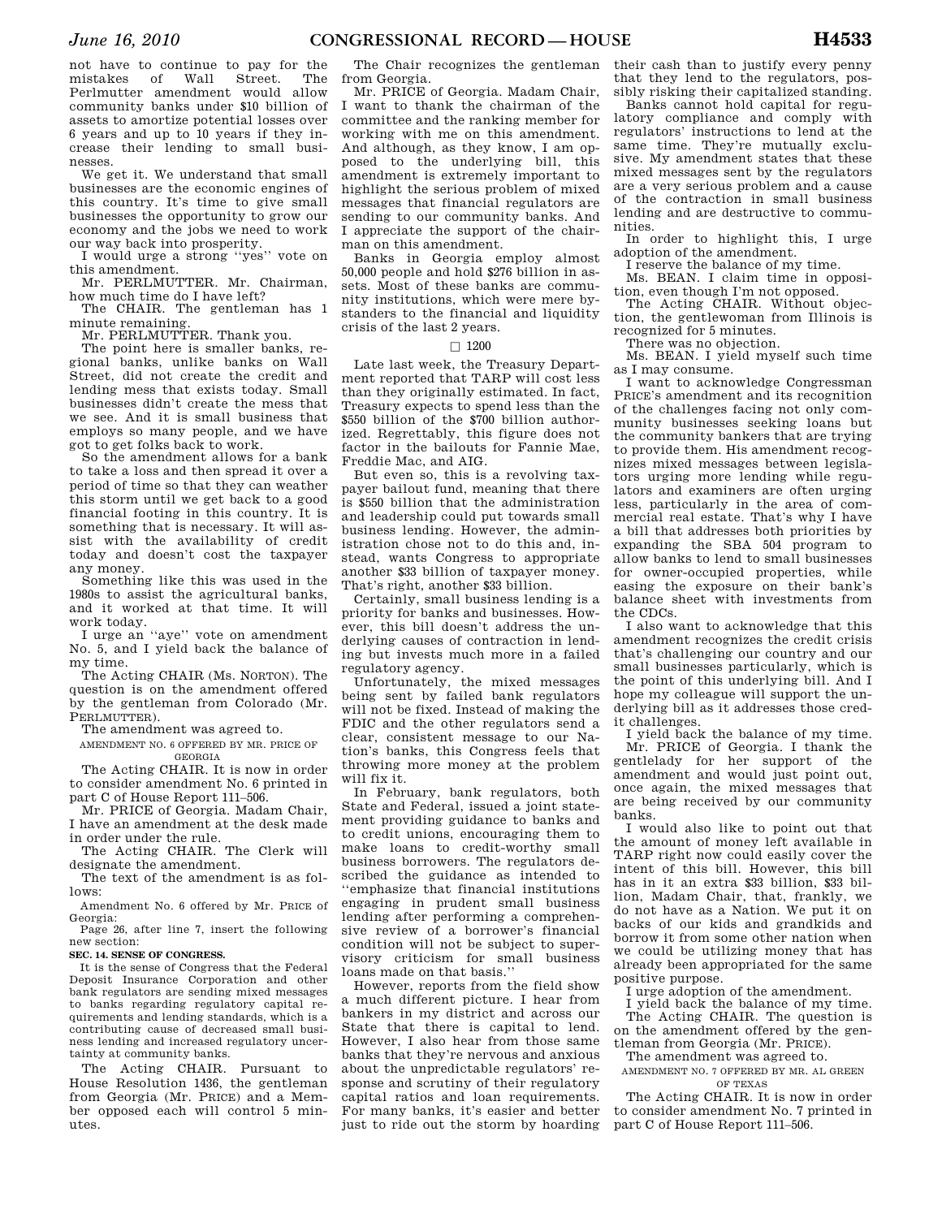not have to continue to pay for the mistakes of Wall Street. The Perlmutter amendment would allow community banks under $10 billion of assets to amortize potential losses over 6 years and up to 10 years if they increase their lending to small businesses.

We get it. We understand that small businesses are the economic engines of this country. It's time to give small businesses the opportunity to grow our economy and the jobs we need to work our way back into prosperity.

I would urge a strong ''yes'' vote on this amendment.

Mr. PERLMUTTER. Mr. Chairman, how much time do I have left?

The CHAIR. The gentleman has 1 minute remaining.

Mr. PERLMUTTER. Thank you.

The point here is smaller banks, regional banks, unlike banks on Wall Street, did not create the credit and lending mess that exists today. Small businesses didn't create the mess that we see. And it is small business that employs so many people, and we have got to get folks back to work.

So the amendment allows for a bank to take a loss and then spread it over a period of time so that they can weather this storm until we get back to a good financial footing in this country. It is something that is necessary. It will assist with the availability of credit today and doesn't cost the taxpayer any money.

Something like this was used in the 1980s to assist the agricultural banks, and it worked at that time. It will work today.

I urge an ''aye'' vote on amendment No. 5, and I yield back the balance of my time.

The Acting CHAIR (Ms. NORTON). The question is on the amendment offered by the gentleman from Colorado (Mr. PERLMUTTER).

The amendment was agreed to.

AMENDMENT NO. 6 OFFERED BY MR. PRICE OF GEORGIA

The Acting CHAIR. It is now in order to consider amendment No. 6 printed in part C of House Report 111–506.

Mr. PRICE of Georgia. Madam Chair, I have an amendment at the desk made in order under the rule.

The Acting CHAIR. The Clerk will designate the amendment.

The text of the amendment is as follows:

Amendment No. 6 offered by Mr. PRICE of Georgia:

Page 26, after line 7, insert the following new section:

**SEC. 14. SENSE OF CONGRESS.**

It is the sense of Congress that the Federal Deposit Insurance Corporation and other bank regulators are sending mixed messages to banks regarding regulatory capital requirements and lending standards, which is a contributing cause of decreased small business lending and increased regulatory uncertainty at community banks.

The Acting CHAIR. Pursuant to House Resolution 1436, the gentleman from Georgia (Mr. PRICE) and a Member opposed each will control 5 minutes.

The Chair recognizes the gentleman from Georgia.

Mr. PRICE of Georgia. Madam Chair, I want to thank the chairman of the committee and the ranking member for working with me on this amendment. And although, as they know, I am opposed to the underlying bill, this amendment is extremely important to highlight the serious problem of mixed messages that financial regulators are sending to our community banks. And I appreciate the support of the chairman on this amendment.

Banks in Georgia employ almost 50,000 people and hold $276 billion in assets. Most of these banks are community institutions, which were mere bystanders to the financial and liquidity crisis of the last 2 years.

□ 1200

Late last week, the Treasury Department reported that TARP will cost less than they originally estimated. In fact, Treasury expects to spend less than the $550 billion of the $700 billion authorized. Regrettably, this figure does not factor in the bailouts for Fannie Mae, Freddie Mac, and AIG.

But even so, this is a revolving taxpayer bailout fund, meaning that there is $550 billion that the administration and leadership could put towards small business lending. However, the administration chose not to do this and, instead, wants Congress to appropriate another $33 billion of taxpayer money. That's right, another $33 billion.

Certainly, small business lending is a priority for banks and businesses. However, this bill doesn't address the underlying causes of contraction in lending but invests much more in a failed regulatory agency.

Unfortunately, the mixed messages being sent by failed bank regulators will not be fixed. Instead of making the FDIC and the other regulators send a clear, consistent message to our Nation's banks, this Congress feels that throwing more money at the problem will fix it.

In February, bank regulators, both State and Federal, issued a joint statement providing guidance to banks and to credit unions, encouraging them to make loans to credit-worthy small business borrowers. The regulators described the guidance as intended to ''emphasize that financial institutions engaging in prudent small business lending after performing a comprehensive review of a borrower's financial condition will not be subject to supervisory criticism for small business loans made on that basis.''

However, reports from the field show a much different picture. I hear from bankers in my district and across our State that there is capital to lend. However, I also hear from those same banks that they're nervous and anxious about the unpredictable regulators' response and scrutiny of their regulatory capital ratios and loan requirements. For many banks, it's easier and better just to ride out the storm by hoarding their cash than to justify every penny that they lend to the regulators, possibly risking their capitalized standing.

Banks cannot hold capital for regulatory compliance and comply with regulators' instructions to lend at the same time. They're mutually exclusive. My amendment states that these mixed messages sent by the regulators are a very serious problem and a cause of the contraction in small business lending and are destructive to communities.

In order to highlight this, I urge adoption of the amendment.

I reserve the balance of my time.

Ms. BEAN. I claim time in opposition, even though I'm not opposed.

The Acting CHAIR. Without objection, the gentlewoman from Illinois is recognized for 5 minutes.

There was no objection.

Ms. BEAN. I yield myself such time as I may consume.

I want to acknowledge Congressman PRICE's amendment and its recognition of the challenges facing not only community businesses seeking loans but the community bankers that are trying to provide them. His amendment recognizes mixed messages between legislators urging more lending while regulators and examiners are often urging less, particularly in the area of commercial real estate. That's why I have a bill that addresses both priorities by expanding the SBA 504 program to allow banks to lend to small businesses for owner-occupied properties, while easing the exposure on their bank's balance sheet with investments from the CDCs.

I also want to acknowledge that this amendment recognizes the credit crisis that's challenging our country and our small businesses particularly, which is the point of this underlying bill. And I hope my colleague will support the underlying bill as it addresses those credit challenges.

I yield back the balance of my time.

Mr. PRICE of Georgia. I thank the gentlelady for her support of the amendment and would just point out, once again, the mixed messages that are being received by our community banks.

I would also like to point out that the amount of money left available in TARP right now could easily cover the intent of this bill. However, this bill has in it an extra $33 billion, $33 billion, Madam Chair, that, frankly, we do not have as a Nation. We put it on backs of our kids and grandkids and borrow it from some other nation when we could be utilizing money that has already been appropriated for the same positive purpose.

I urge adoption of the amendment.

I yield back the balance of my time.

The Acting CHAIR. The question is on the amendment offered by the gentleman from Georgia (Mr. PRICE).

The amendment was agreed to.

AMENDMENT NO. 7 OFFERED BY MR. AL GREEN OF TEXAS

The Acting CHAIR. It is now in order to consider amendment No. 7 printed in part C of House Report 111–506.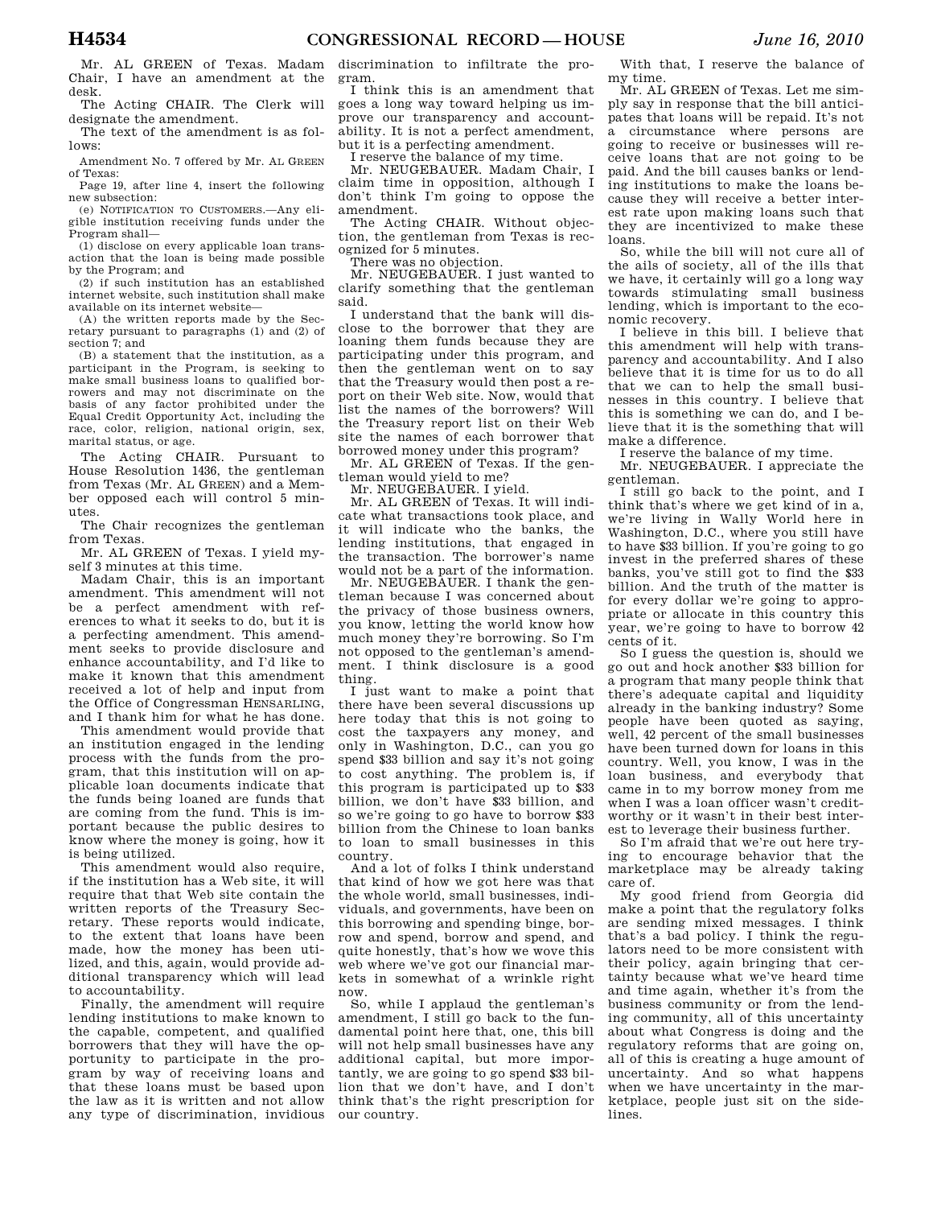Mr. AL GREEN of Texas. Madam Chair, I have an amendment at the desk.

The Acting CHAIR. The Clerk will designate the amendment.

The text of the amendment is as follows:

Amendment No. 7 offered by Mr. AL GREEN of Texas:

Page 19, after line 4, insert the following new subsection:

(e) NOTIFICATION TO CUSTOMERS.—Any eligible institution receiving funds under the Program shall—

(1) disclose on every applicable loan transaction that the loan is being made possible by the Program; and

(2) if such institution has an established internet website, such institution shall make available on its internet website—

(A) the written reports made by the Secretary pursuant to paragraphs (1) and (2) of section 7; and

(B) a statement that the institution, as a participant in the Program, is seeking to make small business loans to qualified borrowers and may not discriminate on the basis of any factor prohibited under the Equal Credit Opportunity Act, including the race, color, religion, national origin, sex, marital status, or age.

The Acting CHAIR. Pursuant to House Resolution 1436, the gentleman from Texas (Mr. AL GREEN) and a Member opposed each will control 5 minutes.

The Chair recognizes the gentleman from Texas.

Mr. AL GREEN of Texas. I yield myself 3 minutes at this time.

Madam Chair, this is an important amendment. This amendment will not be a perfect amendment with references to what it seeks to do, but it is a perfecting amendment. This amendment seeks to provide disclosure and enhance accountability, and I'd like to make it known that this amendment received a lot of help and input from the Office of Congressman HENSARLING, and I thank him for what he has done.

This amendment would provide that an institution engaged in the lending process with the funds from the program, that this institution will on applicable loan documents indicate that the funds being loaned are funds that are coming from the fund. This is important because the public desires to know where the money is going, how it is being utilized.

This amendment would also require, if the institution has a Web site, it will require that that Web site contain the written reports of the Treasury Secretary. These reports would indicate, to the extent that loans have been made, how the money has been utilized, and this, again, would provide additional transparency which will lead to accountability.

Finally, the amendment will require lending institutions to make known to the capable, competent, and qualified borrowers that they will have the opportunity to participate in the program by way of receiving loans and that these loans must be based upon the law as it is written and not allow any type of discrimination, invidious discrimination to infiltrate the program.

I think this is an amendment that goes a long way toward helping us improve our transparency and accountability. It is not a perfect amendment, but it is a perfecting amendment.

I reserve the balance of my time.

Mr. NEUGEBAUER. Madam Chair, I claim time in opposition, although I don't think I'm going to oppose the amendment.

The Acting CHAIR. Without objection, the gentleman from Texas is recognized for 5 minutes.

There was no objection.

Mr. NEUGEBAUER. I just wanted to clarify something that the gentleman said.

I understand that the bank will disclose to the borrower that they are loaning them funds because they are participating under this program, and then the gentleman went on to say that the Treasury would then post a report on their Web site. Now, would that list the names of the borrowers? Will the Treasury report list on their Web site the names of each borrower that borrowed money under this program?

Mr. AL GREEN of Texas. If the gentleman would yield to me?

Mr. NEUGEBAUER. I yield.

Mr. AL GREEN of Texas. It will indicate what transactions took place, and it will indicate who the banks, the lending institutions, that engaged in the transaction. The borrower's name would not be a part of the information.

Mr. NEUGEBAUER. I thank the gentleman because I was concerned about the privacy of those business owners, you know, letting the world know how much money they're borrowing. So I'm not opposed to the gentleman's amendment. I think disclosure is a good thing.

I just want to make a point that there have been several discussions up here today that this is not going to cost the taxpayers any money, and only in Washington, D.C., can you go spend $33 billion and say it's not going to cost anything. The problem is, if this program is participated up to $33 billion, we don't have $33 billion, and so we're going to go have to borrow $33 billion from the Chinese to loan banks to loan to small businesses in this country.

And a lot of folks I think understand that kind of how we got here was that the whole world, small businesses, individuals, and governments, have been on this borrowing and spending binge, borrow and spend, borrow and spend, and quite honestly, that's how we wove this web where we've got our financial markets in somewhat of a wrinkle right now.

So, while I applaud the gentleman's amendment, I still go back to the fundamental point here that, one, this bill will not help small businesses have any additional capital, but more importantly, we are going to go spend $33 billion that we don't have, and I don't think that's the right prescription for our country.

With that, I reserve the balance of my time.

Mr. AL GREEN of Texas. Let me simply say in response that the bill anticipates that loans will be repaid. It's not a circumstance where persons are going to receive or businesses will receive loans that are not going to be paid. And the bill causes banks or lending institutions to make the loans because they will receive a better interest rate upon making loans such that they are incentivized to make these loans.

So, while the bill will not cure all of the ails of society, all of the ills that we have, it certainly will go a long way towards stimulating small business lending, which is important to the economic recovery.

I believe in this bill. I believe that this amendment will help with transparency and accountability. And I also believe that it is time for us to do all that we can to help the small businesses in this country. I believe that this is something we can do, and I believe that it is the something that will make a difference.

I reserve the balance of my time.

Mr. NEUGEBAUER. I appreciate the gentleman.

I still go back to the point, and I think that's where we get kind of in a, we're living in Wally World here in Washington, D.C., where you still have to have $33 billion. If you're going to go invest in the preferred shares of these banks, you've still got to find the $33 billion. And the truth of the matter is for every dollar we're going to appropriate or allocate in this country this year, we're going to have to borrow 42 cents of it.

So I guess the question is, should we go out and hock another $33 billion for a program that many people think that there's adequate capital and liquidity already in the banking industry? Some people have been quoted as saying, well, 42 percent of the small businesses have been turned down for loans in this country. Well, you know, I was in the loan business, and everybody that came in to my borrow money from me when I was a loan officer wasn't creditworthy or it wasn't in their best interest to leverage their business further.

So I'm afraid that we're out here trying to encourage behavior that the marketplace may be already taking care of.

My good friend from Georgia did make a point that the regulatory folks are sending mixed messages. I think that's a bad policy. I think the regulators need to be more consistent with their policy, again bringing that certainty because what we've heard time and time again, whether it's from the business community or from the lending community, all of this uncertainty about what Congress is doing and the regulatory reforms that are going on, all of this is creating a huge amount of uncertainty. And so what happens when we have uncertainty in the marketplace, people just sit on the sidelines.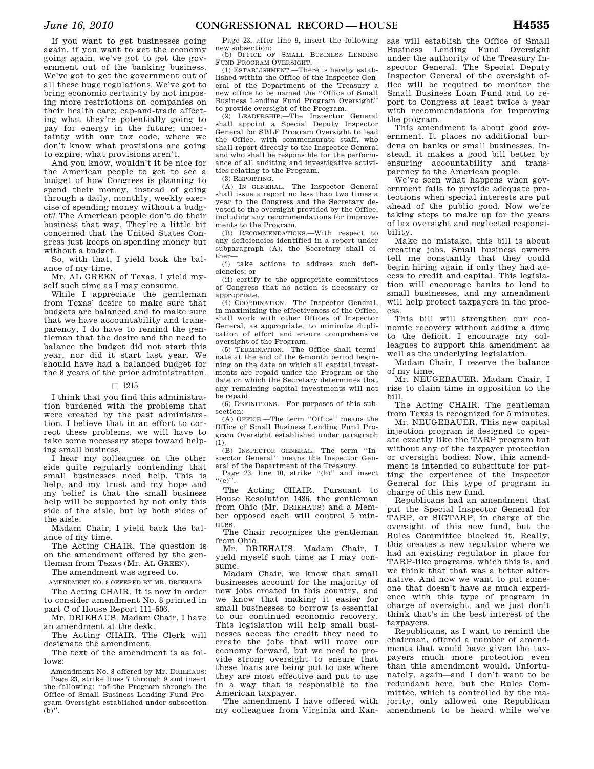If you want to get businesses going again, if you want to get the economy going again, we've got to get the government out of the banking business. We've got to get the government out of all these huge regulations. We've got to bring economic certainty by not imposing more restrictions on companies on their health care; cap-and-trade affecting what they're potentially going to pay for energy in the future; uncertainty with our tax code, where we don't know what provisions are going to expire, what provisions aren't.

And you know, wouldn't it be nice for the American people to get to see a budget of how Congress is planning to spend their money, instead of going through a daily, monthly, weekly exercise of spending money without a budget? The American people don't do their business that way. They're a little bit concerned that the United States Congress just keeps on spending money but without a budget.

So, with that, I yield back the balance of my time.

Mr. AL GREEN of Texas. I yield myself such time as I may consume.

While I appreciate the gentleman from Texas' desire to make sure that budgets are balanced and to make sure that we have accountability and transparency, I do have to remind the gentleman that the desire and the need to balance the budget did not start this year, nor did it start last year. We should have had a balanced budget for the 8 years of the prior administration.

□ 1215

I think that you find this administration burdened with the problems that were created by the past administration. I believe that in an effort to correct these problems, we will have to take some necessary steps toward helping small business.

I hear my colleagues on the other side quite regularly contending that small businesses need help. This is help, and my trust and my hope and my belief is that the small business help will be supported by not only this side of the aisle, but by both sides of the aisle.

Madam Chair, I yield back the balance of my time.

The Acting CHAIR. The question is on the amendment offered by the gentleman from Texas (Mr. AL GREEN).

The amendment was agreed to.

AMENDMENT NO. 8 OFFERED BY MR. DRIEHAUS

The Acting CHAIR. It is now in order to consider amendment No. 8 printed in part C of House Report 111–506.

Mr. DRIEHAUS. Madam Chair, I have an amendment at the desk.

The Acting CHAIR. The Clerk will designate the amendment.

The text of the amendment is as follows:

Amendment No. 8 offered by Mr. DRIEHAUS:

Page 23, strike lines 7 through 9 and insert the following: ''of the Program through the Office of Small Business Lending Fund Program Oversight established under subsection (b)''.

Page 23, after line 9, insert the following new subsection:

(b) OFFICE OF SMALL BUSINESS LENDING FUND PROGRAM OVERSIGHT.—

(1) ESTABLISHMENT.—There is hereby established within the Office of the Inspector General of the Department of the Treasury a new office to be named the ''Office of Small Business Lending Fund Program Oversight'' to provide oversight of the Program.

(2) LEADERSHIP.—The Inspector General shall appoint a Special Deputy Inspector General for SBLF Program Oversight to lead the Office, with commensurate staff, who shall report directly to the Inspector General and who shall be responsible for the performance of all auditing and investigative activities relating to the Program.

(3) REPORTING.—

(A) IN GENERAL.—The Inspector General shall issue a report no less than two times a year to the Congress and the Secretary devoted to the oversight provided by the Office, including any recommendations for improvements to the Program.

(B) RECOMMENDATIONS.—With respect to any deficiencies identified in a report under subparagraph (A), the Secretary shall either—

(i) take actions to address such deficiencies; or

(ii) certify to the appropriate committees of Congress that no action is necessary or appropriate.

(4) COORDINATION.—The Inspector General, in maximizing the effectiveness of the Office, shall work with other Offices of Inspector General, as appropriate, to minimize duplication of effort and ensure comprehensive oversight of the Program.

(5) TERMINATION.—The Office shall terminate at the end of the 6-month period beginning on the date on which all capital investments are repaid under the Program or the date on which the Secretary determines that any remaining capital investments will not be repaid.

(6) DEFINITIONS.—For purposes of this subsection:

(A) OFFICE.—The term ''Office'' means the Office of Small Business Lending Fund Program Oversight established under paragraph (1).

(B) INSPECTOR GENERAL.—The term ''Inspector General'' means the Inspector General of the Department of the Treasury.

Page 23, line 10, strike ''(b)'' and insert ''(c)''.

The Acting CHAIR. Pursuant to House Resolution 1436, the gentleman from Ohio (Mr. DRIEHAUS) and a Member opposed each will control 5 minutes.

The Chair recognizes the gentleman from Ohio.

Mr. DRIEHAUS. Madam Chair, I yield myself such time as I may consume.

Madam Chair, we know that small businesses account for the majority of new jobs created in this country, and we know that making it easier for small businesses to borrow is essential to our continued economic recovery. This legislation will help small businesses access the credit they need to create the jobs that will move our economy forward, but we need to provide strong oversight to ensure that these loans are being put to use where they are most effective and put to use in a way that is responsible to the American taxpayer.

The amendment I have offered with my colleagues from Virginia and Kansas will establish the Office of Small Business Lending Fund Oversight under the authority of the Treasury Inspector General. The Special Deputy Inspector General of the oversight office will be required to monitor the Small Business Loan Fund and to report to Congress at least twice a year with recommendations for improving the program.

This amendment is about good government. It places no additional burdens on banks or small businesses. Instead, it makes a good bill better by ensuring accountability and transparency to the American people.

We've seen what happens when government fails to provide adequate protections when special interests are put ahead of the public good. Now we're taking steps to make up for the years of lax oversight and neglected responsibility.

Make no mistake, this bill is about creating jobs. Small business owners tell me constantly that they could begin hiring again if only they had access to credit and capital. This legislation will encourage banks to lend to small businesses, and my amendment will help protect taxpayers in the process.

This bill will strengthen our economic recovery without adding a dime to the deficit. I encourage my colleagues to support this amendment as well as the underlying legislation.

Madam Chair, I reserve the balance of my time.

Mr. NEUGEBAUER. Madam Chair, I rise to claim time in opposition to the bill.

The Acting CHAIR. The gentleman from Texas is recognized for 5 minutes.

Mr. NEUGEBAUER. This new capital injection program is designed to operate exactly like the TARP program but without any of the taxpayer protection or oversight bodies. Now, this amendment is intended to substitute for putting the experience of the Inspector General for this type of program in charge of this new fund.

Republicans had an amendment that put the Special Inspector General for TARP, or SIGTARP, in charge of the oversight of this new fund, but the Rules Committee blocked it. Really, this creates a new regulator where we had an existing regulator in place for TARP-like programs, which this is, and we think that that was a better alternative. And now we want to put someone that doesn't have as much experience with this type of program in charge of oversight, and we just don't think that's in the best interest of the taxpayers.

Republicans, as I want to remind the chairman, offered a number of amendments that would have given the taxpayers much more protection even than this amendment would. Unfortunately, again—and I don't want to be redundant here, but the Rules Committee, which is controlled by the majority, only allowed one Republican amendment to be heard while we've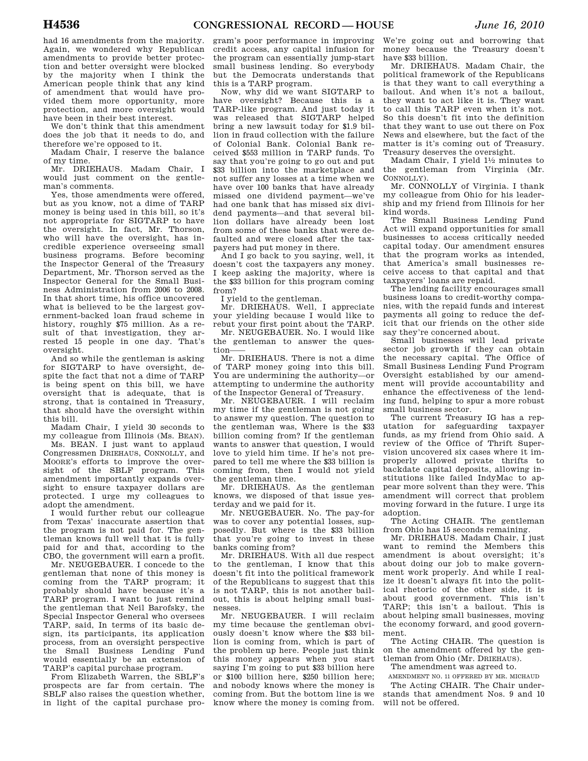had 16 amendments from the majority. Again, we wondered why Republican amendments to provide better protection and better oversight were blocked by the majority when I think the American people think that any kind of amendment that would have provided them more opportunity, more protection, and more oversight would have been in their best interest.

We don't think that this amendment does the job that it needs to do, and therefore we're opposed to it.

Madam Chair, I reserve the balance of my time.

Mr. DRIEHAUS. Madam Chair, I would just comment on the gentleman's comments.

Yes, those amendments were offered, but as you know, not a dime of TARP money is being used in this bill, so it's not appropriate for SIGTARP to have the oversight. In fact, Mr. Thorson, who will have the oversight, has incredible experience overseeing small business programs. Before becoming the Inspector General of the Treasury Department, Mr. Thorson served as the Inspector General for the Small Business Administration from 2006 to 2008. In that short time, his office uncovered what is believed to be the largest government-backed loan fraud scheme in history, roughly $75 million. As a result of that investigation, they arrested 15 people in one day. That's oversight.

And so while the gentleman is asking for SIGTARP to have oversight, despite the fact that not a dime of TARP is being spent on this bill, we have oversight that is adequate, that is strong, that is contained in Treasury, that should have the oversight within this bill.

Madam Chair, I yield 30 seconds to my colleague from Illinois (Ms. BEAN).

Ms. BEAN. I just want to applaud Congressmen DRIEHAUS, CONNOLLY, and MOORE's efforts to improve the oversight of the SBLF program. This amendment importantly expands oversight to ensure taxpayer dollars are protected. I urge my colleagues to adopt the amendment.

I would further rebut our colleague from Texas' inaccurate assertion that the program is not paid for. The gentleman knows full well that it is fully paid for and that, according to the CBO, the government will earn a profit.

Mr. NEUGEBAUER. I concede to the gentleman that none of this money is coming from the TARP program; it probably should have because it's a TARP program. I want to just remind the gentleman that Neil Barofsky, the Special Inspector General who oversees TARP, said, In terms of its basic design, its participants, its application process, from an oversight perspective the Small Business Lending Fund would essentially be an extension of TARP's capital purchase program.

From Elizabeth Warren, the SBLF's prospects are far from certain. The SBLF also raises the question whether, in light of the capital purchase program's poor performance in improving credit access, any capital infusion for the program can essentially jump-start small business lending. So everybody but the Democrats understands that this is a TARP program.

Now, why did we want SIGTARP to have oversight? Because this is a TARP-like program. And just today it was released that SIGTARP helped bring a new lawsuit today for $1.9 billion in fraud collection with the failure of Colonial Bank. Colonial Bank received $553 million in TARP funds. To say that you're going to go out and put $33 billion into the marketplace and not suffer any losses at a time when we have over 100 banks that have already missed one dividend payment—we've had one bank that has missed six dividend payments—and that several billion dollars have already been lost from some of these banks that were defaulted and were closed after the taxpayers had put money in there.

And I go back to you saying, well, it doesn't cost the taxpayers any money. I keep asking the majority, where is the $33 billion for this program coming from?

I yield to the gentleman.

Mr. DRIEHAUS. Well, I appreciate your yielding because I would like to rebut your first point about the TARP.

Mr. NEUGEBAUER. No. I would like the gentleman to answer the question——

Mr. DRIEHAUS. There is not a dime of TARP money going into this bill. You are undermining the authority—or attempting to undermine the authority of the Inspector General of Treasury.

Mr. NEUGEBAUER. I will reclaim my time if the gentleman is not going to answer my question. The question to the gentleman was, Where is the $33 billion coming from? If the gentleman wants to answer that question, I would love to yield him time. If he's not prepared to tell me where the $33 billion is coming from, then I would not yield the gentleman time.

Mr. DRIEHAUS. As the gentleman knows, we disposed of that issue yesterday and we paid for it.

Mr. NEUGEBAUER. No. The pay-for was to cover any potential losses, supposedly. But where is the $33 billion that you're going to invest in these banks coming from?

Mr. DRIEHAUS. With all due respect to the gentleman, I know that this doesn't fit into the political framework of the Republicans to suggest that this is not TARP, this is not another bailout, this is about helping small businesses.

Mr. NEUGEBAUER. I will reclaim my time because the gentleman obviously doesn't know where the $33 billion is coming from, which is part of the problem up here. People just think this money appears when you start saying I'm going to put $33 billion here or $100 billion here, $250 billion here; and nobody knows where the money is coming from. But the bottom line is we know where the money is coming from. We're going out and borrowing that money because the Treasury doesn't have $33 billion.

Mr. DRIEHAUS. Madam Chair, the political framework of the Republicans is that they want to call everything a bailout. And when it's not a bailout, they want to act like it is. They want to call this TARP even when it's not. So this doesn't fit into the definition that they want to use out there on Fox News and elsewhere, but the fact of the matter is it's coming out of Treasury. Treasury deserves the oversight.

Madam Chair, I yield 1½ minutes to the gentleman from Virginia (Mr. CONNOLLY).

Mr. CONNOLLY of Virginia. I thank my colleague from Ohio for his leadership and my friend from Illinois for her kind words.

The Small Business Lending Fund Act will expand opportunities for small businesses to access critically needed capital today. Our amendment ensures that the program works as intended, that America's small businesses receive access to that capital and that taxpayers' loans are repaid.

The lending facility encourages small business loans to credit-worthy companies, with the repaid funds and interest payments all going to reduce the deficit that our friends on the other side say they're concerned about.

Small businesses will lead private sector job growth if they can obtain the necessary capital. The Office of Small Business Lending Fund Program Oversight established by our amendment will provide accountability and enhance the effectiveness of the lending fund, helping to spur a more robust small business sector.

The current Treasury IG has a reputation for safeguarding taxpayer funds, as my friend from Ohio said. A review of the Office of Thrift Supervision uncovered six cases where it improperly allowed private thrifts to backdate capital deposits, allowing institutions like failed IndyMac to appear more solvent than they were. This amendment will correct that problem moving forward in the future. I urge its adoption.

The Acting CHAIR. The gentleman from Ohio has 15 seconds remaining.

Mr. DRIEHAUS. Madam Chair, I just want to remind the Members this amendment is about oversight; it's about doing our job to make government work properly. And while I realize it doesn't always fit into the political rhetoric of the other side, it is about good government. This isn't TARP; this isn't a bailout. This is about helping small businesses, moving the economy forward, and good government.

The Acting CHAIR. The question is on the amendment offered by the gentleman from Ohio (Mr. DRIEHAUS).

The amendment was agreed to.

AMENDMENT NO. 11 OFFERED BY MR. MICHAUD

The Acting CHAIR. The Chair understands that amendment Nos. 9 and 10 will not be offered.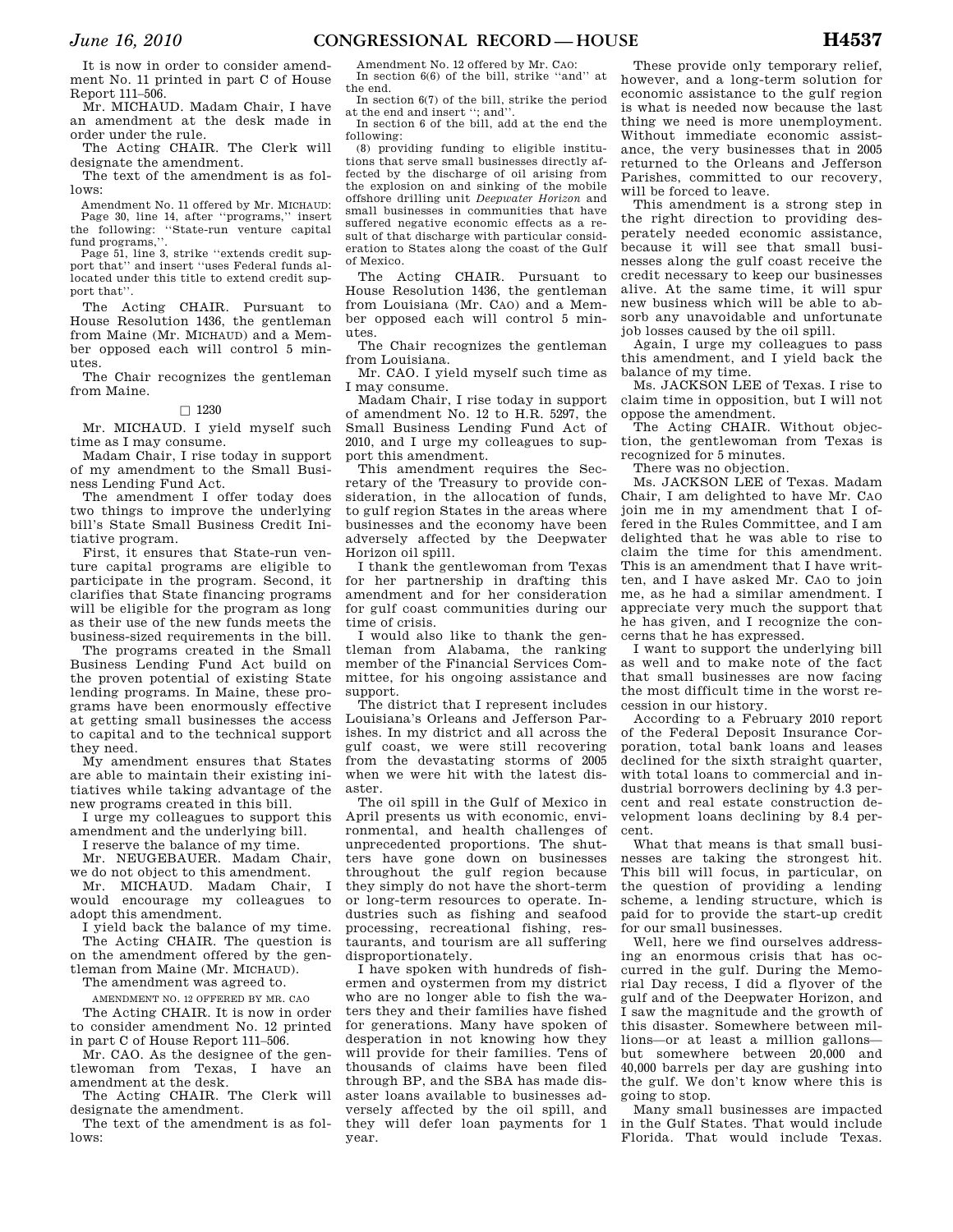It is now in order to consider amendment No. 11 printed in part C of House Report 111–506.

Mr. MICHAUD. Madam Chair, I have an amendment at the desk made in order under the rule.

The Acting CHAIR. The Clerk will designate the amendment.

The text of the amendment is as follows:

Amendment No. 11 offered by Mr. MICHAUD:

Page 30, line 14, after "programs," insert the following: "State-run venture capital fund programs,".

Page 51, line 3, strike "extends credit support that" and insert "uses Federal funds allocated under this title to extend credit support that".

The Acting CHAIR. Pursuant to House Resolution 1436, the gentleman from Maine (Mr. MICHAUD) and a Member opposed each will control 5 minutes.

The Chair recognizes the gentleman from Maine.

□ 1230

Mr. MICHAUD. I yield myself such time as I may consume.

Madam Chair, I rise today in support of my amendment to the Small Business Lending Fund Act.

The amendment I offer today does two things to improve the underlying bill's State Small Business Credit Initiative program.

First, it ensures that State-run venture capital programs are eligible to participate in the program. Second, it clarifies that State financing programs will be eligible for the program as long as their use of the new funds meets the business-sized requirements in the bill.

The programs created in the Small Business Lending Fund Act build on the proven potential of existing State lending programs. In Maine, these programs have been enormously effective at getting small businesses the access to capital and to the technical support they need.

My amendment ensures that States are able to maintain their existing initiatives while taking advantage of the new programs created in this bill.

I urge my colleagues to support this amendment and the underlying bill.

I reserve the balance of my time.

Mr. NEUGEBAUER. Madam Chair, we do not object to this amendment.

Mr. MICHAUD. Madam Chair, I would encourage my colleagues to adopt this amendment.

I yield back the balance of my time.

The Acting CHAIR. The question is on the amendment offered by the gentleman from Maine (Mr. MICHAUD).

The amendment was agreed to.

AMENDMENT NO. 12 OFFERED BY MR. CAO

The Acting CHAIR. It is now in order to consider amendment No. 12 printed in part C of House Report 111–506.

Mr. CAO. As the designee of the gentlewoman from Texas, I have an amendment at the desk.

The Acting CHAIR. The Clerk will designate the amendment.

The text of the amendment is as follows:

Amendment No. 12 offered by Mr. CAO:

In section 6(6) of the bill, strike "and" at the end.

In section 6(7) of the bill, strike the period at the end and insert "; and".

In section 6 of the bill, add at the end the following:

(8) providing funding to eligible institutions that serve small businesses directly affected by the discharge of oil arising from the explosion on and sinking of the mobile offshore drilling unit *Deepwater Horizon* and small businesses in communities that have suffered negative economic effects as a result of that discharge with particular consideration to States along the coast of the Gulf of Mexico.

The Acting CHAIR. Pursuant to House Resolution 1436, the gentleman from Louisiana (Mr. CAO) and a Member opposed each will control 5 minutes.

The Chair recognizes the gentleman from Louisiana.

Mr. CAO. I yield myself such time as I may consume.

Madam Chair, I rise today in support of amendment No. 12 to H.R. 5297, the Small Business Lending Fund Act of 2010, and I urge my colleagues to support this amendment.

This amendment requires the Secretary of the Treasury to provide consideration, in the allocation of funds, to gulf region States in the areas where businesses and the economy have been adversely affected by the Deepwater Horizon oil spill.

I thank the gentlewoman from Texas for her partnership in drafting this amendment and for her consideration for gulf coast communities during our time of crisis.

I would also like to thank the gentleman from Alabama, the ranking member of the Financial Services Committee, for his ongoing assistance and support.

The district that I represent includes Louisiana's Orleans and Jefferson Parishes. In my district and all across the gulf coast, we were still recovering from the devastating storms of 2005 when we were hit with the latest disaster.

The oil spill in the Gulf of Mexico in April presents us with economic, environmental, and health challenges of unprecedented proportions. The shutters have gone down on businesses throughout the gulf region because they simply do not have the short-term or long-term resources to operate. Industries such as fishing and seafood processing, recreational fishing, restaurants, and tourism are all suffering disproportionately.

I have spoken with hundreds of fishermen and oystermen from my district who are no longer able to fish the waters they and their families have fished for generations. Many have spoken of desperation in not knowing how they will provide for their families. Tens of thousands of claims have been filed through BP, and the SBA has made disaster loans available to businesses adversely affected by the oil spill, and they will defer loan payments for 1 year.

These provide only temporary relief, however, and a long-term solution for economic assistance to the gulf region is what is needed now because the last thing we need is more unemployment. Without immediate economic assistance, the very businesses that in 2005 returned to the Orleans and Jefferson Parishes, committed to our recovery, will be forced to leave.

This amendment is a strong step in the right direction to providing desperately needed economic assistance, because it will see that small businesses along the gulf coast receive the credit necessary to keep our businesses alive. At the same time, it will spur new business which will be able to absorb any unavoidable and unfortunate job losses caused by the oil spill.

Again, I urge my colleagues to pass this amendment, and I yield back the balance of my time.

Ms. JACKSON LEE of Texas. I rise to claim time in opposition, but I will not oppose the amendment.

The Acting CHAIR. Without objection, the gentlewoman from Texas is recognized for 5 minutes.

There was no objection.

Ms. JACKSON LEE of Texas. Madam Chair, I am delighted to have Mr. CAO join me in my amendment that I offered in the Rules Committee, and I am delighted that he was able to rise to claim the time for this amendment. This is an amendment that I have written, and I have asked Mr. CAO to join me, as he had a similar amendment. I appreciate very much the support that he has given, and I recognize the concerns that he has expressed.

I want to support the underlying bill as well and to make note of the fact that small businesses are now facing the most difficult time in the worst recession in our history.

According to a February 2010 report of the Federal Deposit Insurance Corporation, total bank loans and leases declined for the sixth straight quarter, with total loans to commercial and industrial borrowers declining by 4.3 percent and real estate construction development loans declining by 8.4 percent.

What that means is that small businesses are taking the strongest hit. This bill will focus, in particular, on the question of providing a lending scheme, a lending structure, which is paid for to provide the start-up credit for our small businesses.

Well, here we find ourselves addressing an enormous crisis that has occurred in the gulf. During the Memorial Day recess, I did a flyover of the gulf and of the Deepwater Horizon, and I saw the magnitude and the growth of this disaster. Somewhere between millions—or at least a million gallons—but somewhere between 20,000 and 40,000 barrels per day are gushing into the gulf. We don't know where this is going to stop.

Many small businesses are impacted in the Gulf States. That would include Florida. That would include Texas.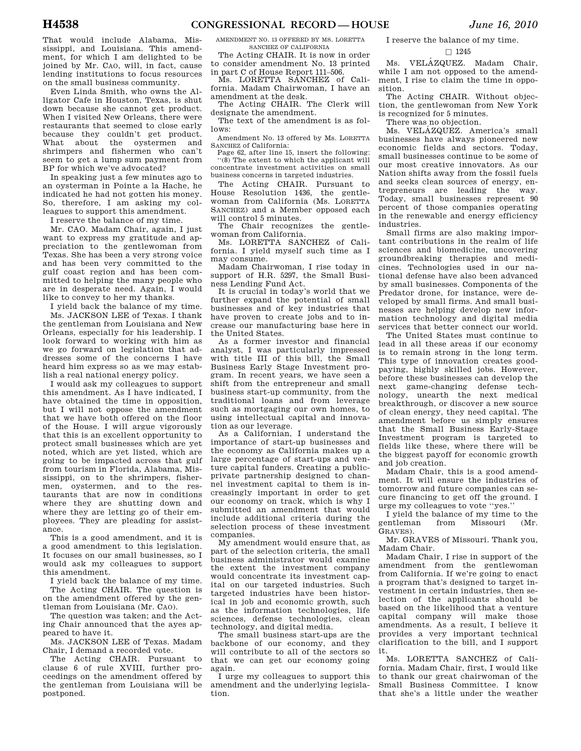That would include Alabama, Mississippi, and Louisiana. This amendment, for which I am delighted to be joined by Mr. CAO, will, in fact, cause lending institutions to focus resources on the small business community.

Even Linda Smith, who owns the Alligator Cafe in Houston, Texas, is shut down because she cannot get product. When I visited New Orleans, there were restaurants that seemed to close early because they couldn't get product. What about the oystermen and shrimpers and fishermen who can't seem to get a lump sum payment from BP for which we've advocated?

In speaking just a few minutes ago to an oysterman in Pointe a la Hache, he indicated he had not gotten his money. So, therefore, I am asking my colleagues to support this amendment.

I reserve the balance of my time.

Mr. CAO. Madam Chair, again, I just want to express my gratitude and appreciation to the gentlewoman from Texas. She has been a very strong voice and has been very committed to the gulf coast region and has been committed to helping the many people who are in desperate need. Again, I would like to convey to her my thanks.

I yield back the balance of my time.

Ms. JACKSON LEE of Texas. I thank the gentleman from Louisiana and New Orleans, especially for his leadership. I look forward to working with him as we go forward on legislation that addresses some of the concerns I have heard him express so as we may establish a real national energy policy.

I would ask my colleagues to support this amendment. As I have indicated, I have obtained the time in opposition, but I will not oppose the amendment that we have both offered on the floor of the House. I will argue vigorously that this is an excellent opportunity to protect small businesses which are yet noted, which are yet listed, which are going to be impacted across that gulf from tourism in Florida, Alabama, Mississippi, on to the shrimpers, fishermen, oystermen, and to the restaurants that are now in conditions where they are shutting down and where they are letting go of their employees. They are pleading for assistance.

This is a good amendment, and it is a good amendment to this legislation. It focuses on our small businesses, so I would ask my colleagues to support this amendment.

I yield back the balance of my time.

The Acting CHAIR. The question is on the amendment offered by the gentleman from Louisiana (Mr. CAO).

The question was taken; and the Acting Chair announced that the ayes appeared to have it.

Ms. JACKSON LEE of Texas. Madam Chair, I demand a recorded vote.

The Acting CHAIR. Pursuant to clause 6 of rule XVIII, further proceedings on the amendment offered by the gentleman from Louisiana will be postponed.

AMENDMENT NO. 13 OFFERED BY MS. LORETTA SANCHEZ OF CALIFORNIA

The Acting CHAIR. It is now in order to consider amendment No. 13 printed in part C of House Report 111–506.

Ms. LORETTA SANCHEZ of California. Madam Chairwoman, I have an amendment at the desk.

The Acting CHAIR. The Clerk will designate the amendment.

The text of the amendment is as follows:

Amendment No. 13 offered by Ms. LORETTA SANCHEZ of California:

Page 62, after line 15, insert the following:

"(8) The extent to which the applicant will concentrate investment activities on small business concerns in targeted industries.

The Acting CHAIR. Pursuant to House Resolution 1436, the gentlewoman from California (Ms. LORETTA SANCHEZ) and a Member opposed each will control 5 minutes.

The Chair recognizes the gentlewoman from California.

Ms. LORETTA SANCHEZ of California. I yield myself such time as I may consume.

Madam Chairwoman, I rise today in support of H.R. 5297, the Small Business Lending Fund Act.

It is crucial in today's world that we further expand the potential of small businesses and of key industries that have proven to create jobs and to increase our manufacturing base here in the United States.

As a former investor and financial analyst, I was particularly impressed with title III of this bill, the Small Business Early Stage Investment program. In recent years, we have seen a shift from the entrepreneur and small business start-up community, from the traditional loans and from leverage such as mortgaging our own homes, to using intellectual capital and innovation as our leverage.

As a Californian, I understand the importance of start-up businesses and the economy as California makes up a large percentage of start-ups and venture capital funders. Creating a public-private partnership designed to channel investment capital to them is increasingly important in order to get our economy on track, which is why I submitted an amendment that would include additional criteria during the selection process of these investment companies.

My amendment would ensure that, as part of the selection criteria, the small business administrator would examine the extent the investment company would concentrate its investment capital on our targeted industries. Such targeted industries have been historical in job and economic growth, such as the information technologies, life sciences, defense technologies, clean technology, and digital media.

The small business start-ups are the backbone of our economy, and they will contribute to all of the sectors so that we can get our economy going again.

I urge my colleagues to support this amendment and the underlying legislation.

I reserve the balance of my time.

□ 1245

Ms. VELÁZQUEZ. Madam Chair, while I am not opposed to the amendment, I rise to claim the time in opposition.

The Acting CHAIR. Without objection, the gentlewoman from New York is recognized for 5 minutes.

There was no objection.

Ms. VELÁZQUEZ. America's small businesses have always pioneered new economic fields and sectors. Today, small businesses continue to be some of our most creative innovators. As our Nation shifts away from the fossil fuels and seeks clean sources of energy, entrepreneurs are leading the way. Today, small businesses represent 90 percent of those companies operating in the renewable and energy efficiency industries.

Small firms are also making important contributions in the realm of life sciences and biomedicine, uncovering groundbreaking therapies and medicines. Technologies used in our national defense have also been advanced by small businesses. Components of the Predator drone, for instance, were developed by small firms. And small businesses are helping develop new information technology and digital media services that better connect our world.

The United States must continue to lead in all these areas if our economy is to remain strong in the long term. This type of innovation creates good-paying, highly skilled jobs. However, before these businesses can develop the next game-changing defense technology, unearth the next medical breakthrough, or discover a new source of clean energy, they need capital. The amendment before us simply ensures that the Small Business Early-Stage Investment program is targeted to fields like these, where there will be the biggest payoff for economic growth and job creation.

Madam Chair, this is a good amendment. It will ensure the industries of tomorrow and future companies can secure financing to get off the ground. I urge my colleagues to vote "yes."

I yield the balance of my time to the gentleman from Missouri (Mr. GRAVES).

Mr. GRAVES of Missouri. Thank you, Madam Chair.

Madam Chair, I rise in support of the amendment from the gentlewoman from California. If we're going to enact a program that's designed to target investment in certain industries, then selection of the applicants should be based on the likelihood that a venture capital company will make those amendments. As a result, I believe it provides a very important technical clarification to the bill, and I support it.

Ms. LORETTA SANCHEZ of California. Madam Chair, first, I would like to thank our great chairwoman of the Small Business Committee. I know that she's a little under the weather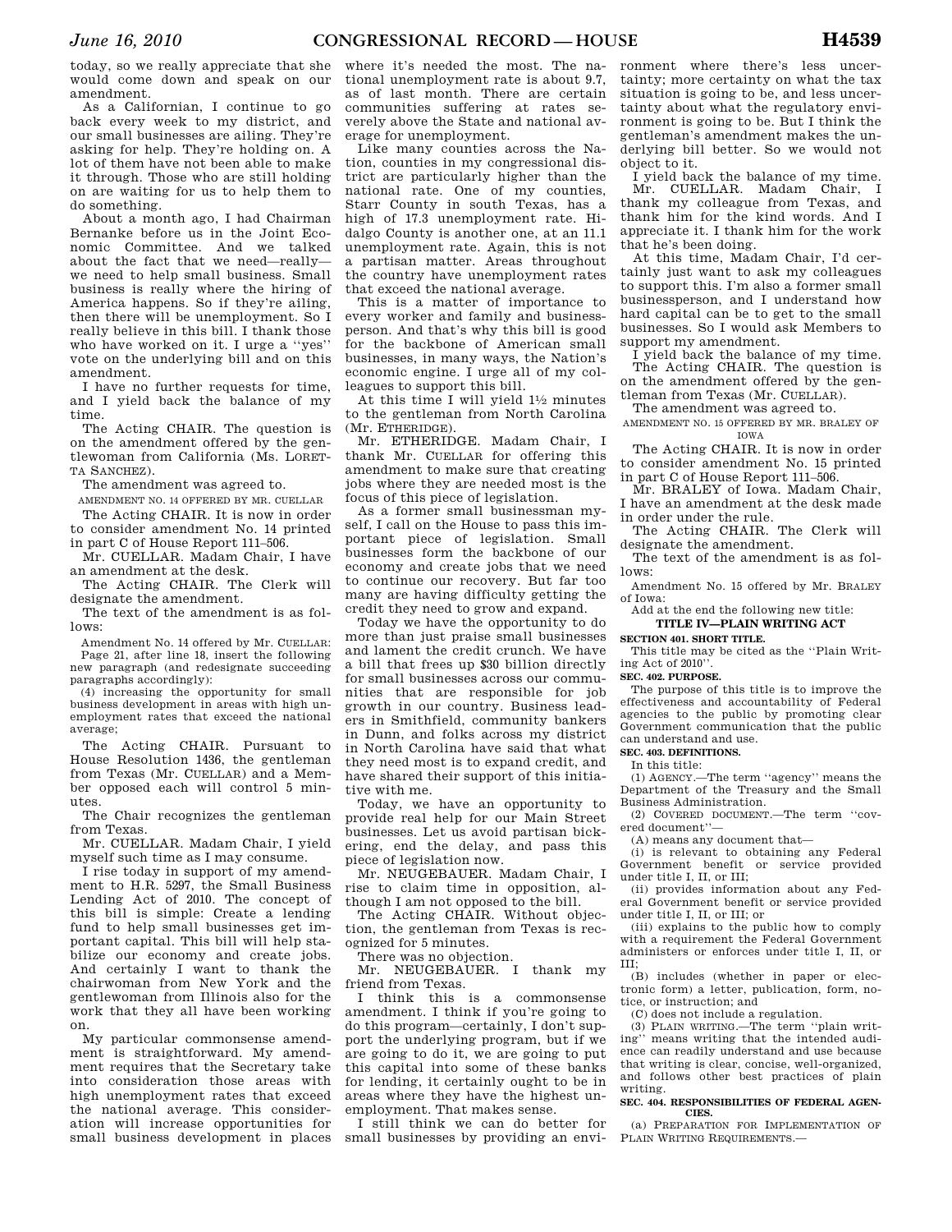today, so we really appreciate that she would come down and speak on our amendment.

As a Californian, I continue to go back every week to my district, and our small businesses are ailing. They're asking for help. They're holding on. A lot of them have not been able to make it through. Those who are still holding on are waiting for us to help them to do something.

About a month ago, I had Chairman Bernanke before us in the Joint Economic Committee. And we talked about the fact that we need—really—we need to help small business. Small business is really where the hiring of America happens. So if they're ailing, then there will be unemployment. So I really believe in this bill. I thank those who have worked on it. I urge a ''yes'' vote on the underlying bill and on this amendment.

I have no further requests for time, and I yield back the balance of my time.

The Acting CHAIR. The question is on the amendment offered by the gentlewoman from California (Ms. LORETTA SANCHEZ).

The amendment was agreed to.

AMENDMENT NO. 14 OFFERED BY MR. CUELLAR

The Acting CHAIR. It is now in order to consider amendment No. 14 printed in part C of House Report 111–506.

Mr. CUELLAR. Madam Chair, I have an amendment at the desk.

The Acting CHAIR. The Clerk will designate the amendment.

The text of the amendment is as follows:

Amendment No. 14 offered by Mr. CUELLAR:

Page 21, after line 18, insert the following new paragraph (and redesignate succeeding paragraphs accordingly):

(4) increasing the opportunity for small business development in areas with high unemployment rates that exceed the national average;

The Acting CHAIR. Pursuant to House Resolution 1436, the gentleman from Texas (Mr. CUELLAR) and a Member opposed each will control 5 minutes.

The Chair recognizes the gentleman from Texas.

Mr. CUELLAR. Madam Chair, I yield myself such time as I may consume.

I rise today in support of my amendment to H.R. 5297, the Small Business Lending Act of 2010. The concept of this bill is simple: Create a lending fund to help small businesses get important capital. This bill will help stabilize our economy and create jobs. And certainly I want to thank the chairwoman from New York and the gentlewoman from Illinois also for the work that they all have been working on.

My particular commonsense amendment is straightforward. My amendment requires that the Secretary take into consideration those areas with high unemployment rates that exceed the national average. This consideration will increase opportunities for small business development in places where it's needed the most. The national unemployment rate is about 9.7, as of last month. There are certain communities suffering at rates severely above the State and national average for unemployment.

Like many counties across the Nation, counties in my congressional district are particularly higher than the national rate. One of my counties, Starr County in south Texas, has a high of 17.3 unemployment rate. Hidalgo County is another one, at an 11.1 unemployment rate. Again, this is not a partisan matter. Areas throughout the country have unemployment rates that exceed the national average.

This is a matter of importance to every worker and family and businessperson. And that's why this bill is good for the backbone of American small businesses, in many ways, the Nation's economic engine. I urge all of my colleagues to support this bill.

At this time I will yield 1½ minutes to the gentleman from North Carolina (Mr. ETHERIDGE).

Mr. ETHERIDGE. Madam Chair, I thank Mr. CUELLAR for offering this amendment to make sure that creating jobs where they are needed most is the focus of this piece of legislation.

As a former small businessman myself, I call on the House to pass this important piece of legislation. Small businesses form the backbone of our economy and create jobs that we need to continue our recovery. But far too many are having difficulty getting the credit they need to grow and expand.

Today we have the opportunity to do more than just praise small businesses and lament the credit crunch. We have a bill that frees up $30 billion directly for small businesses across our communities that are responsible for job growth in our country. Business leaders in Smithfield, community bankers in Dunn, and folks across my district in North Carolina have said that what they need most is to expand credit, and have shared their support of this initiative with me.

Today, we have an opportunity to provide real help for our Main Street businesses. Let us avoid partisan bickering, end the delay, and pass this piece of legislation now.

Mr. NEUGEBAUER. Madam Chair, I rise to claim time in opposition, although I am not opposed to the bill.

The Acting CHAIR. Without objection, the gentleman from Texas is recognized for 5 minutes.

There was no objection.

Mr. NEUGEBAUER. I thank my friend from Texas.

I think this is a commonsense amendment. I think if you're going to do this program—certainly, I don't support the underlying program, but if we are going to do it, we are going to put this capital into some of these banks for lending, it certainly ought to be in areas where they have the highest unemployment. That makes sense.

I still think we can do better for small businesses by providing an environment where there's less uncertainty; more certainty on what the tax situation is going to be, and less uncertainty about what the regulatory environment is going to be. But I think the gentleman's amendment makes the underlying bill better. So we would not object to it.

I yield back the balance of my time.

Mr. CUELLAR. Madam Chair, I thank my colleague from Texas, and thank him for the kind words. And I appreciate it. I thank him for the work that he's been doing.

At this time, Madam Chair, I'd certainly just want to ask my colleagues to support this. I'm also a former small businessperson, and I understand how hard capital can be to get to the small businesses. So I would ask Members to support my amendment.

I yield back the balance of my time.

The Acting CHAIR. The question is on the amendment offered by the gentleman from Texas (Mr. CUELLAR).

The amendment was agreed to.

AMENDMENT NO. 15 OFFERED BY MR. BRALEY OF IOWA

The Acting CHAIR. It is now in order to consider amendment No. 15 printed in part C of House Report 111–506.

Mr. BRALEY of Iowa. Madam Chair, I have an amendment at the desk made in order under the rule.

The Acting CHAIR. The Clerk will designate the amendment.

The text of the amendment is as follows:

Amendment No. 15 offered by Mr. BRALEY of Iowa:

Add at the end the following new title:

**TITLE IV—PLAIN WRITING ACT**

**SECTION 401. SHORT TITLE.**

This title may be cited as the ''Plain Writing Act of 2010''.

**SEC. 402. PURPOSE.**

The purpose of this title is to improve the effectiveness and accountability of Federal agencies to the public by promoting clear Government communication that the public can understand and use.

**SEC. 403. DEFINITIONS.**

In this title:

(1) AGENCY.—The term ''agency'' means the Department of the Treasury and the Small Business Administration.

(2) COVERED DOCUMENT.—The term ''covered document''—

(A) means any document that—

(i) is relevant to obtaining any Federal Government benefit or service provided under title I, II, or III;

(ii) provides information about any Federal Government benefit or service provided under title I, II, or III; or

(iii) explains to the public how to comply with a requirement the Federal Government administers or enforces under title I, II, or III;

(B) includes (whether in paper or electronic form) a letter, publication, form, notice, or instruction; and

(C) does not include a regulation.

(3) PLAIN WRITING.—The term ''plain writing'' means writing that the intended audience can readily understand and use because that writing is clear, concise, well-organized, and follows other best practices of plain writing.

**SEC. 404. RESPONSIBILITIES OF FEDERAL AGENCIES.**

(a) PREPARATION FOR IMPLEMENTATION OF PLAIN WRITING REQUIREMENTS.—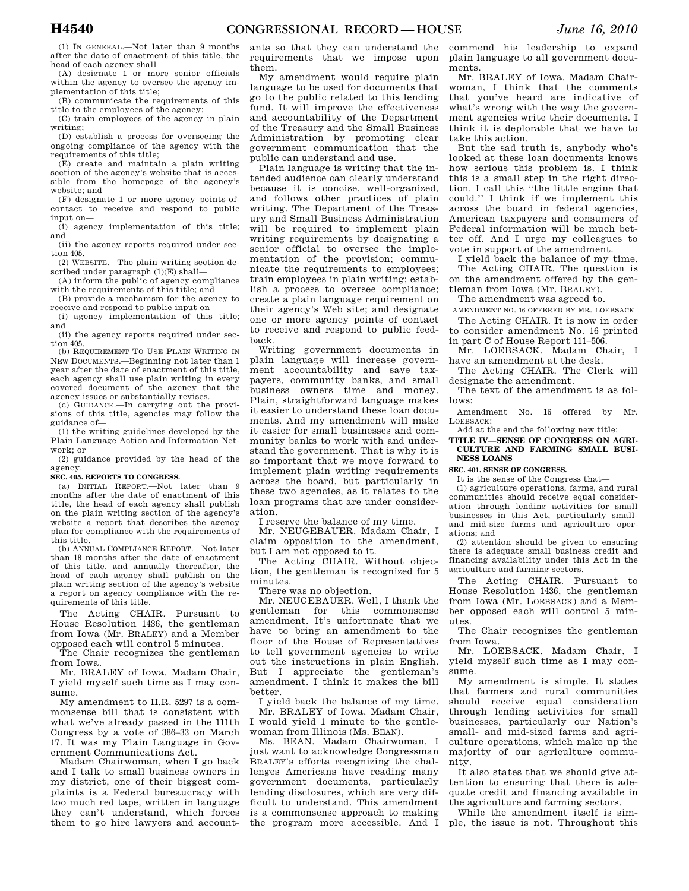(1) IN GENERAL.—Not later than 9 months after the date of enactment of this title, the head of each agency shall—

(A) designate 1 or more senior officials within the agency to oversee the agency implementation of this title;

(B) communicate the requirements of this title to the employees of the agency;

(C) train employees of the agency in plain writing;

(D) establish a process for overseeing the ongoing compliance of the agency with the requirements of this title;

(E) create and maintain a plain writing section of the agency's website that is accessible from the homepage of the agency's website; and

(F) designate 1 or more agency points-of-contact to receive and respond to public input on—

(i) agency implementation of this title; and

(ii) the agency reports required under section 405.

(2) WEBSITE.—The plain writing section described under paragraph (1)(E) shall—

(A) inform the public of agency compliance with the requirements of this title; and

(B) provide a mechanism for the agency to receive and respond to public input on—

(i) agency implementation of this title; and

(ii) the agency reports required under section 405.

(b) REQUIREMENT TO USE PLAIN WRITING IN NEW DOCUMENTS.—Beginning not later than 1 year after the date of enactment of this title, each agency shall use plain writing in every covered document of the agency that the agency issues or substantially revises.

(c) GUIDANCE.—In carrying out the provisions of this title, agencies may follow the guidance of—

(1) the writing guidelines developed by the Plain Language Action and Information Network; or

(2) guidance provided by the head of the agency.

**SEC. 405. REPORTS TO CONGRESS.**

(a) INITIAL REPORT.—Not later than 9 months after the date of enactment of this title, the head of each agency shall publish on the plain writing section of the agency's website a report that describes the agency plan for compliance with the requirements of this title.

(b) ANNUAL COMPLIANCE REPORT.—Not later than 18 months after the date of enactment of this title, and annually thereafter, the head of each agency shall publish on the plain writing section of the agency's website a report on agency compliance with the requirements of this title.

The Acting CHAIR. Pursuant to House Resolution 1436, the gentleman from Iowa (Mr. BRALEY) and a Member opposed each will control 5 minutes.

The Chair recognizes the gentleman from Iowa.

Mr. BRALEY of Iowa. Madam Chair, I yield myself such time as I may consume.

My amendment to H.R. 5297 is a commonsense bill that is consistent with what we've already passed in the 111th Congress by a vote of 386–33 on March 17. It was my Plain Language in Government Communications Act.

Madam Chairwoman, when I go back and I talk to small business owners in my district, one of their biggest complaints is a Federal bureaucracy with too much red tape, written in language they can't understand, which forces them to go hire lawyers and accountants so that they can understand the requirements that we impose upon them.

My amendment would require plain language to be used for documents that go to the public related to this lending fund. It will improve the effectiveness and accountability of the Department of the Treasury and the Small Business Administration by promoting clear government communication that the public can understand and use.

Plain language is writing that the intended audience can clearly understand because it is concise, well-organized, and follows other practices of plain writing. The Department of the Treasury and Small Business Administration will be required to implement plain writing requirements by designating a senior official to oversee the implementation of the provision; communicate the requirements to employees; train employees in plain writing; establish a process to oversee compliance; create a plain language requirement on their agency's Web site; and designate one or more agency points of contact to receive and respond to public feedback.

Writing government documents in plain language will increase government accountability and save taxpayers, community banks, and small business owners time and money. Plain, straightforward language makes it easier to understand these loan documents. And my amendment will make it easier for small businesses and community banks to work with and understand the government. That is why it is so important that we move forward to implement plain writing requirements across the board, but particularly in these two agencies, as it relates to the loan programs that are under consideration.

I reserve the balance of my time.

Mr. NEUGEBAUER. Madam Chair, I claim opposition to the amendment, but I am not opposed to it.

The Acting CHAIR. Without objection, the gentleman is recognized for 5 minutes.

There was no objection.

Mr. NEUGEBAUER. Well, I thank the gentleman for this commonsense amendment. It's unfortunate that we have to bring an amendment to the floor of the House of Representatives to tell government agencies to write out the instructions in plain English. But I appreciate the gentleman's amendment. I think it makes the bill better.

I yield back the balance of my time.

Mr. BRALEY of Iowa. Madam Chair, I would yield 1 minute to the gentlewoman from Illinois (Ms. BEAN).

Ms. BEAN. Madam Chairwoman, I just want to acknowledge Congressman BRALEY's efforts recognizing the challenges Americans have reading many government documents, particularly lending disclosures, which are very difficult to understand. This amendment is a commonsense approach to making the program more accessible. And I commend his leadership to expand plain language to all government documents.

Mr. BRALEY of Iowa. Madam Chairwoman, I think that the comments that you've heard are indicative of what's wrong with the way the government agencies write their documents. I think it is deplorable that we have to take this action.

But the sad truth is, anybody who's looked at these loan documents knows how serious this problem is. I think this is a small step in the right direction. I call this "the little engine that could." I think if we implement this across the board in federal agencies, American taxpayers and consumers of Federal information will be much better off. And I urge my colleagues to vote in support of the amendment.

I yield back the balance of my time.

The Acting CHAIR. The question is on the amendment offered by the gentleman from Iowa (Mr. BRALEY).

The amendment was agreed to.

AMENDMENT NO. 16 OFFERED BY MR. LOEBSACK

The Acting CHAIR. It is now in order to consider amendment No. 16 printed in part C of House Report 111–506.

Mr. LOEBSACK. Madam Chair, I have an amendment at the desk.

The Acting CHAIR. The Clerk will designate the amendment.

The text of the amendment is as follows:

Amendment No. 16 offered by Mr. LOEBSACK:

Add at the end the following new title:

**TITLE IV—SENSE OF CONGRESS ON AGRICULTURE AND FARMING SMALL BUSINESS LOANS**

**SEC. 401. SENSE OF CONGRESS.**

It is the sense of the Congress that—

(1) agriculture operations, farms, and rural communities should receive equal consideration through lending activities for small businesses in this Act, particularly small- and mid-size farms and agriculture operations; and

(2) attention should be given to ensuring there is adequate small business credit and financing availability under this Act in the agriculture and farming sectors.

The Acting CHAIR. Pursuant to House Resolution 1436, the gentleman from Iowa (Mr. LOEBSACK) and a Member opposed each will control 5 minutes.

The Chair recognizes the gentleman from Iowa.

Mr. LOEBSACK. Madam Chair, I yield myself such time as I may consume.

My amendment is simple. It states that farmers and rural communities should receive equal consideration through lending activities for small businesses, particularly our Nation's small- and mid-sized farms and agriculture operations, which make up the majority of our agriculture community.

It also states that we should give attention to ensuring that there is adequate credit and financing available in the agriculture and farming sectors.

While the amendment itself is simple, the issue is not. Throughout this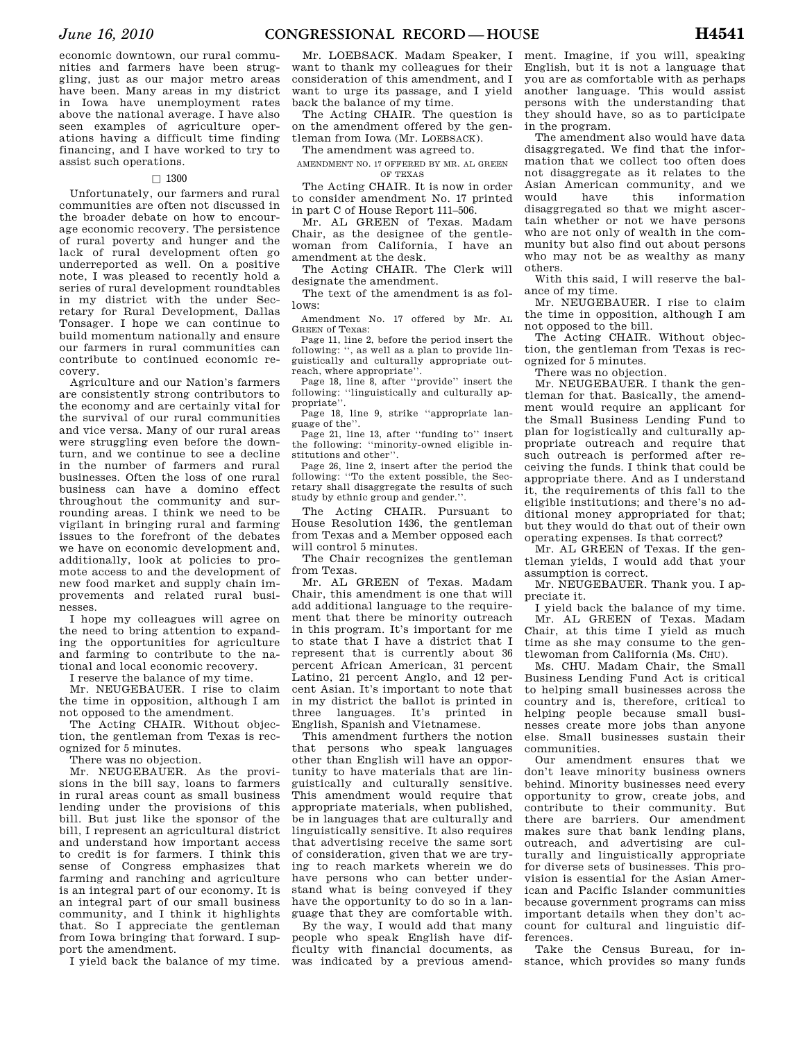economic downtown, our rural communities and farmers have been struggling, just as our major metro areas have been. Many areas in my district in Iowa have unemployment rates above the national average. I have also seen examples of agriculture operations having a difficult time finding financing, and I have worked to try to assist such operations.

□ 1300

Unfortunately, our farmers and rural communities are often not discussed in the broader debate on how to encourage economic recovery. The persistence of rural poverty and hunger and the lack of rural development often go underreported as well. On a positive note, I was pleased to recently hold a series of rural development roundtables in my district with the under Secretary for Rural Development, Dallas Tonsager. I hope we can continue to build momentum nationally and ensure our farmers in rural communities can contribute to continued economic recovery.

Agriculture and our Nation's farmers are consistently strong contributors to the economy and are certainly vital for the survival of our rural communities and vice versa. Many of our rural areas were struggling even before the downturn, and we continue to see a decline in the number of farmers and rural businesses. Often the loss of one rural business can have a domino effect throughout the community and surrounding areas. I think we need to be vigilant in bringing rural and farming issues to the forefront of the debates we have on economic development and, additionally, look at policies to promote access to and the development of new food market and supply chain improvements and related rural businesses.

I hope my colleagues will agree on the need to bring attention to expanding the opportunities for agriculture and farming to contribute to the national and local economic recovery.

I reserve the balance of my time.

Mr. NEUGEBAUER. I rise to claim the time in opposition, although I am not opposed to the amendment.

The Acting CHAIR. Without objection, the gentleman from Texas is recognized for 5 minutes.

There was no objection.

Mr. NEUGEBAUER. As the provisions in the bill say, loans to farmers in rural areas count as small business lending under the provisions of this bill. But just like the sponsor of the bill, I represent an agricultural district and understand how important access to credit is for farmers. I think this sense of Congress emphasizes that farming and ranching and agriculture is an integral part of our economy. It is an integral part of our small business community, and I think it highlights that. So I appreciate the gentleman from Iowa bringing that forward. I support the amendment.

I yield back the balance of my time.

Mr. LOEBSACK. Madam Speaker, I want to thank my colleagues for their consideration of this amendment, and I want to urge its passage, and I yield back the balance of my time.

The Acting CHAIR. The question is on the amendment offered by the gentleman from Iowa (Mr. LOEBSACK).

The amendment was agreed to.

AMENDMENT NO. 17 OFFERED BY MR. AL GREEN OF TEXAS

The Acting CHAIR. It is now in order to consider amendment No. 17 printed in part C of House Report 111–506.

Mr. AL GREEN of Texas. Madam Chair, as the designee of the gentlewoman from California, I have an amendment at the desk.

The Acting CHAIR. The Clerk will designate the amendment.

The text of the amendment is as follows:

Amendment No. 17 offered by Mr. AL GREEN of Texas:

Page 11, line 2, before the period insert the following: ", as well as a plan to provide linguistically and culturally appropriate outreach, where appropriate".

Page 18, line 8, after "provide" insert the following: "linguistically and culturally appropriate".

Page 18, line 9, strike "appropriate language of the".

Page 21, line 13, after "funding to" insert the following: "minority-owned eligible institutions and other".

Page 26, line 2, insert after the period the following: "To the extent possible, the Secretary shall disaggregate the results of such study by ethnic group and gender.".

The Acting CHAIR. Pursuant to House Resolution 1436, the gentleman from Texas and a Member opposed each will control 5 minutes.

The Chair recognizes the gentleman from Texas.

Mr. AL GREEN of Texas. Madam Chair, this amendment is one that will add additional language to the requirement that there be minority outreach in this program. It's important for me to state that I have a district that I represent that is currently about 36 percent African American, 31 percent Latino, 21 percent Anglo, and 12 percent Asian. It's important to note that in my district the ballot is printed in three languages. It's printed in English, Spanish and Vietnamese.

This amendment furthers the notion that persons who speak languages other than English will have an opportunity to have materials that are linguistically and culturally sensitive. This amendment would require that appropriate materials, when published, be in languages that are culturally and linguistically sensitive. It also requires that advertising receive the same sort of consideration, given that we are trying to reach markets wherein we do have persons who can better understand what is being conveyed if they have the opportunity to do so in a language that they are comfortable with.

By the way, I would add that many people who speak English have difficulty with financial documents, as was indicated by a previous amendment. Imagine, if you will, speaking English, but it is not a language that you are as comfortable with as perhaps another language. This would assist persons with the understanding that they should have, so as to participate in the program.

The amendment also would have data disaggregated. We find that the information that we collect too often does not disaggregate as it relates to the Asian American community, and we would have this information disaggregated so that we might ascertain whether or not we have persons who are not only of wealth in the community but also find out about persons who may not be as wealthy as many others.

With this said, I will reserve the balance of my time.

Mr. NEUGEBAUER. I rise to claim the time in opposition, although I am not opposed to the bill.

The Acting CHAIR. Without objection, the gentleman from Texas is recognized for 5 minutes.

There was no objection.

Mr. NEUGEBAUER. I thank the gentleman for that. Basically, the amendment would require an applicant for the Small Business Lending Fund to plan for logistically and culturally appropriate outreach and require that such outreach is performed after receiving the funds. I think that could be appropriate there. And as I understand it, the requirements of this fall to the eligible institutions; and there's no additional money appropriated for that; but they would do that out of their own operating expenses. Is that correct?

Mr. AL GREEN of Texas. If the gentleman yields, I would add that your assumption is correct.

Mr. NEUGEBAUER. Thank you. I appreciate it.

I yield back the balance of my time.

Mr. AL GREEN of Texas. Madam Chair, at this time I yield as much time as she may consume to the gentlewoman from California (Ms. CHU).

Ms. CHU. Madam Chair, the Small Business Lending Fund Act is critical to helping small businesses across the country and is, therefore, critical to helping people because small businesses create more jobs than anyone else. Small businesses sustain their communities.

Our amendment ensures that we don't leave minority business owners behind. Minority businesses need every opportunity to grow, create jobs, and contribute to their community. But there are barriers. Our amendment makes sure that bank lending plans, outreach, and advertising are culturally and linguistically appropriate for diverse sets of businesses. This provision is essential for the Asian American and Pacific Islander communities because government programs can miss important details when they don't account for cultural and linguistic differences.

Take the Census Bureau, for instance, which provides so many funds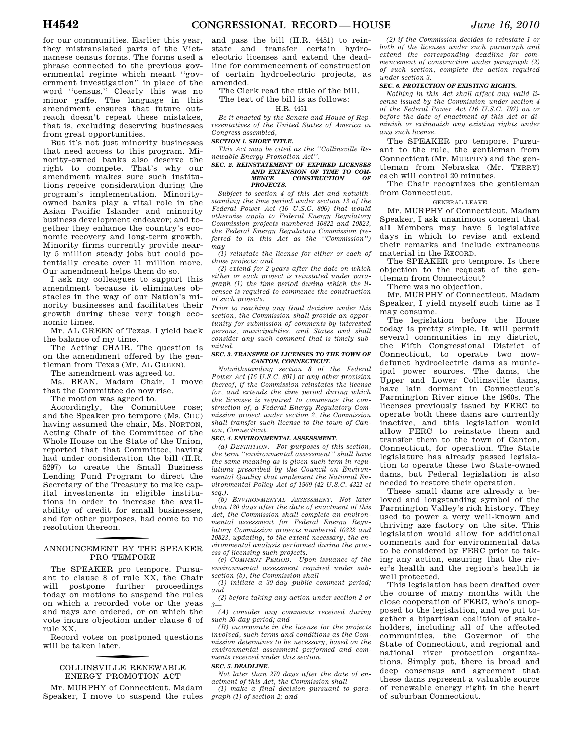for our communities. Earlier this year, they mistranslated parts of the Vietnamese census forms. The forms used a phrase connected to the previous governmental regime which meant ''government investigation'' in place of the word ''census.'' Clearly this was no minor gaffe. The language in this amendment ensures that future outreach doesn't repeat these mistakes, that is, excluding deserving businesses from great opportunities.

But it's not just minority businesses that need access to this program. Minority-owned banks also deserve the right to compete. That's why our amendment makes sure such institutions receive consideration during the program's implementation. Minority-owned banks play a vital role in the Asian Pacific Islander and minority business development endeavor; and together they enhance the country's economic recovery and long-term growth. Minority firms currently provide nearly 5 million steady jobs but could potentially create over 11 million more. Our amendment helps them do so.

I ask my colleagues to support this amendment because it eliminates obstacles in the way of our Nation's minority businesses and facilitates their growth during these very tough economic times.

Mr. AL GREEN of Texas. I yield back the balance of my time.

The Acting CHAIR. The question is on the amendment offered by the gentleman from Texas (Mr. AL GREEN).

The amendment was agreed to.

Ms. BEAN. Madam Chair, I move that the Committee do now rise.

The motion was agreed to.

Accordingly, the Committee rose; and the Speaker pro tempore (Ms. CHU) having assumed the chair, Ms. NORTON, Acting Chair of the Committee of the Whole House on the State of the Union, reported that that Committee, having had under consideration the bill (H.R. 5297) to create the Small Business Lending Fund Program to direct the Secretary of the Treasury to make capital investments in eligible institutions in order to increase the availability of credit for small businesses, and for other purposes, had come to no resolution thereon.

## ANNOUNCEMENT BY THE SPEAKER PRO TEMPORE

The SPEAKER pro tempore. Pursuant to clause 8 of rule XX, the Chair will postpone further proceedings today on motions to suspend the rules on which a recorded vote or the yeas and nays are ordered, or on which the vote incurs objection under clause 6 of rule XX.

Record votes on postponed questions will be taken later.

## COLLINSVILLE RENEWABLE ENERGY PROMOTION ACT

Mr. MURPHY of Connecticut. Madam Speaker, I move to suspend the rules and pass the bill (H.R. 4451) to reinstate and transfer certain hydroelectric licenses and extend the deadline for commencement of construction of certain hydroelectric projects, as amended.

The Clerk read the title of the bill.

The text of the bill is as follows:

H.R. 4451

*Be it enacted by the Senate and House of Representatives of the United States of America in Congress assembled,*

***SECTION 1. SHORT TITLE.***

*This Act may be cited as the ''Collinsville Renewable Energy Promotion Act''.*

***SEC. 2. REINSTATEMENT OF EXPIRED LICENSES AND EXTENSION OF TIME TO COMMENCE CONSTRUCTION OF PROJECTS.***

*Subject to section 4 of this Act and notwithstanding the time period under section 13 of the Federal Power Act (16 U.S.C. 806) that would otherwise apply to Federal Energy Regulatory Commission projects numbered 10822 and 10823, the Federal Energy Regulatory Commission (referred to in this Act as the ''Commission'') may—*

*(1) reinstate the license for either or each of those projects; and*

*(2) extend for 2 years after the date on which either or each project is reinstated under paragraph (1) the time period during which the licensee is required to commence the construction of such projects.*

*Prior to reaching any final decision under this section, the Commission shall provide an opportunity for submission of comments by interested persons, municipalities, and States and shall consider any such comment that is timely submitted.*

***SEC. 3. TRANSFER OF LICENSES TO THE TOWN OF CANTON, CONNECTICUT.***

*Notwithstanding section 8 of the Federal Power Act (16 U.S.C. 801) or any other provision thereof, if the Commission reinstates the license for, and extends the time period during which the licensee is required to commence the construction of, a Federal Energy Regulatory Commission project under section 2, the Commission shall transfer such license to the town of Canton, Connecticut.*

***SEC. 4. ENVIRONMENTAL ASSESSMENT.***

*(a) DEFINITION.—For purposes of this section, the term ''environmental assessment'' shall have the same meaning as is given such term in regulations prescribed by the Council on Environmental Quality that implement the National Environmental Policy Act of 1969 (42 U.S.C. 4321 et seq.).*

*(b) ENVIRONMENTAL ASSESSMENT.—Not later than 180 days after the date of enactment of this Act, the Commission shall complete an environmental assessment for Federal Energy Regulatory Commission projects numbered 10822 and 10823, updating, to the extent necessary, the environmental analysis performed during the process of licensing such projects.*

*(c) COMMENT PERIOD.—Upon issuance of the environmental assessment required under subsection (b), the Commission shall—*

*(1) initiate a 30-day public comment period; and*

*(2) before taking any action under section 2 or 3—*

*(A) consider any comments received during such 30-day period; and*

*(B) incorporate in the license for the projects involved, such terms and conditions as the Commission determines to be necessary, based on the environmental assessment performed and comments received under this section.*

***SEC. 5. DEADLINE.***

*Not later than 270 days after the date of enactment of this Act, the Commission shall—*

*(1) make a final decision pursuant to paragraph (1) of section 2; and*

*(2) if the Commission decides to reinstate 1 or both of the licenses under such paragraph and extend the corresponding deadline for commencement of construction under paragraph (2) of such section, complete the action required under section 3.*

***SEC. 6. PROTECTION OF EXISTING RIGHTS.***

*Nothing in this Act shall affect any valid license issued by the Commission under section 4 of the Federal Power Act (16 U.S.C. 797) on or before the date of enactment of this Act or diminish or extinguish any existing rights under any such license.*

The SPEAKER pro tempore. Pursuant to the rule, the gentleman from Connecticut (Mr. MURPHY) and the gentleman from Nebraska (Mr. TERRY) each will control 20 minutes.

The Chair recognizes the gentleman from Connecticut.

GENERAL LEAVE

Mr. MURPHY of Connecticut. Madam Speaker, I ask unanimous consent that all Members may have 5 legislative days in which to revise and extend their remarks and include extraneous material in the RECORD.

The SPEAKER pro tempore. Is there objection to the request of the gentleman from Connecticut?

There was no objection.

Mr. MURPHY of Connecticut. Madam Speaker, I yield myself such time as I may consume.

The legislation before the House today is pretty simple. It will permit several communities in my district, the Fifth Congressional District of Connecticut, to operate two now-defunct hydroelectric dams as municipal power sources. The dams, the Upper and Lower Collinsville dams, have lain dormant in Connecticut's Farmington River since the 1960s. The licenses previously issued by FERC to operate both these dams are currently inactive, and this legislation would allow FERC to reinstate them and transfer them to the town of Canton, Connecticut, for operation. The State legislature has already passed legislation to operate these two State-owned dams, but Federal legislation is also needed to restore their operation.

These small dams are already a beloved and longstanding symbol of the Farmington Valley's rich history. They used to power a very well-known and thriving axe factory on the site. This legislation would allow for additional comments and for environmental data to be considered by FERC prior to taking any action, ensuring that the river's health and the region's health is well protected.

This legislation has been drafted over the course of many months with the close cooperation of FERC, who's unopposed to the legislation, and we put together a bipartisan coalition of stakeholders, including all of the affected communities, the Governor of the State of Connecticut, and regional and national river protection organizations. Simply put, there is broad and deep consensus and agreement that these dams represent a valuable source of renewable energy right in the heart of suburban Connecticut.